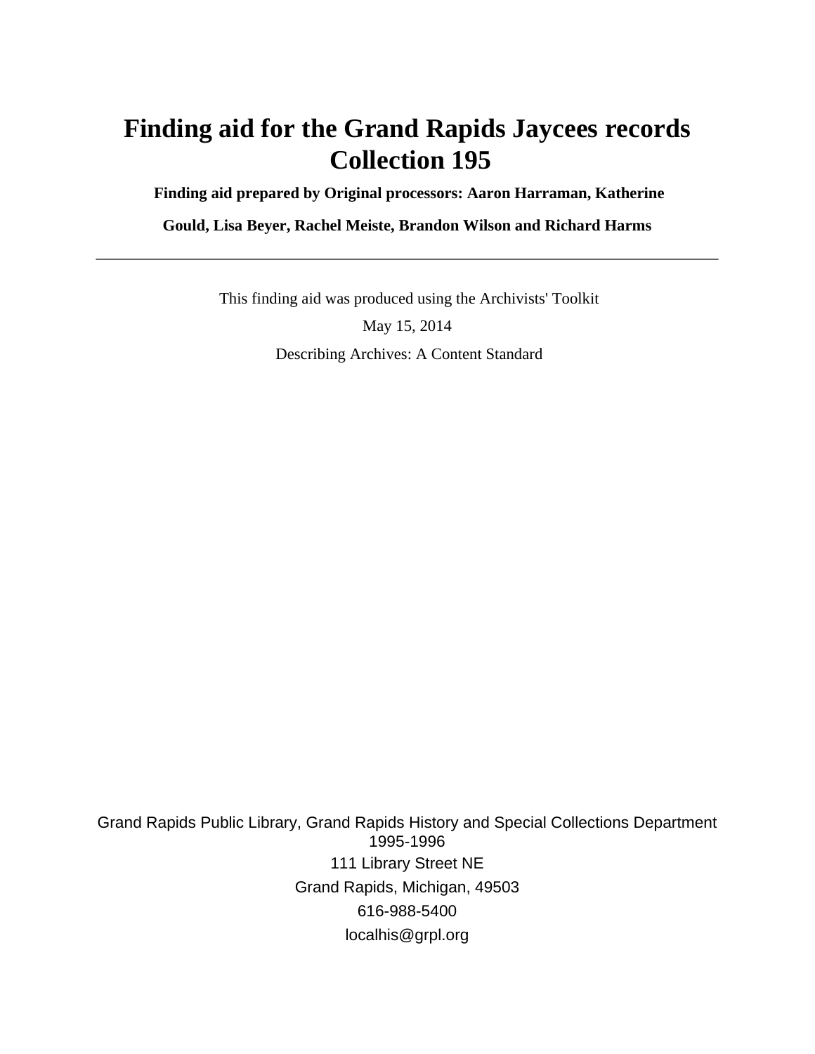# Finding aid for the Grand Rapids Jaycees records Collection 195

**Finding aid prepared by Original processors: Aaron Harraman, Katherine Gould, Lisa Beyer, Rachel Meiste, Brandon Wilson and Richard Harms**

---

This finding aid was produced using the Archivists' Toolkit

May 15, 2014

Describing Archives: A Content Standard

Grand Rapids Public Library, Grand Rapids History and Special Collections Department
1995-1996

111 Library Street NE

Grand Rapids, Michigan, 49503

616-988-5400

localhis@grpl.org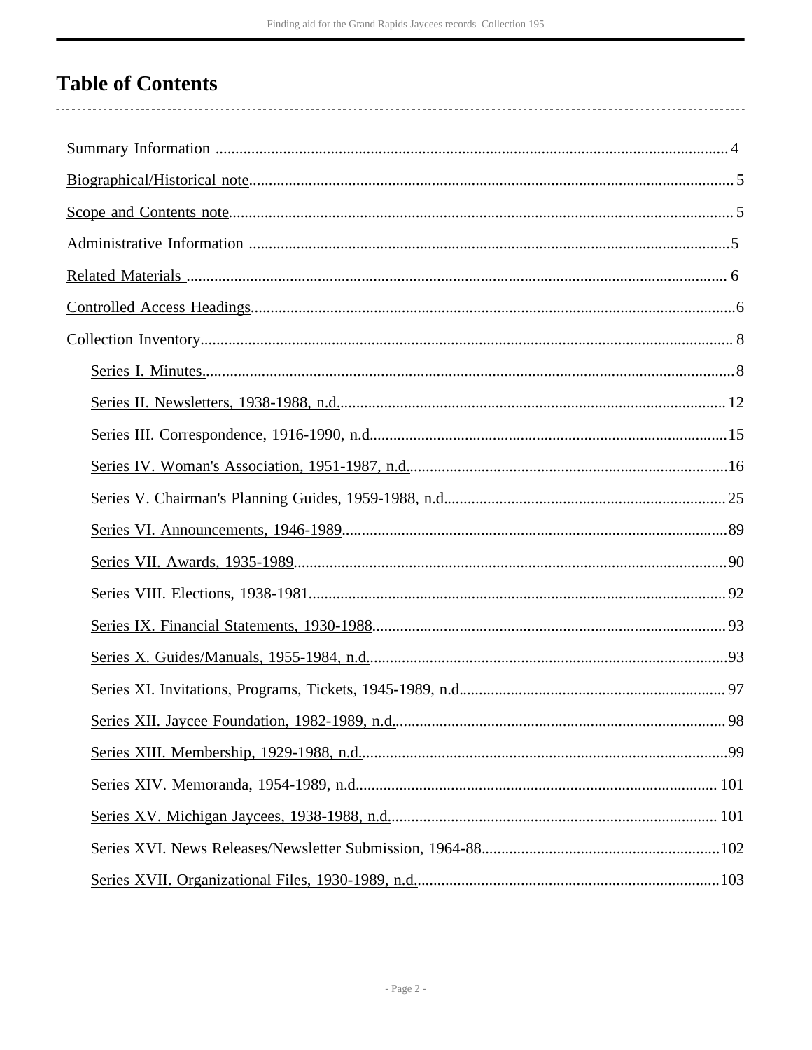# Table of Contents

- Summary Information ... 4
- Biographical/Historical note ... 5
- Scope and Contents note ... 5
- Administrative Information ... 5
- Related Materials ... 6
- Controlled Access Headings ... 6
- Collection Inventory ... 8
  - Series I. Minutes. ... 8
  - Series II. Newsletters, 1938-1988, n.d. ... 12
  - Series III. Correspondence, 1916-1990, n.d. ... 15
  - Series IV. Woman's Association, 1951-1987, n.d. ... 16
  - Series V. Chairman's Planning Guides, 1959-1988, n.d. ... 25
  - Series VI. Announcements, 1946-1989 ... 89
  - Series VII. Awards, 1935-1989 ... 90
  - Series VIII. Elections, 1938-1981 ... 92
  - Series IX. Financial Statements, 1930-1988 ... 93
  - Series X. Guides/Manuals, 1955-1984, n.d. ... 93
  - Series XI. Invitations, Programs, Tickets, 1945-1989, n.d. ... 97
  - Series XII. Jaycee Foundation, 1982-1989, n.d. ... 98
  - Series XIII. Membership, 1929-1988, n.d. ... 99
  - Series XIV. Memoranda, 1954-1989, n.d. ... 101
  - Series XV. Michigan Jaycees, 1938-1988, n.d. ... 101
  - Series XVI. News Releases/Newsletter Submission, 1964-88. ... 102
  - Series XVII. Organizational Files, 1930-1989, n.d. ... 103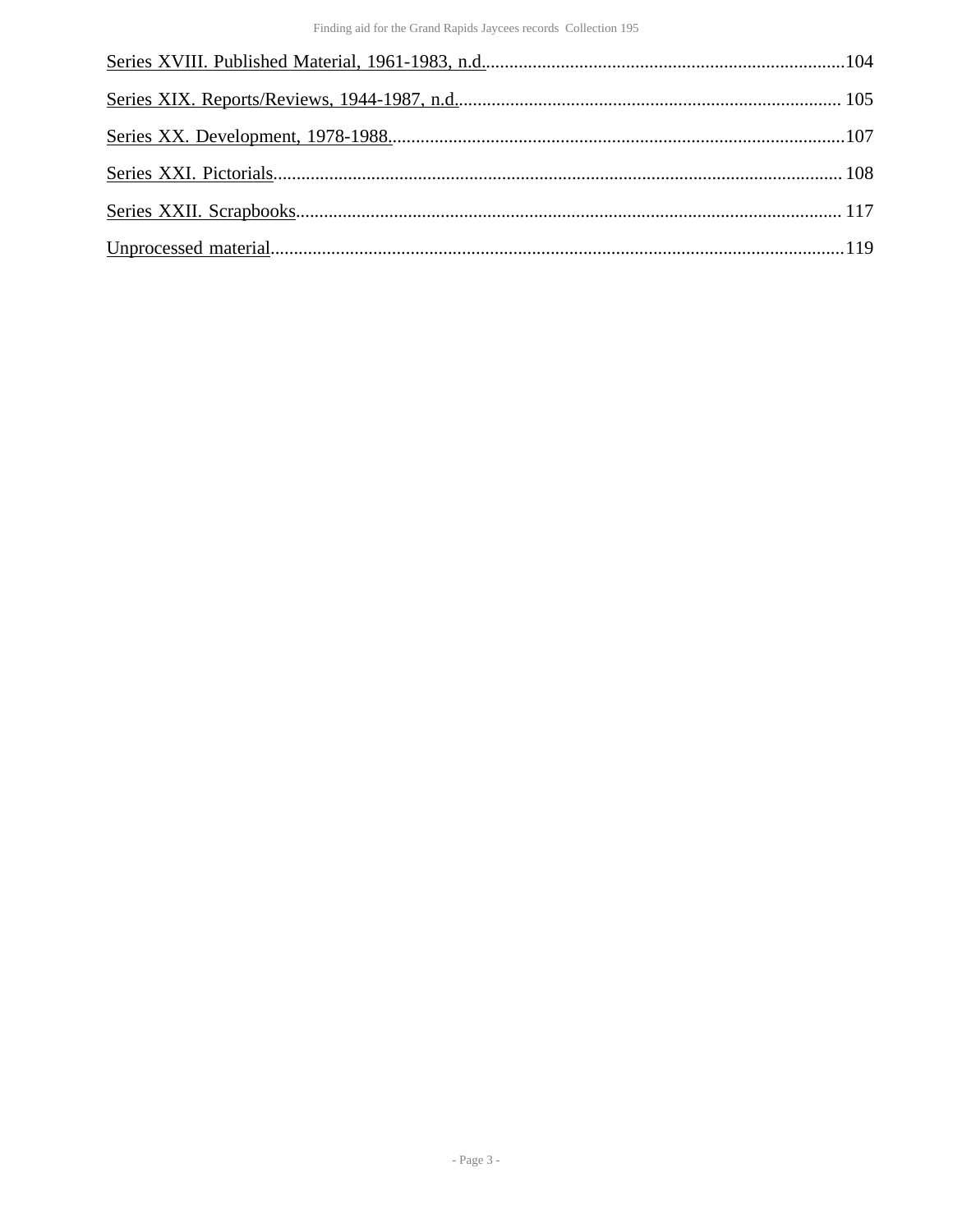Series XVIII. Published Material, 1961-1983, n.d. ........ 104

Series XIX. Reports/Reviews, 1944-1987, n.d. ........ 105

Series XX. Development, 1978-1988. ........ 107

Series XXI. Pictorials ........ 108

Series XXII. Scrapbooks ........ 117

Unprocessed material ........ 119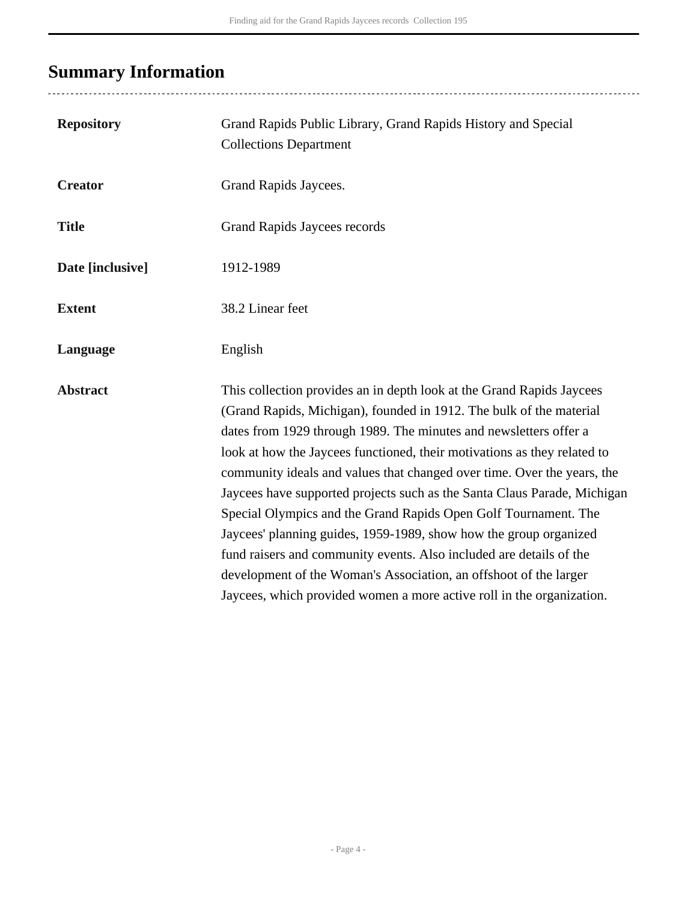## Summary Information

| | |
|---|---|
| **Repository** | Grand Rapids Public Library, Grand Rapids History and Special Collections Department |
| **Creator** | Grand Rapids Jaycees. |
| **Title** | Grand Rapids Jaycees records |
| **Date [inclusive]** | 1912-1989 |
| **Extent** | 38.2 Linear feet |
| **Language** | English |
| **Abstract** | This collection provides an in depth look at the Grand Rapids Jaycees (Grand Rapids, Michigan), founded in 1912. The bulk of the material dates from 1929 through 1989. The minutes and newsletters offer a look at how the Jaycees functioned, their motivations as they related to community ideals and values that changed over time. Over the years, the Jaycees have supported projects such as the Santa Claus Parade, Michigan Special Olympics and the Grand Rapids Open Golf Tournament. The Jaycees' planning guides, 1959-1989, show how the group organized fund raisers and community events. Also included are details of the development of the Woman's Association, an offshoot of the larger Jaycees, which provided women a more active roll in the organization. |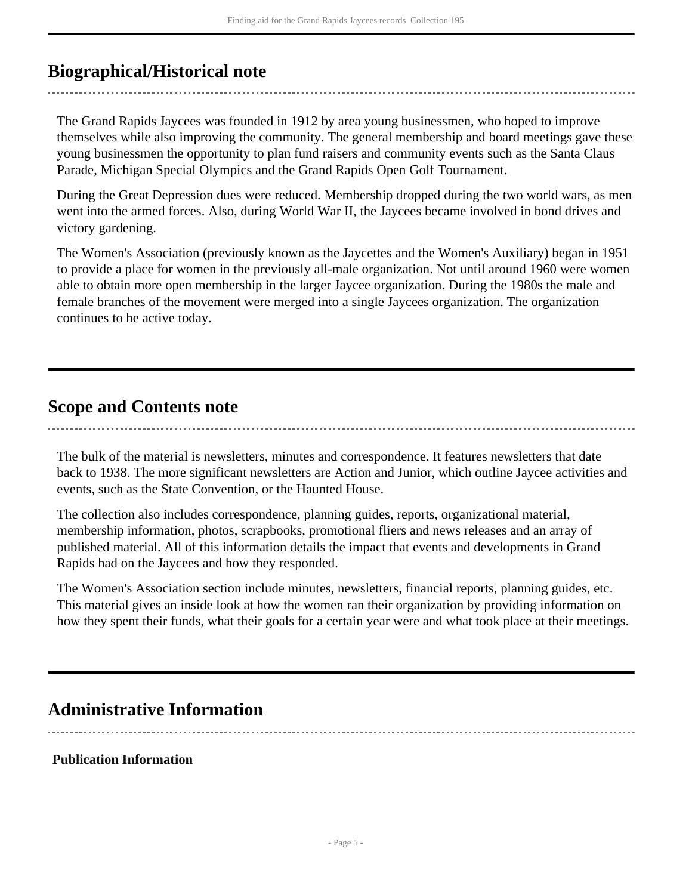## Biographical/Historical note

The Grand Rapids Jaycees was founded in 1912 by area young businessmen, who hoped to improve themselves while also improving the community. The general membership and board meetings gave these young businessmen the opportunity to plan fund raisers and community events such as the Santa Claus Parade, Michigan Special Olympics and the Grand Rapids Open Golf Tournament.

During the Great Depression dues were reduced. Membership dropped during the two world wars, as men went into the armed forces. Also, during World War II, the Jaycees became involved in bond drives and victory gardening.

The Women's Association (previously known as the Jaycettes and the Women's Auxiliary) began in 1951 to provide a place for women in the previously all-male organization. Not until around 1960 were women able to obtain more open membership in the larger Jaycee organization. During the 1980s the male and female branches of the movement were merged into a single Jaycees organization. The organization continues to be active today.

## Scope and Contents note

The bulk of the material is newsletters, minutes and correspondence. It features newsletters that date back to 1938. The more significant newsletters are Action and Junior, which outline Jaycee activities and events, such as the State Convention, or the Haunted House.

The collection also includes correspondence, planning guides, reports, organizational material, membership information, photos, scrapbooks, promotional fliers and news releases and an array of published material. All of this information details the impact that events and developments in Grand Rapids had on the Jaycees and how they responded.

The Women's Association section include minutes, newsletters, financial reports, planning guides, etc. This material gives an inside look at how the women ran their organization by providing information on how they spent their funds, what their goals for a certain year were and what took place at their meetings.

## Administrative Information

**Publication Information**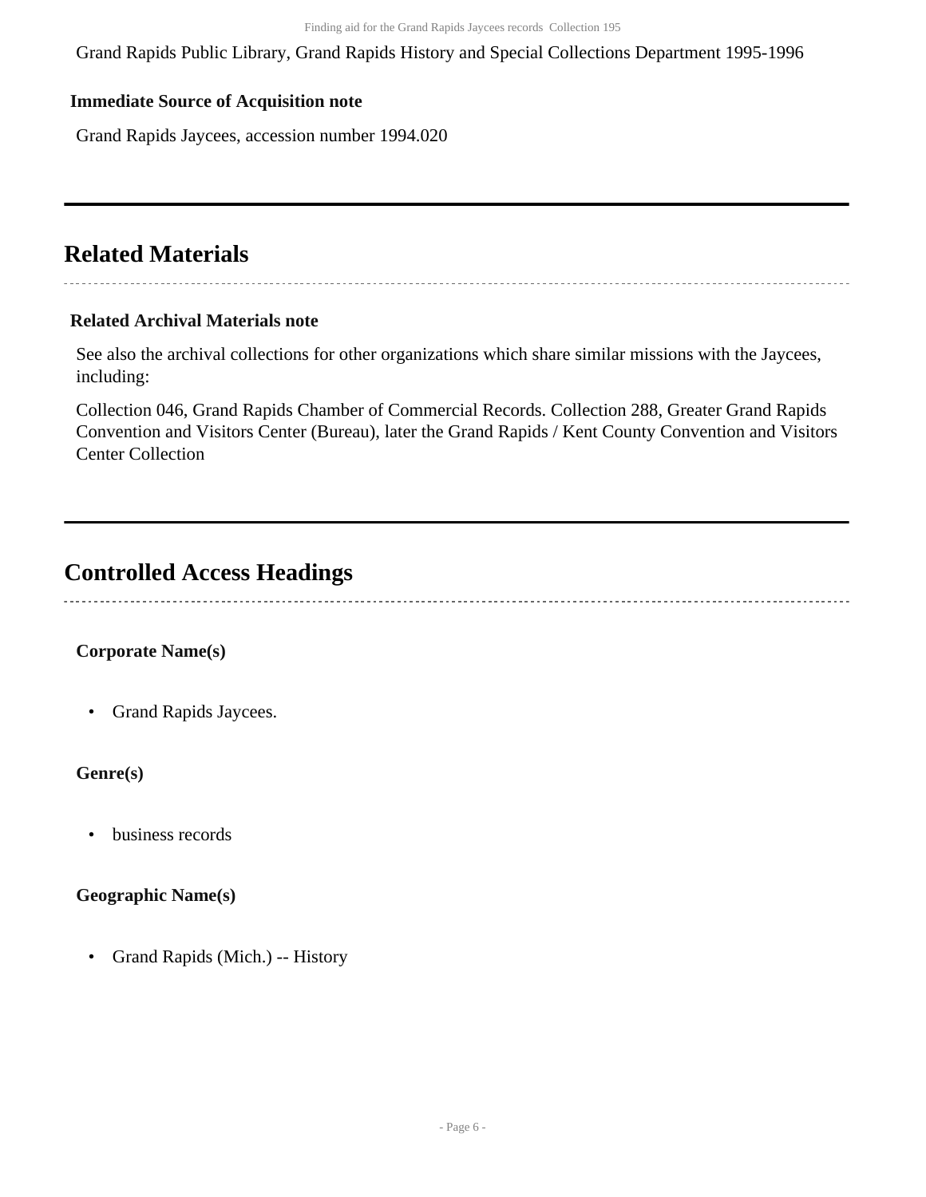Grand Rapids Public Library, Grand Rapids History and Special Collections Department 1995-1996

**Immediate Source of Acquisition note**

Grand Rapids Jaycees, accession number 1994.020

## Related Materials

**Related Archival Materials note**

See also the archival collections for other organizations which share similar missions with the Jaycees, including:

Collection 046, Grand Rapids Chamber of Commercial Records. Collection 288, Greater Grand Rapids Convention and Visitors Center (Bureau), later the Grand Rapids / Kent County Convention and Visitors Center Collection

## Controlled Access Headings

**Corporate Name(s)**

- Grand Rapids Jaycees.

**Genre(s)**

- business records

**Geographic Name(s)**

- Grand Rapids (Mich.) -- History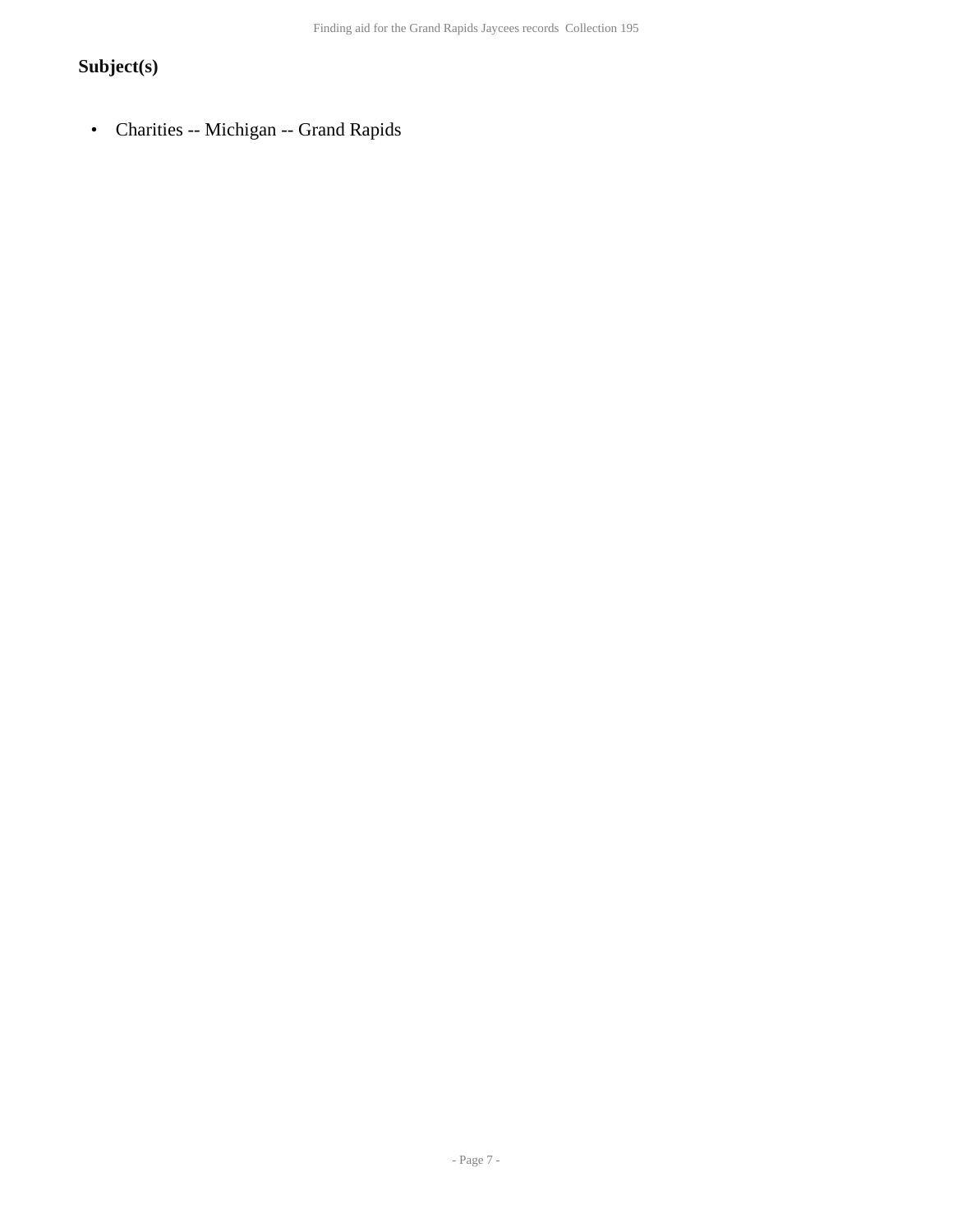### Subject(s)

- Charities -- Michigan -- Grand Rapids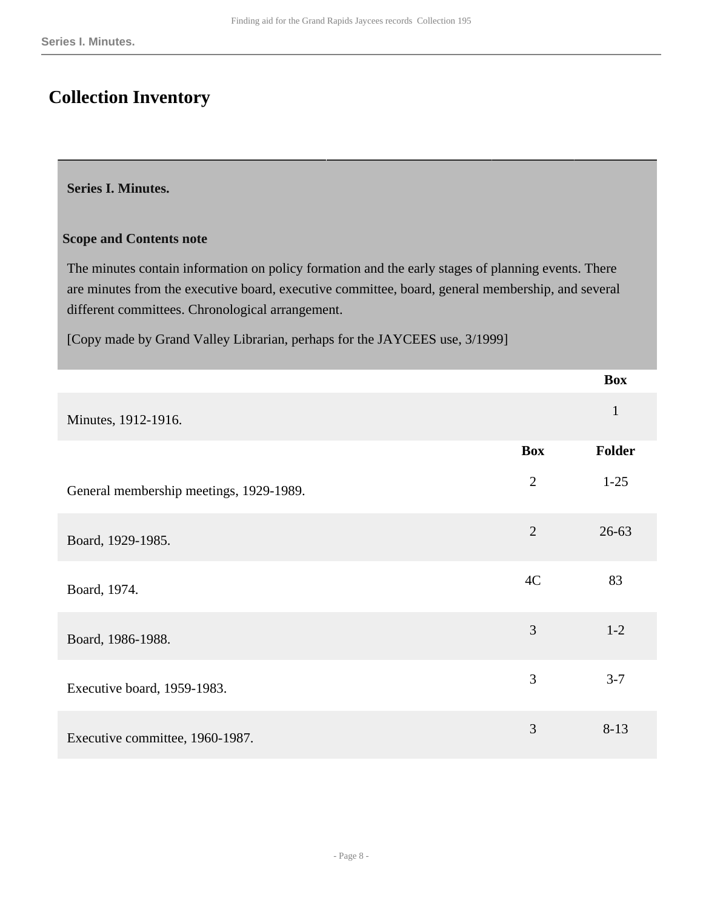# Collection Inventory

## Series I. Minutes.

### Scope and Contents note

The minutes contain information on policy formation and the early stages of planning events. There are minutes from the executive board, executive committee, board, general membership, and several different committees. Chronological arrangement.

[Copy made by Grand Valley Librarian, perhaps for the JAYCEES use, 3/1999]

| | Box |
|---|---|
| Minutes, 1912-1916. | 1 |

| | Box | Folder |
|---|---|---|
| General membership meetings, 1929-1989. | 2 | 1-25 |
| Board, 1929-1985. | 2 | 26-63 |
| Board, 1974. | 4C | 83 |
| Board, 1986-1988. | 3 | 1-2 |
| Executive board, 1959-1983. | 3 | 3-7 |
| Executive committee, 1960-1987. | 3 | 8-13 |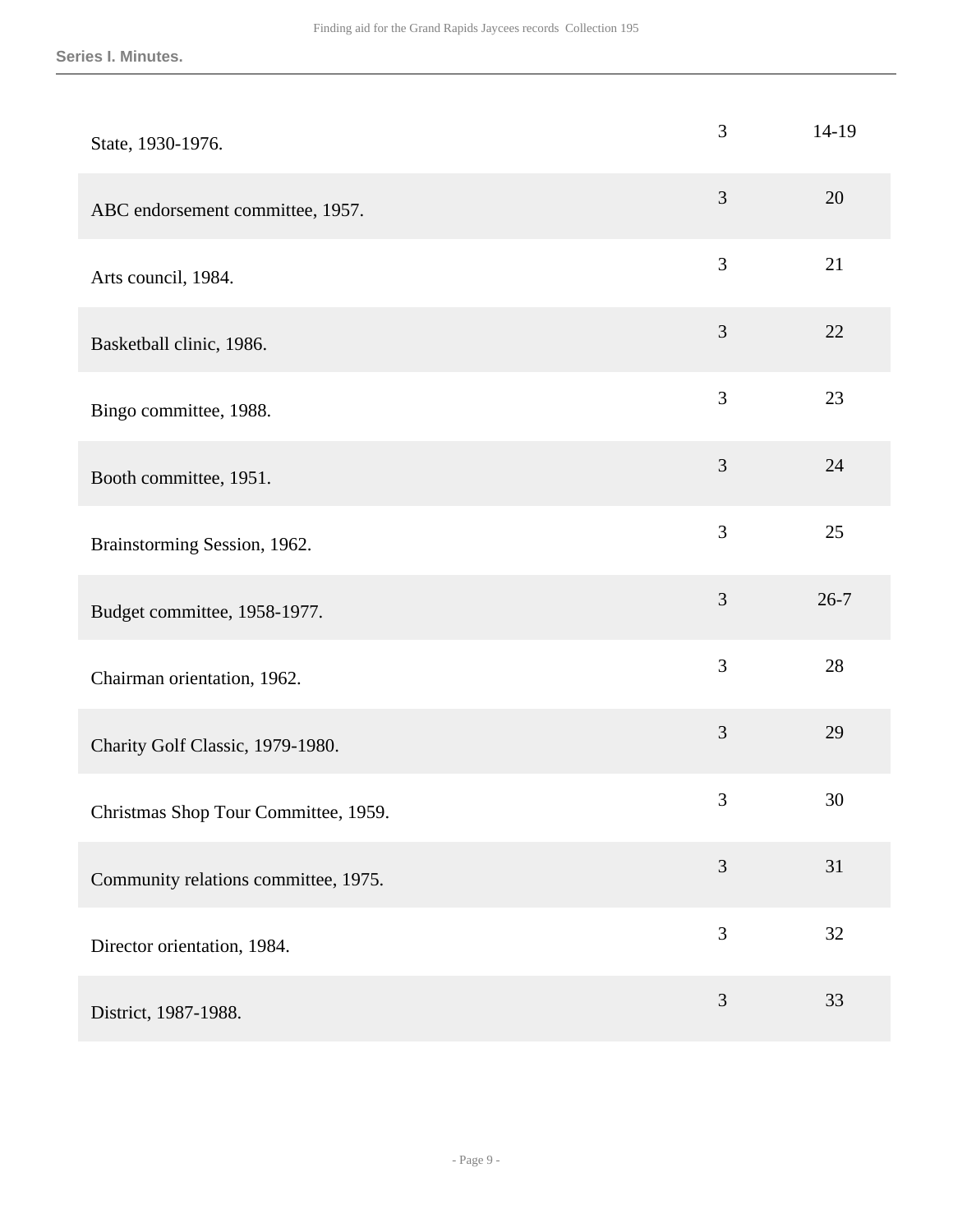| | | |
|---|---|---|
| State, 1930-1976. | 3 | 14-19 |
| ABC endorsement committee, 1957. | 3 | 20 |
| Arts council, 1984. | 3 | 21 |
| Basketball clinic, 1986. | 3 | 22 |
| Bingo committee, 1988. | 3 | 23 |
| Booth committee, 1951. | 3 | 24 |
| Brainstorming Session, 1962. | 3 | 25 |
| Budget committee, 1958-1977. | 3 | 26-7 |
| Chairman orientation, 1962. | 3 | 28 |
| Charity Golf Classic, 1979-1980. | 3 | 29 |
| Christmas Shop Tour Committee, 1959. | 3 | 30 |
| Community relations committee, 1975. | 3 | 31 |
| Director orientation, 1984. | 3 | 32 |
| District, 1987-1988. | 3 | 33 |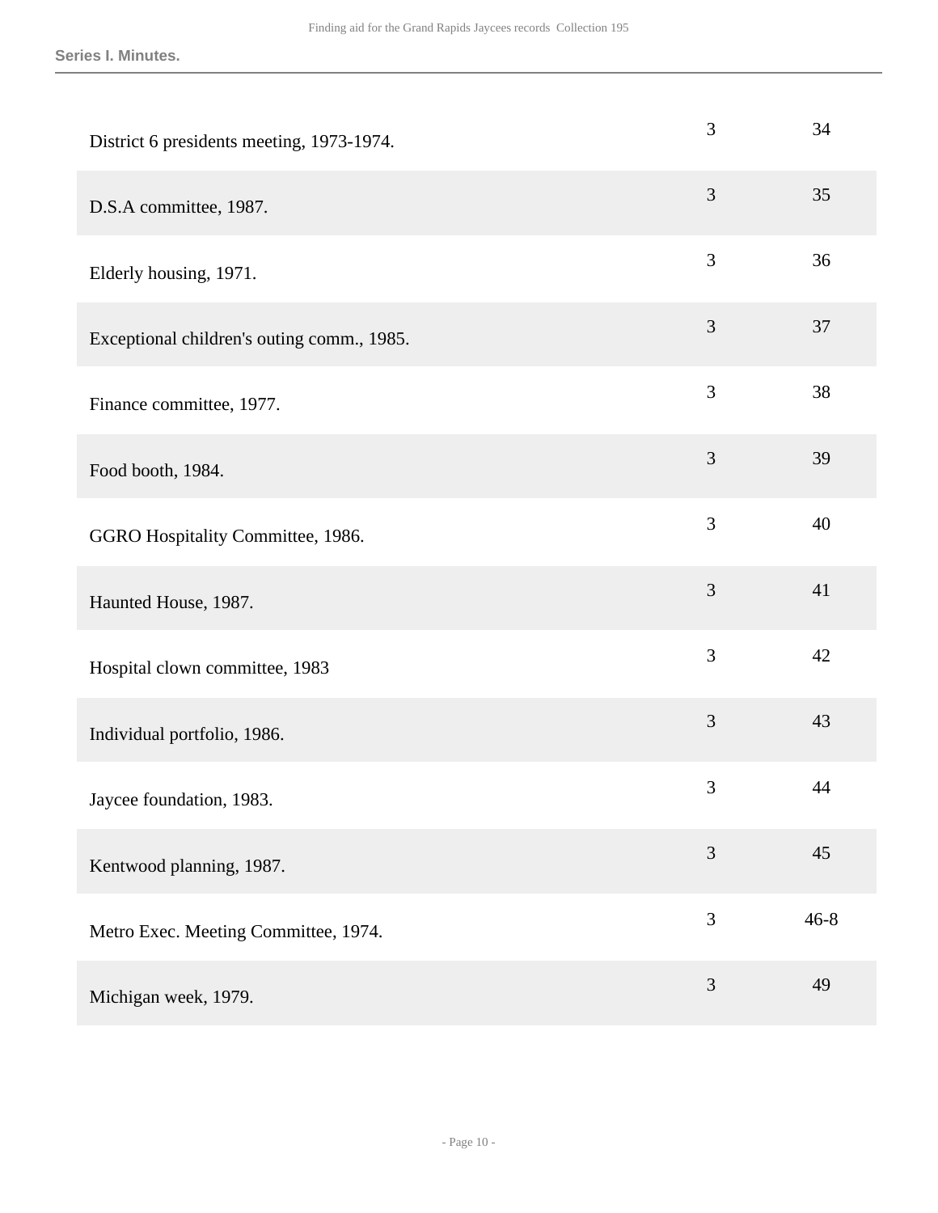| | | |
|---|---|---|
| District 6 presidents meeting, 1973-1974. | 3 | 34 |
| D.S.A committee, 1987. | 3 | 35 |
| Elderly housing, 1971. | 3 | 36 |
| Exceptional children's outing comm., 1985. | 3 | 37 |
| Finance committee, 1977. | 3 | 38 |
| Food booth, 1984. | 3 | 39 |
| GGRO Hospitality Committee, 1986. | 3 | 40 |
| Haunted House, 1987. | 3 | 41 |
| Hospital clown committee, 1983 | 3 | 42 |
| Individual portfolio, 1986. | 3 | 43 |
| Jaycee foundation, 1983. | 3 | 44 |
| Kentwood planning, 1987. | 3 | 45 |
| Metro Exec. Meeting Committee, 1974. | 3 | 46-8 |
| Michigan week, 1979. | 3 | 49 |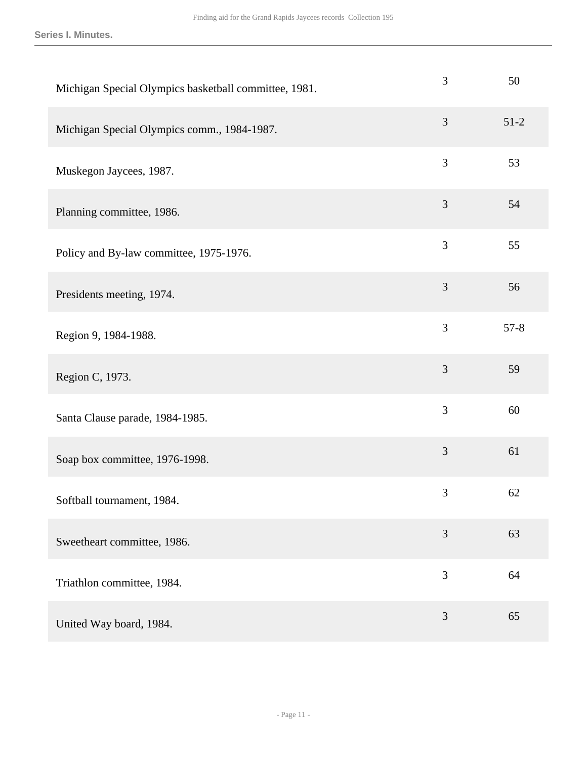| | | |
|---|---|---|
| Michigan Special Olympics basketball committee, 1981. | 3 | 50 |
| Michigan Special Olympics comm., 1984-1987. | 3 | 51-2 |
| Muskegon Jaycees, 1987. | 3 | 53 |
| Planning committee, 1986. | 3 | 54 |
| Policy and By-law committee, 1975-1976. | 3 | 55 |
| Presidents meeting, 1974. | 3 | 56 |
| Region 9, 1984-1988. | 3 | 57-8 |
| Region C, 1973. | 3 | 59 |
| Santa Clause parade, 1984-1985. | 3 | 60 |
| Soap box committee, 1976-1998. | 3 | 61 |
| Softball tournament, 1984. | 3 | 62 |
| Sweetheart committee, 1986. | 3 | 63 |
| Triathlon committee, 1984. | 3 | 64 |
| United Way board, 1984. | 3 | 65 |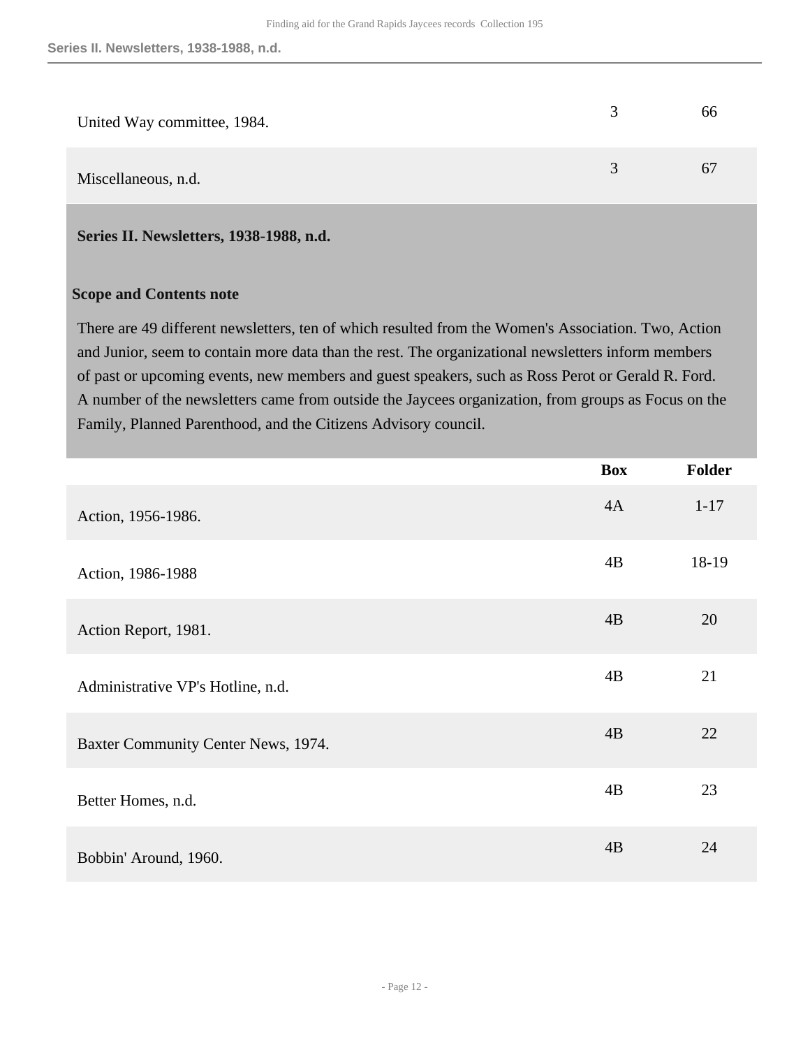| | | |
|---|---|---|
| United Way committee, 1984. | 3 | 66 |
| Miscellaneous, n.d. | 3 | 67 |

### Series II. Newsletters, 1938-1988, n.d.

**Scope and Contents note**

There are 49 different newsletters, ten of which resulted from the Women's Association. Two, Action and Junior, seem to contain more data than the rest. The organizational newsletters inform members of past or upcoming events, new members and guest speakers, such as Ross Perot or Gerald R. Ford. A number of the newsletters came from outside the Jaycees organization, from groups as Focus on the Family, Planned Parenthood, and the Citizens Advisory council.

| | Box | Folder |
|---|---|---|
| Action, 1956-1986. | 4A | 1-17 |
| Action, 1986-1988 | 4B | 18-19 |
| Action Report, 1981. | 4B | 20 |
| Administrative VP's Hotline, n.d. | 4B | 21 |
| Baxter Community Center News, 1974. | 4B | 22 |
| Better Homes, n.d. | 4B | 23 |
| Bobbin' Around, 1960. | 4B | 24 |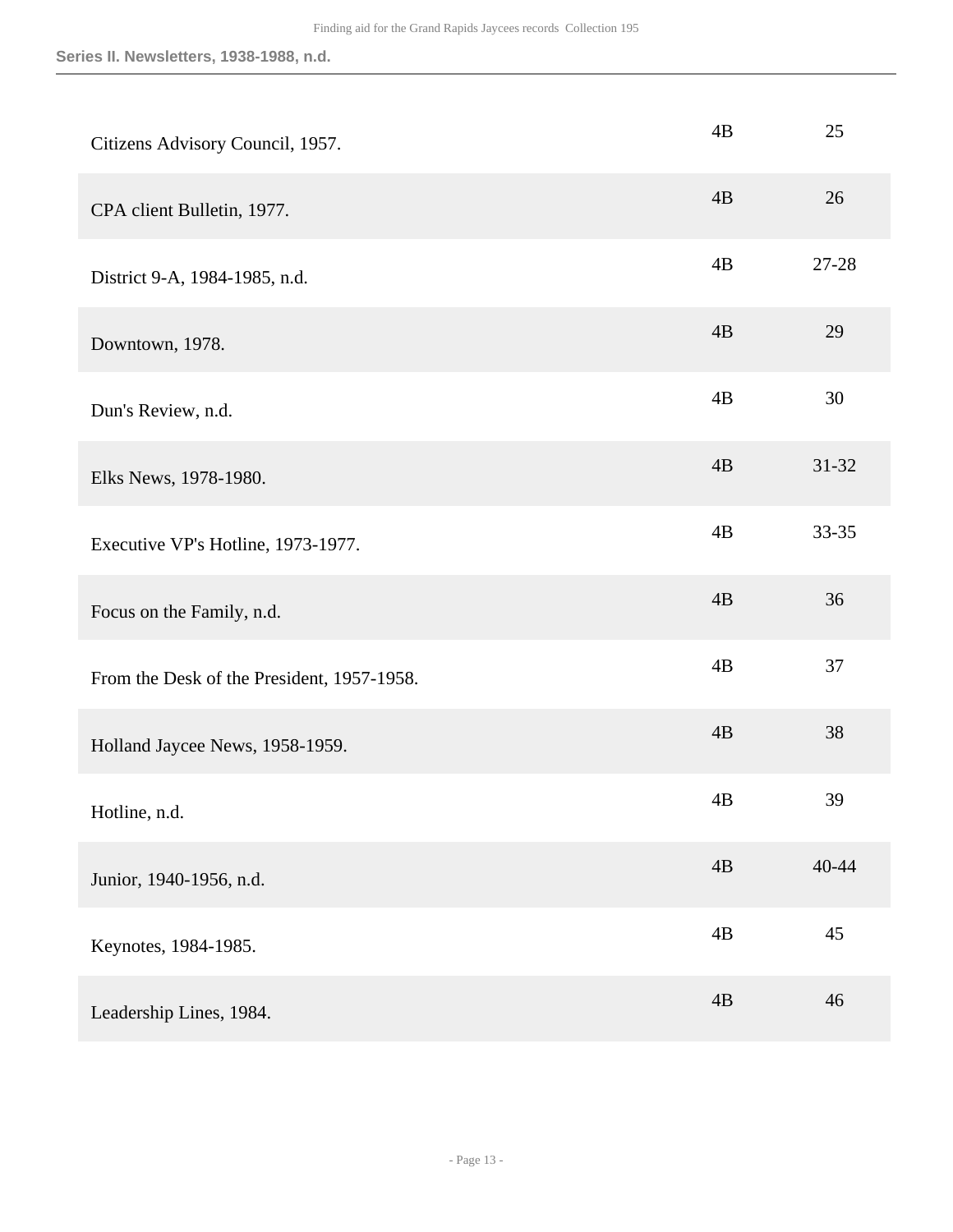## Series II. Newsletters, 1938-1988, n.d.

| | | |
|---|---|---|
| Citizens Advisory Council, 1957. | 4B | 25 |
| CPA client Bulletin, 1977. | 4B | 26 |
| District 9-A, 1984-1985, n.d. | 4B | 27-28 |
| Downtown, 1978. | 4B | 29 |
| Dun's Review, n.d. | 4B | 30 |
| Elks News, 1978-1980. | 4B | 31-32 |
| Executive VP's Hotline, 1973-1977. | 4B | 33-35 |
| Focus on the Family, n.d. | 4B | 36 |
| From the Desk of the President, 1957-1958. | 4B | 37 |
| Holland Jaycee News, 1958-1959. | 4B | 38 |
| Hotline, n.d. | 4B | 39 |
| Junior, 1940-1956, n.d. | 4B | 40-44 |
| Keynotes, 1984-1985. | 4B | 45 |
| Leadership Lines, 1984. | 4B | 46 |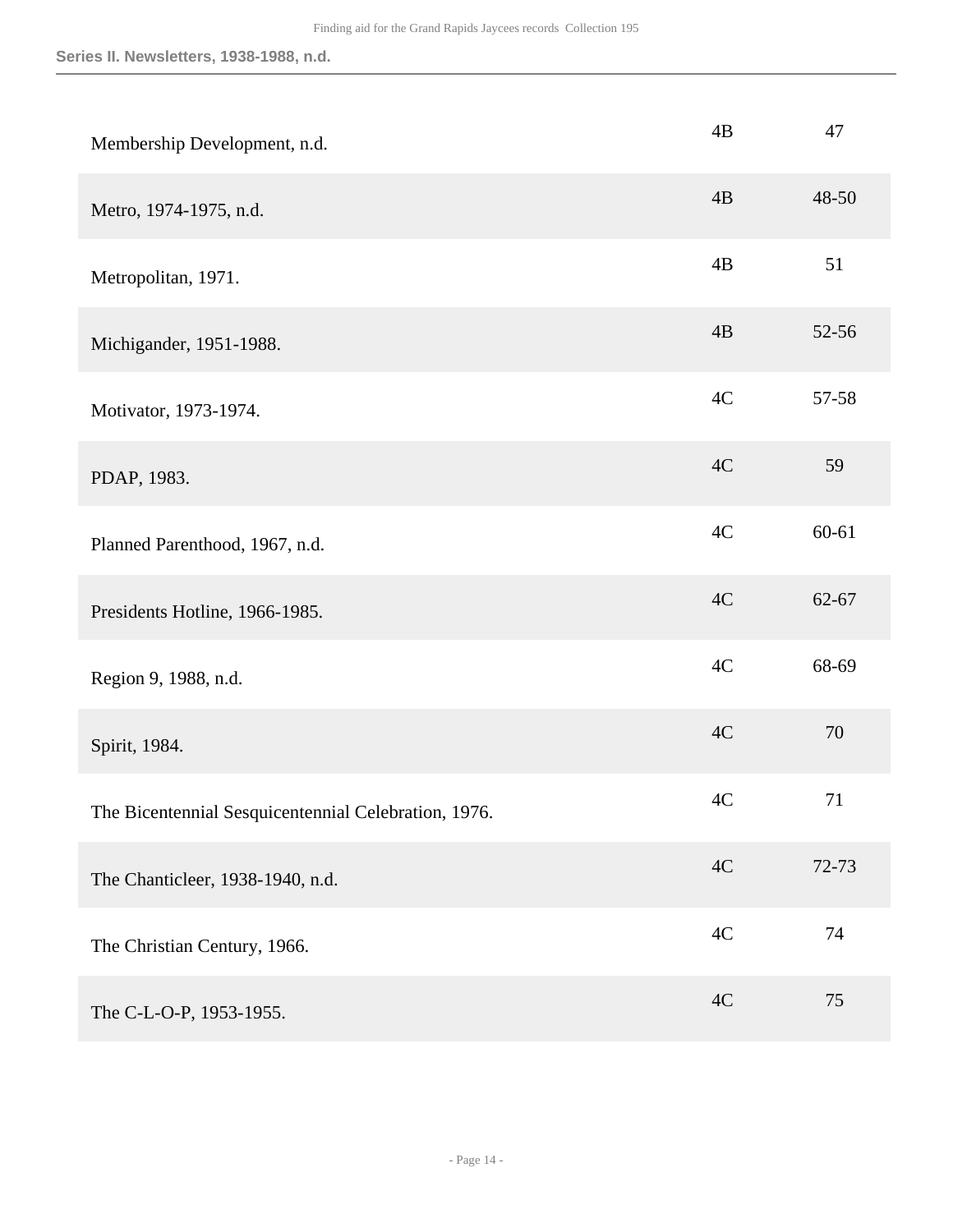| | | |
|---|---|---|
| Membership Development, n.d. | 4B | 47 |
| Metro, 1974-1975, n.d. | 4B | 48-50 |
| Metropolitan, 1971. | 4B | 51 |
| Michigander, 1951-1988. | 4B | 52-56 |
| Motivator, 1973-1974. | 4C | 57-58 |
| PDAP, 1983. | 4C | 59 |
| Planned Parenthood, 1967, n.d. | 4C | 60-61 |
| Presidents Hotline, 1966-1985. | 4C | 62-67 |
| Region 9, 1988, n.d. | 4C | 68-69 |
| Spirit, 1984. | 4C | 70 |
| The Bicentennial Sesquicentennial Celebration, 1976. | 4C | 71 |
| The Chanticleer, 1938-1940, n.d. | 4C | 72-73 |
| The Christian Century, 1966. | 4C | 74 |
| The C-L-O-P, 1953-1955. | 4C | 75 |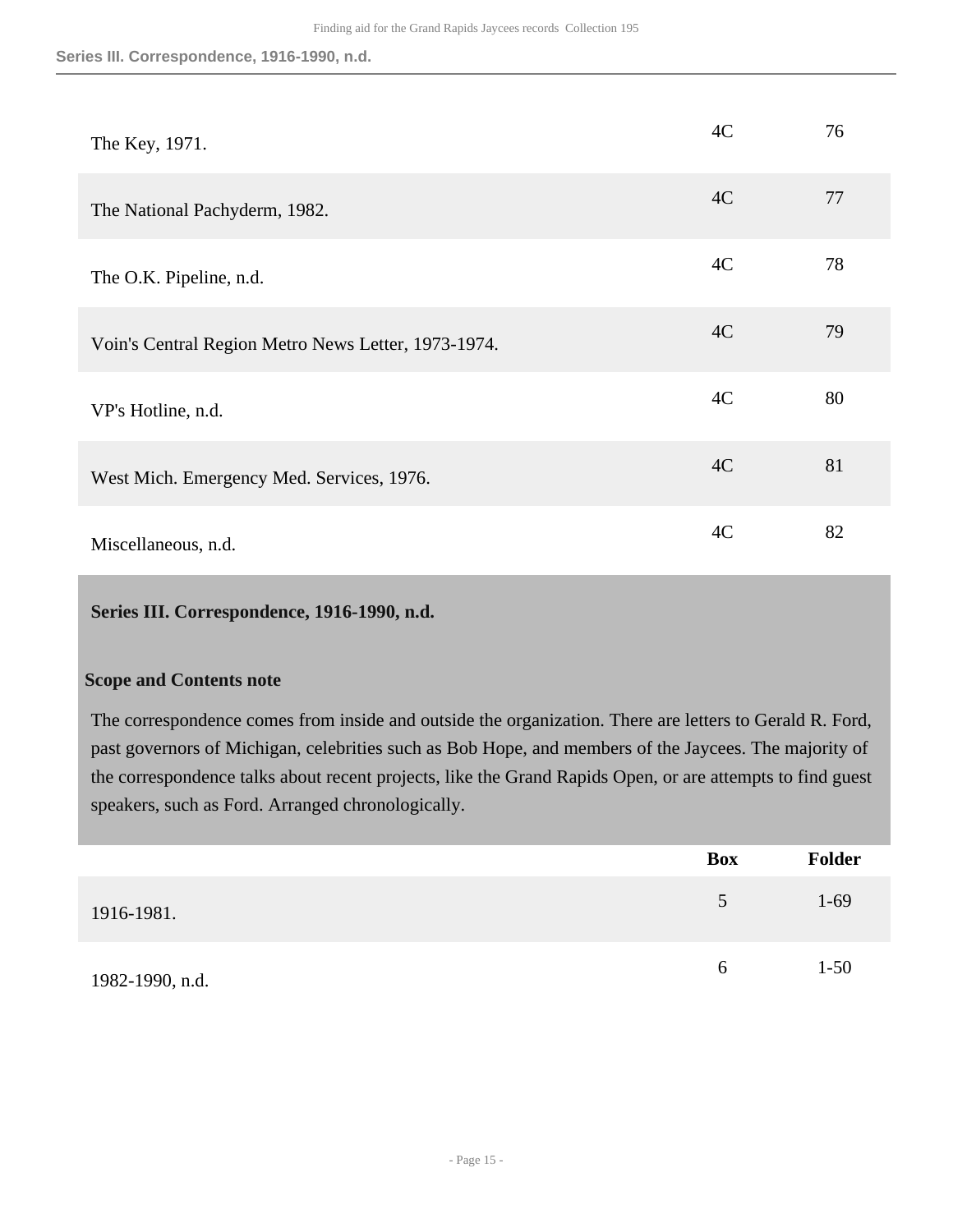| | | |
|---|---|---|
| The Key, 1971. | 4C | 76 |
| The National Pachyderm, 1982. | 4C | 77 |
| The O.K. Pipeline, n.d. | 4C | 78 |
| Voin's Central Region Metro News Letter, 1973-1974. | 4C | 79 |
| VP's Hotline, n.d. | 4C | 80 |
| West Mich. Emergency Med. Services, 1976. | 4C | 81 |
| Miscellaneous, n.d. | 4C | 82 |

## Series III. Correspondence, 1916-1990, n.d.

### Scope and Contents note

The correspondence comes from inside and outside the organization. There are letters to Gerald R. Ford, past governors of Michigan, celebrities such as Bob Hope, and members of the Jaycees. The majority of the correspondence talks about recent projects, like the Grand Rapids Open, or are attempts to find guest speakers, such as Ford. Arranged chronologically.

| | Box | Folder |
|---|---|---|
| 1916-1981. | 5 | 1-69 |
| 1982-1990, n.d. | 6 | 1-50 |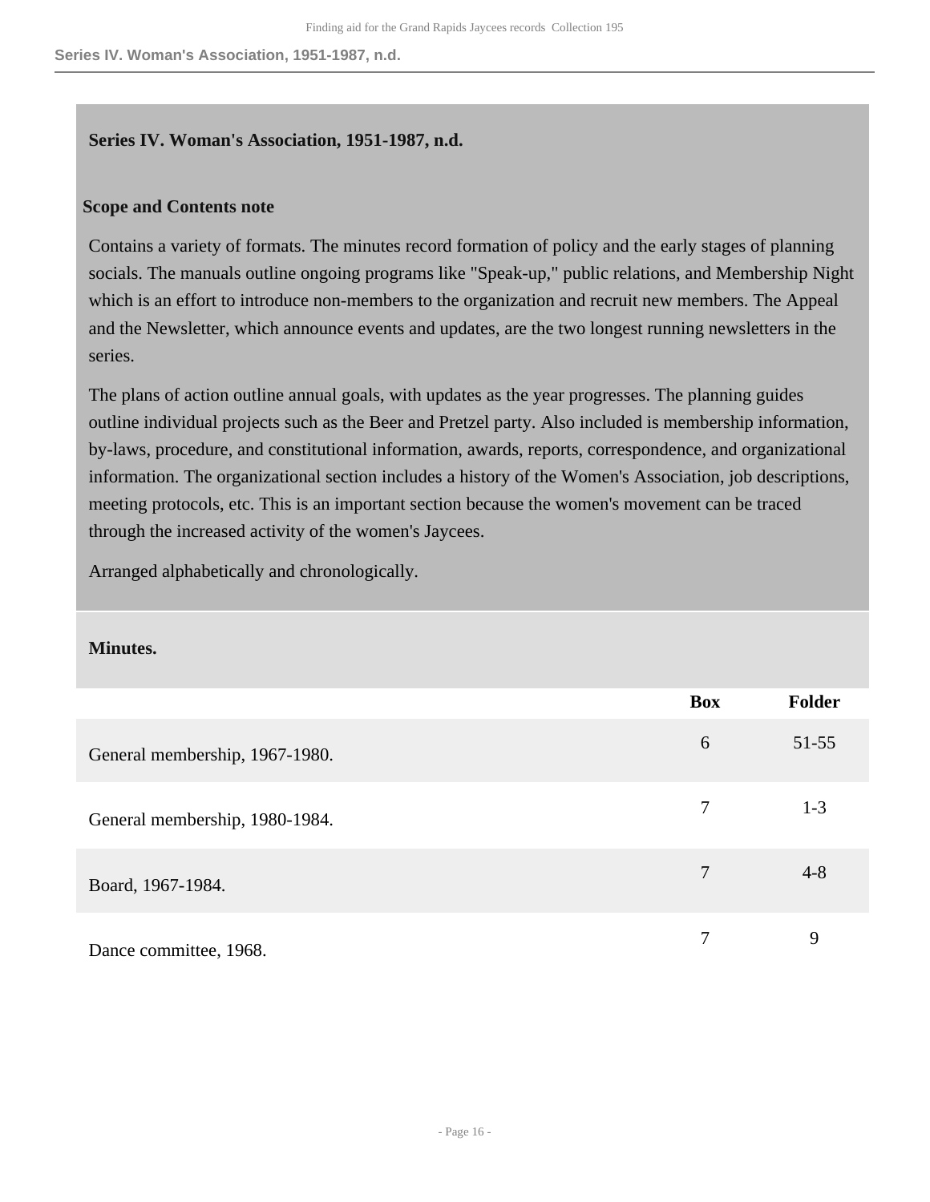## Series IV. Woman's Association, 1951-1987, n.d.

### Scope and Contents note

Contains a variety of formats. The minutes record formation of policy and the early stages of planning socials. The manuals outline ongoing programs like "Speak-up," public relations, and Membership Night which is an effort to introduce non-members to the organization and recruit new members. The Appeal and the Newsletter, which announce events and updates, are the two longest running newsletters in the series.

The plans of action outline annual goals, with updates as the year progresses. The planning guides outline individual projects such as the Beer and Pretzel party. Also included is membership information, by-laws, procedure, and constitutional information, awards, reports, correspondence, and organizational information. The organizational section includes a history of the Women's Association, job descriptions, meeting protocols, etc. This is an important section because the women's movement can be traced through the increased activity of the women's Jaycees.

Arranged alphabetically and chronologically.

### Minutes.

| | Box | Folder |
|---|---|---|
| General membership, 1967-1980. | 6 | 51-55 |
| General membership, 1980-1984. | 7 | 1-3 |
| Board, 1967-1984. | 7 | 4-8 |
| Dance committee, 1968. | 7 | 9 |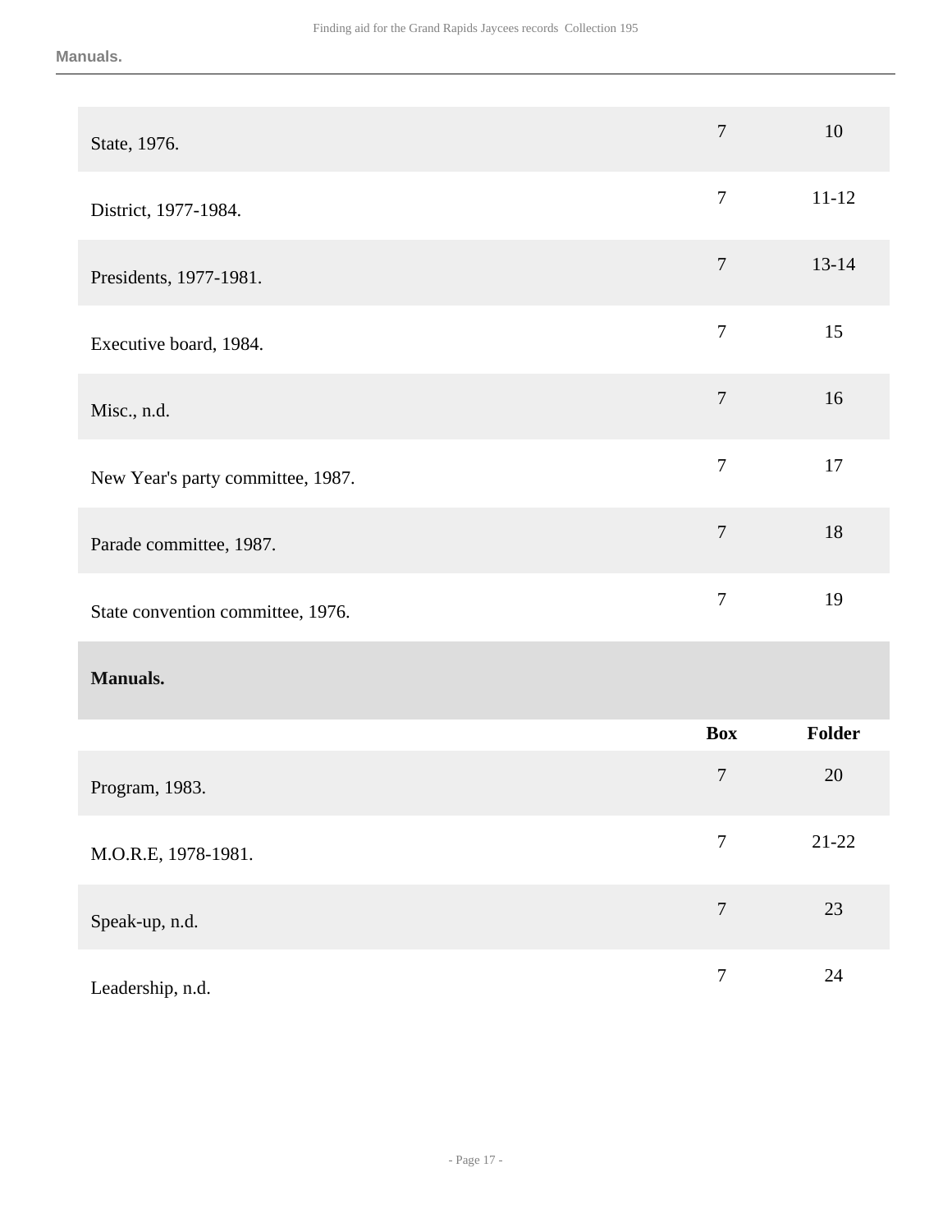| | Box | Folder |
|---|---|---|
| State, 1976. | 7 | 10 |
| District, 1977-1984. | 7 | 11-12 |
| Presidents, 1977-1981. | 7 | 13-14 |
| Executive board, 1984. | 7 | 15 |
| Misc., n.d. | 7 | 16 |
| New Year's party committee, 1987. | 7 | 17 |
| Parade committee, 1987. | 7 | 18 |
| State convention committee, 1976. | 7 | 19 |

**Manuals.**

| | Box | Folder |
|---|---|---|
| Program, 1983. | 7 | 20 |
| M.O.R.E, 1978-1981. | 7 | 21-22 |
| Speak-up, n.d. | 7 | 23 |
| Leadership, n.d. | 7 | 24 |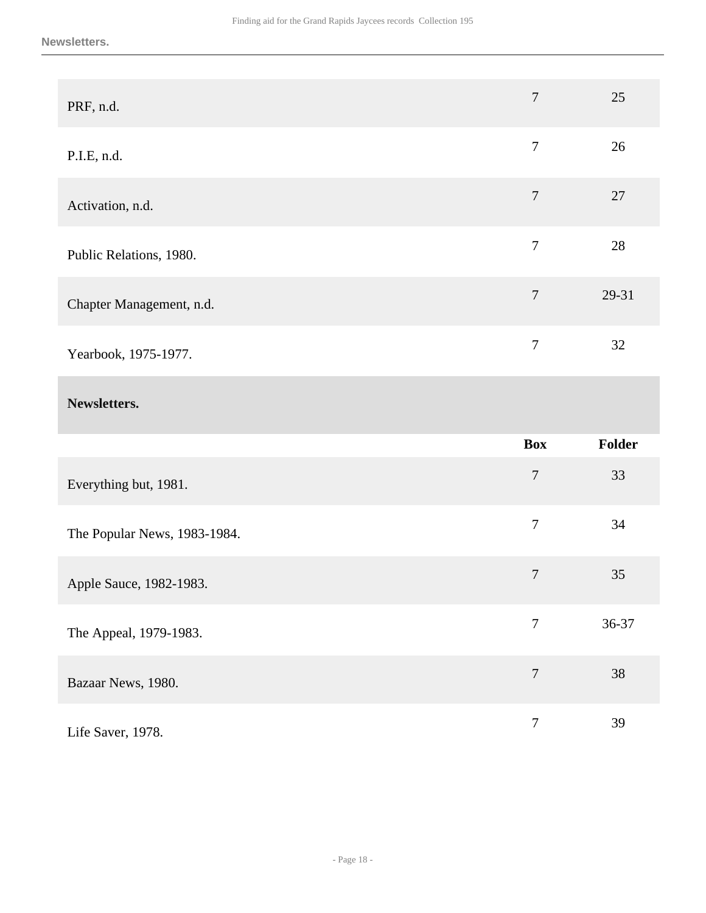| | Box | Folder |
|---|---|---|
| PRF, n.d. | 7 | 25 |
| P.I.E, n.d. | 7 | 26 |
| Activation, n.d. | 7 | 27 |
| Public Relations, 1980. | 7 | 28 |
| Chapter Management, n.d. | 7 | 29-31 |
| Yearbook, 1975-1977. | 7 | 32 |

**Newsletters.**

| | Box | Folder |
|---|---|---|
| Everything but, 1981. | 7 | 33 |
| The Popular News, 1983-1984. | 7 | 34 |
| Apple Sauce, 1982-1983. | 7 | 35 |
| The Appeal, 1979-1983. | 7 | 36-37 |
| Bazaar News, 1980. | 7 | 38 |
| Life Saver, 1978. | 7 | 39 |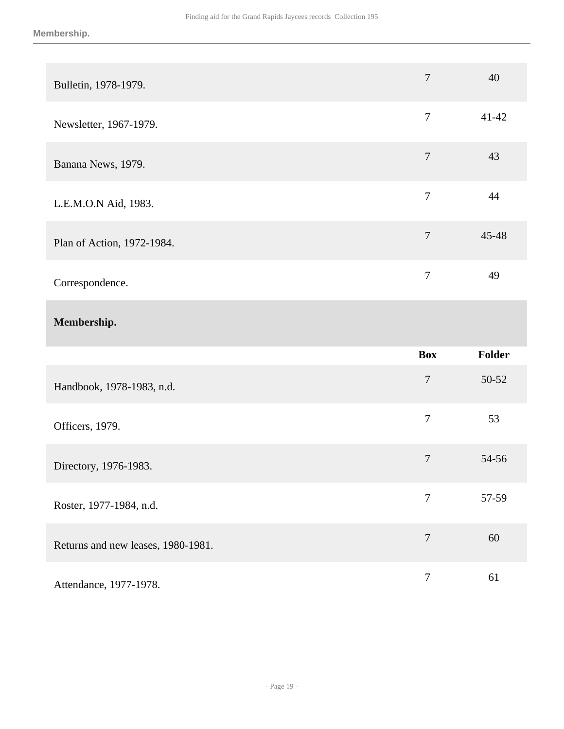| | Box | Folder |
|---|---|---|
| Bulletin, 1978-1979. | 7 | 40 |
| Newsletter, 1967-1979. | 7 | 41-42 |
| Banana News, 1979. | 7 | 43 |
| L.E.M.O.N Aid, 1983. | 7 | 44 |
| Plan of Action, 1972-1984. | 7 | 45-48 |
| Correspondence. | 7 | 49 |

**Membership.**

| | Box | Folder |
|---|---|---|
| Handbook, 1978-1983, n.d. | 7 | 50-52 |
| Officers, 1979. | 7 | 53 |
| Directory, 1976-1983. | 7 | 54-56 |
| Roster, 1977-1984, n.d. | 7 | 57-59 |
| Returns and new leases, 1980-1981. | 7 | 60 |
| Attendance, 1977-1978. | 7 | 61 |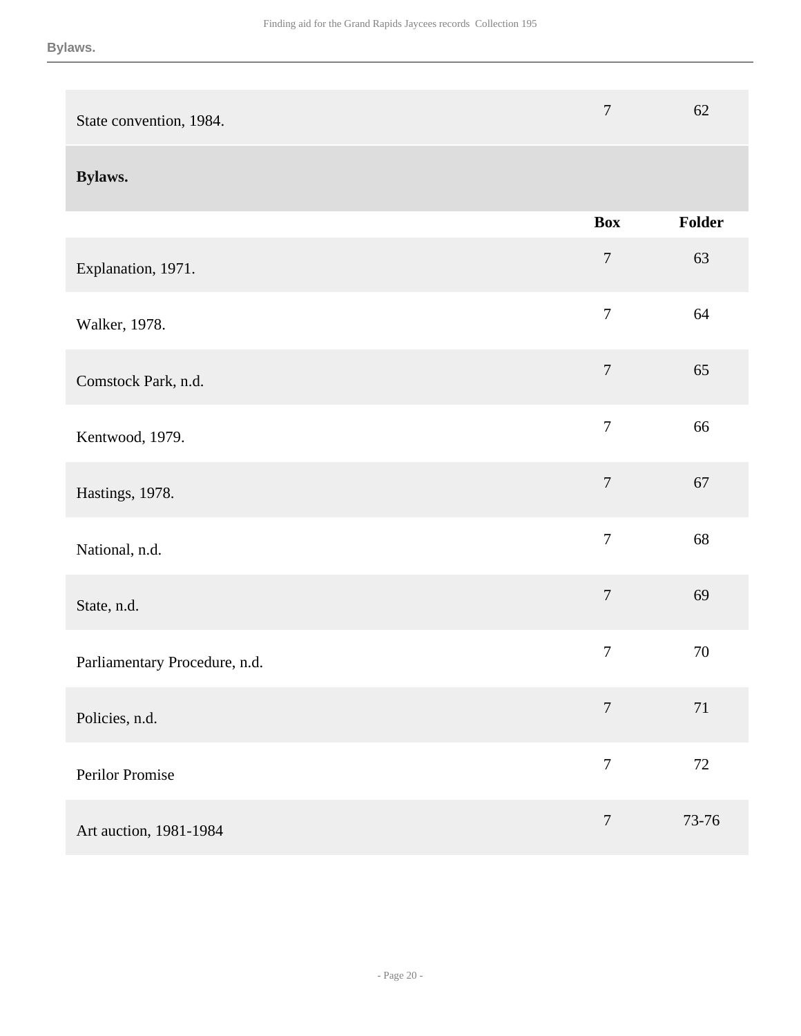| | Box | Folder |
|---|---|---|
| State convention, 1984. | 7 | 62 |

## Bylaws.

| | Box | Folder |
|---|---|---|
| Explanation, 1971. | 7 | 63 |
| Walker, 1978. | 7 | 64 |
| Comstock Park, n.d. | 7 | 65 |
| Kentwood, 1979. | 7 | 66 |
| Hastings, 1978. | 7 | 67 |
| National, n.d. | 7 | 68 |
| State, n.d. | 7 | 69 |
| Parliamentary Procedure, n.d. | 7 | 70 |
| Policies, n.d. | 7 | 71 |
| Perilor Promise | 7 | 72 |
| Art auction, 1981-1984 | 7 | 73-76 |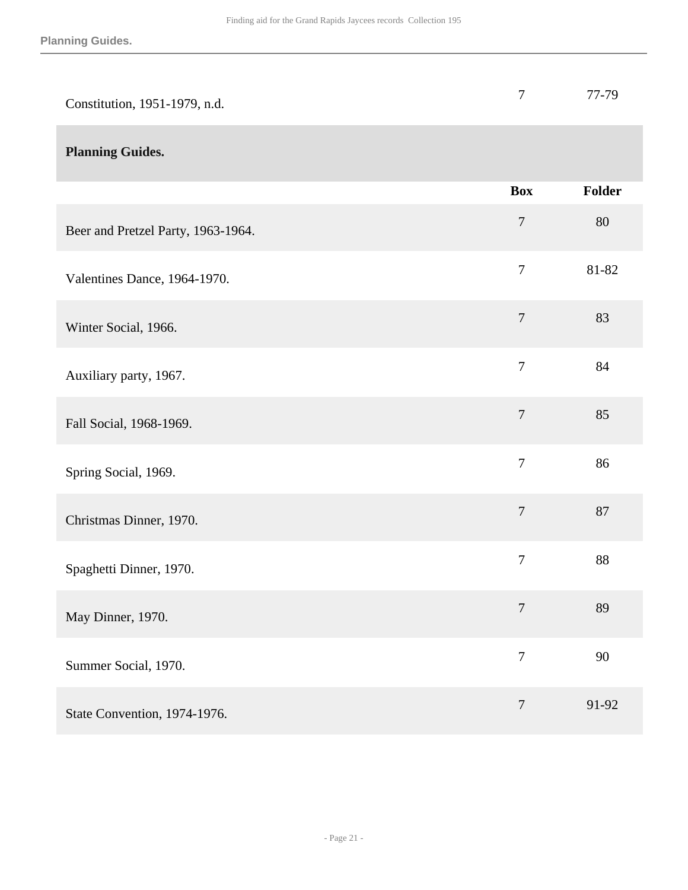| | | |
|---|---|---|
| Constitution, 1951-1979, n.d. | 7 | 77-79 |

## Planning Guides.

| | Box | Folder |
|---|---|---|
| Beer and Pretzel Party, 1963-1964. | 7 | 80 |
| Valentines Dance, 1964-1970. | 7 | 81-82 |
| Winter Social, 1966. | 7 | 83 |
| Auxiliary party, 1967. | 7 | 84 |
| Fall Social, 1968-1969. | 7 | 85 |
| Spring Social, 1969. | 7 | 86 |
| Christmas Dinner, 1970. | 7 | 87 |
| Spaghetti Dinner, 1970. | 7 | 88 |
| May Dinner, 1970. | 7 | 89 |
| Summer Social, 1970. | 7 | 90 |
| State Convention, 1974-1976. | 7 | 91-92 |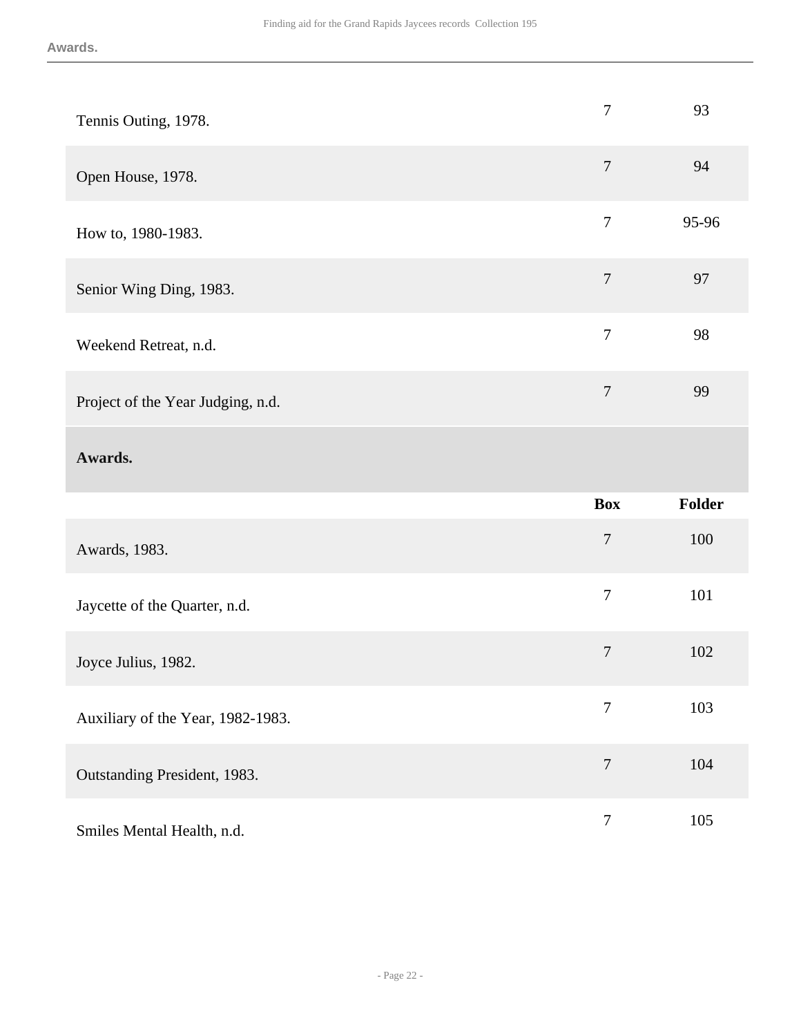| | | |
|---|---|---|
| Tennis Outing, 1978. | 7 | 93 |
| Open House, 1978. | 7 | 94 |
| How to, 1980-1983. | 7 | 95-96 |
| Senior Wing Ding, 1983. | 7 | 97 |
| Weekend Retreat, n.d. | 7 | 98 |
| Project of the Year Judging, n.d. | 7 | 99 |

## Awards.

| | Box | Folder |
|---|---|---|
| Awards, 1983. | 7 | 100 |
| Jaycette of the Quarter, n.d. | 7 | 101 |
| Joyce Julius, 1982. | 7 | 102 |
| Auxiliary of the Year, 1982-1983. | 7 | 103 |
| Outstanding President, 1983. | 7 | 104 |
| Smiles Mental Health, n.d. | 7 | 105 |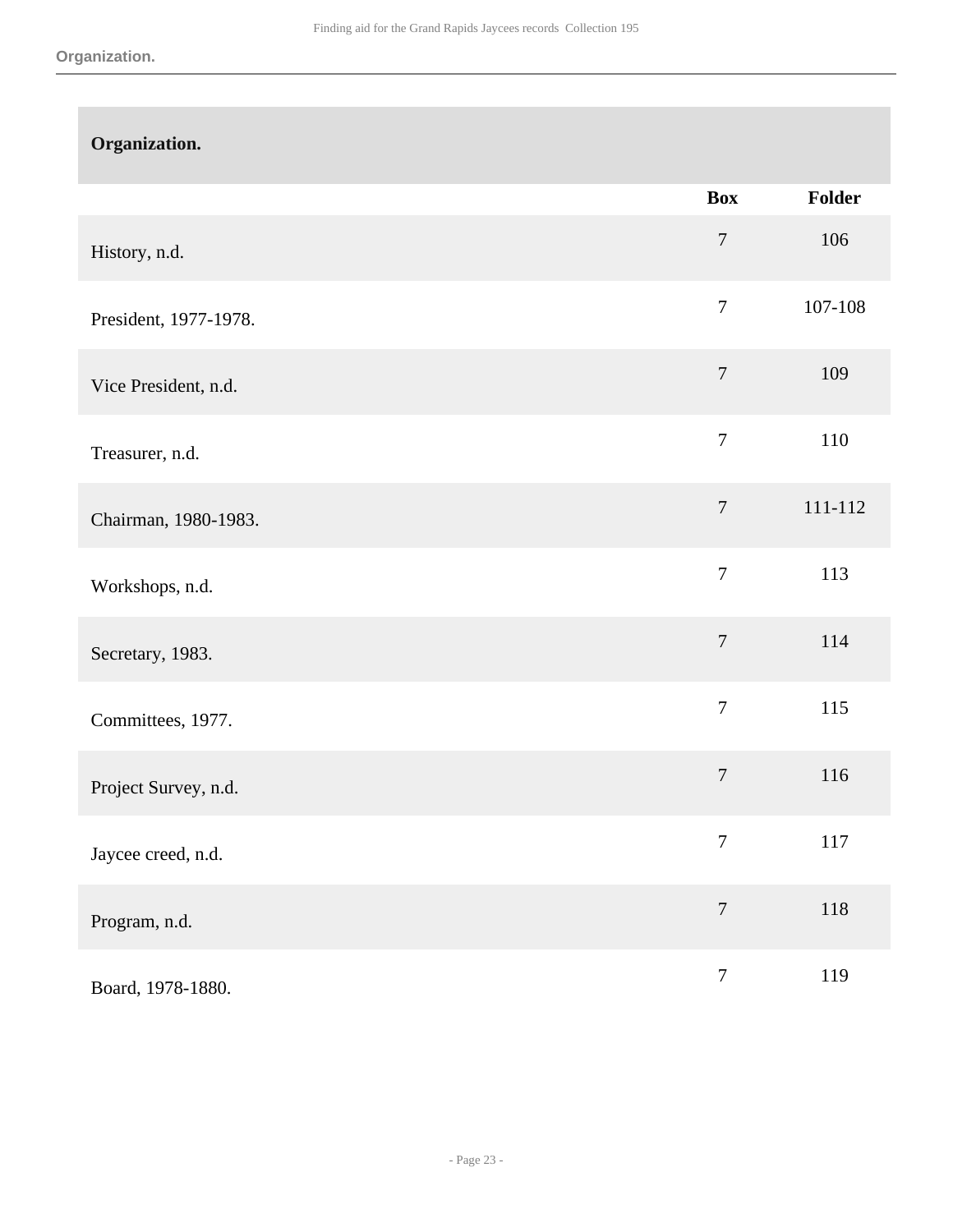## Organization.

| | Box | Folder |
|---|---|---|
| History, n.d. | 7 | 106 |
| President, 1977-1978. | 7 | 107-108 |
| Vice President, n.d. | 7 | 109 |
| Treasurer, n.d. | 7 | 110 |
| Chairman, 1980-1983. | 7 | 111-112 |
| Workshops, n.d. | 7 | 113 |
| Secretary, 1983. | 7 | 114 |
| Committees, 1977. | 7 | 115 |
| Project Survey, n.d. | 7 | 116 |
| Jaycee creed, n.d. | 7 | 117 |
| Program, n.d. | 7 | 118 |
| Board, 1978-1880. | 7 | 119 |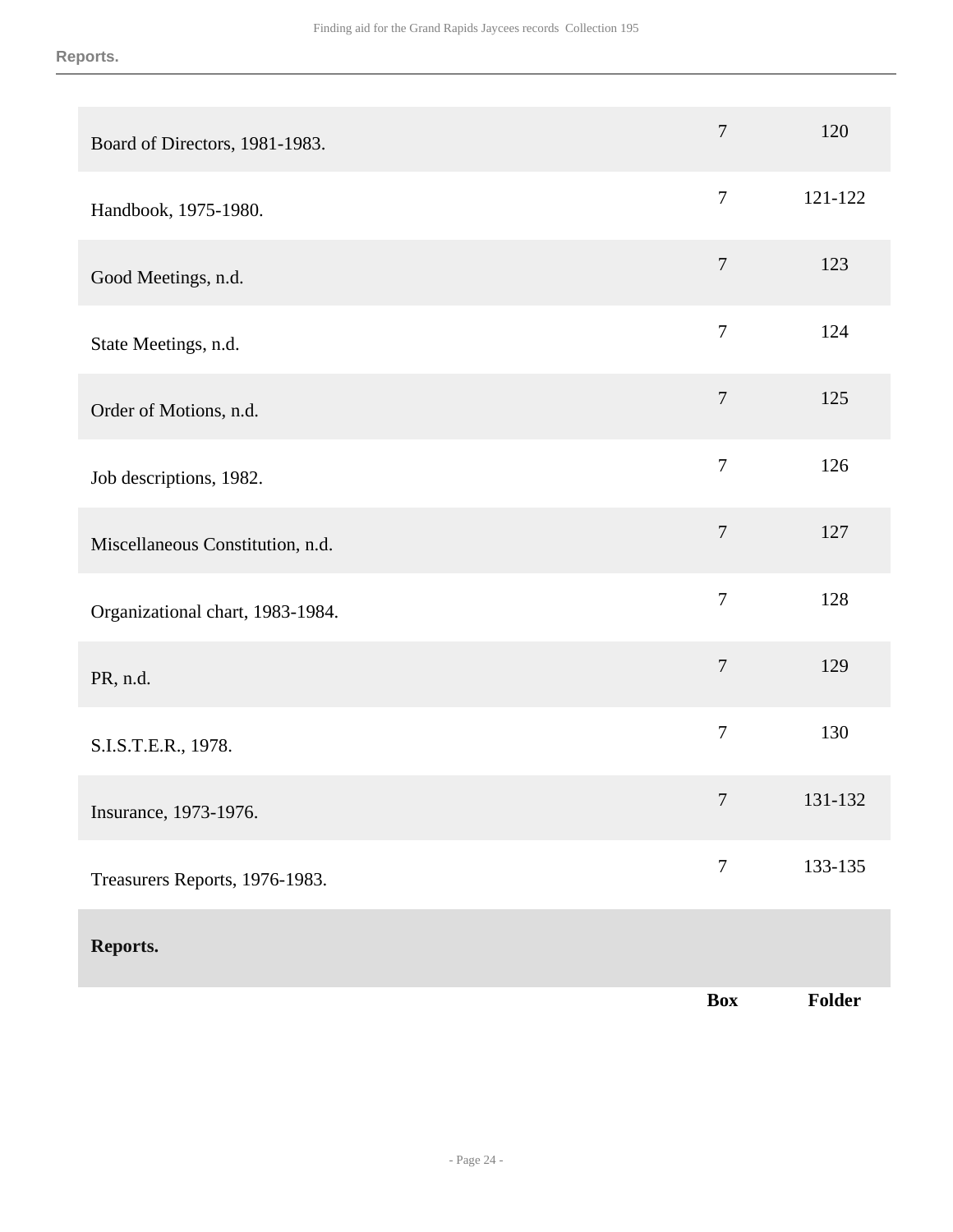| | Box | Folder |
|---|---|---|
| Board of Directors, 1981-1983. | 7 | 120 |
| Handbook, 1975-1980. | 7 | 121-122 |
| Good Meetings, n.d. | 7 | 123 |
| State Meetings, n.d. | 7 | 124 |
| Order of Motions, n.d. | 7 | 125 |
| Job descriptions, 1982. | 7 | 126 |
| Miscellaneous Constitution, n.d. | 7 | 127 |
| Organizational chart, 1983-1984. | 7 | 128 |
| PR, n.d. | 7 | 129 |
| S.I.S.T.E.R., 1978. | 7 | 130 |
| Insurance, 1973-1976. | 7 | 131-132 |
| Treasurers Reports, 1976-1983. | 7 | 133-135 |

**Reports.**

| | Box | Folder |
|---|---|---|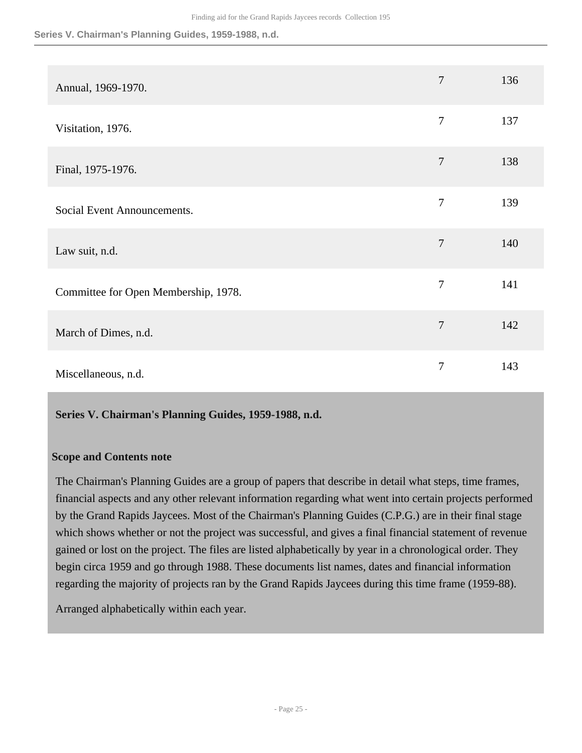| | | |
|---|---|---|
| Annual, 1969-1970. | 7 | 136 |
| Visitation, 1976. | 7 | 137 |
| Final, 1975-1976. | 7 | 138 |
| Social Event Announcements. | 7 | 139 |
| Law suit, n.d. | 7 | 140 |
| Committee for Open Membership, 1978. | 7 | 141 |
| March of Dimes, n.d. | 7 | 142 |
| Miscellaneous, n.d. | 7 | 143 |

## Series V. Chairman's Planning Guides, 1959-1988, n.d.

### Scope and Contents note

The Chairman's Planning Guides are a group of papers that describe in detail what steps, time frames, financial aspects and any other relevant information regarding what went into certain projects performed by the Grand Rapids Jaycees. Most of the Chairman's Planning Guides (C.P.G.) are in their final stage which shows whether or not the project was successful, and gives a final financial statement of revenue gained or lost on the project. The files are listed alphabetically by year in a chronological order. They begin circa 1959 and go through 1988. These documents list names, dates and financial information regarding the majority of projects ran by the Grand Rapids Jaycees during this time frame (1959-88).

Arranged alphabetically within each year.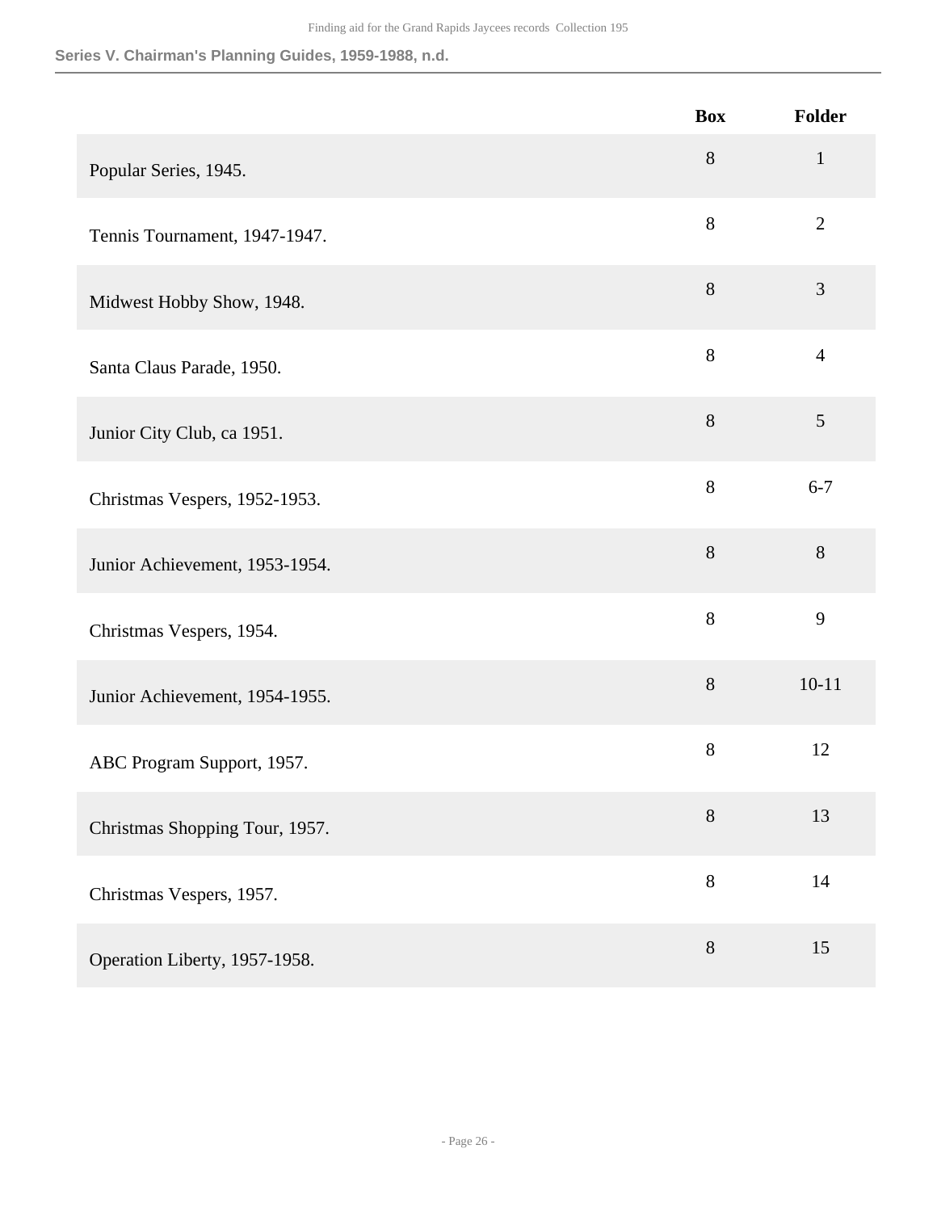### Series V. Chairman's Planning Guides, 1959-1988, n.d.

| | Box | Folder |
|---|---|---|
| Popular Series, 1945. | 8 | 1 |
| Tennis Tournament, 1947-1947. | 8 | 2 |
| Midwest Hobby Show, 1948. | 8 | 3 |
| Santa Claus Parade, 1950. | 8 | 4 |
| Junior City Club, ca 1951. | 8 | 5 |
| Christmas Vespers, 1952-1953. | 8 | 6-7 |
| Junior Achievement, 1953-1954. | 8 | 8 |
| Christmas Vespers, 1954. | 8 | 9 |
| Junior Achievement, 1954-1955. | 8 | 10-11 |
| ABC Program Support, 1957. | 8 | 12 |
| Christmas Shopping Tour, 1957. | 8 | 13 |
| Christmas Vespers, 1957. | 8 | 14 |
| Operation Liberty, 1957-1958. | 8 | 15 |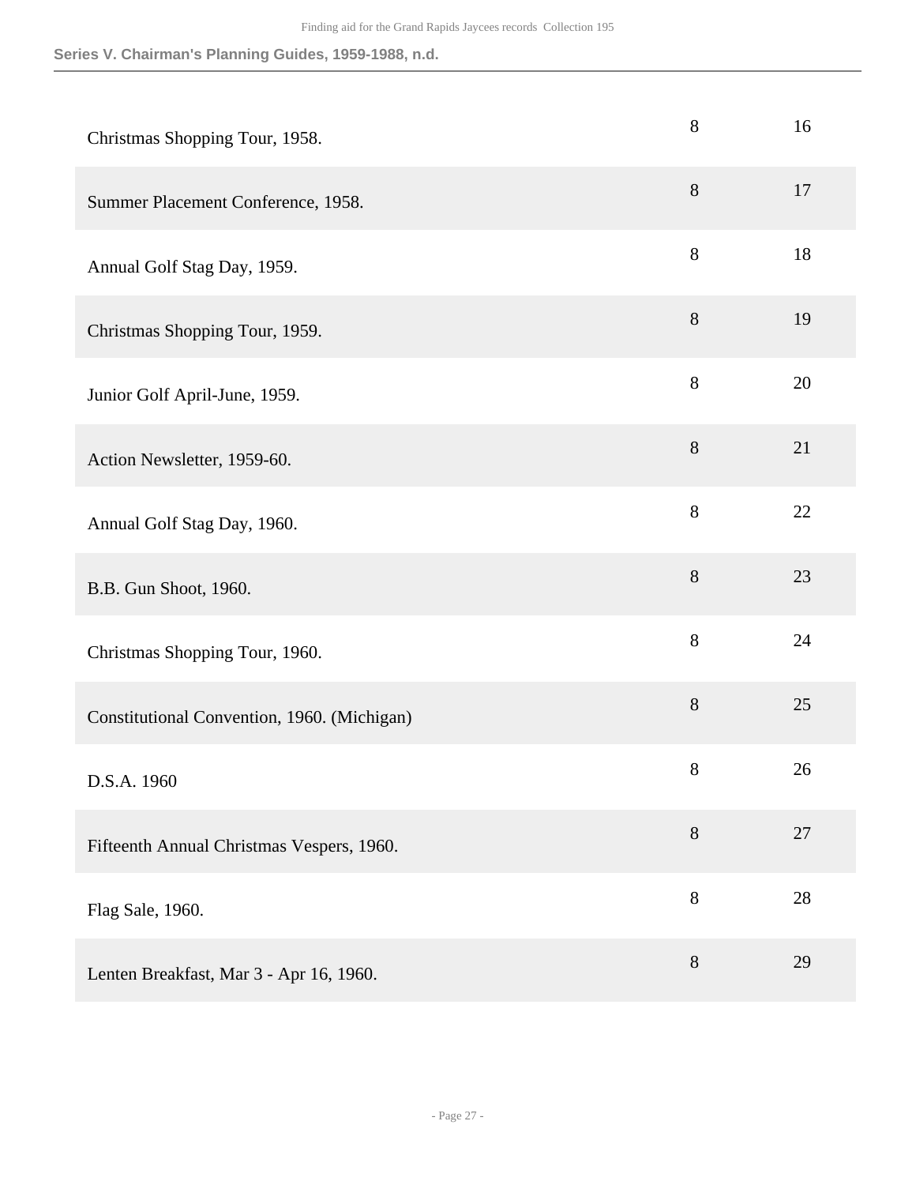| | | |
|---|---|---|
| Christmas Shopping Tour, 1958. | 8 | 16 |
| Summer Placement Conference, 1958. | 8 | 17 |
| Annual Golf Stag Day, 1959. | 8 | 18 |
| Christmas Shopping Tour, 1959. | 8 | 19 |
| Junior Golf April-June, 1959. | 8 | 20 |
| Action Newsletter, 1959-60. | 8 | 21 |
| Annual Golf Stag Day, 1960. | 8 | 22 |
| B.B. Gun Shoot, 1960. | 8 | 23 |
| Christmas Shopping Tour, 1960. | 8 | 24 |
| Constitutional Convention, 1960. (Michigan) | 8 | 25 |
| D.S.A. 1960 | 8 | 26 |
| Fifteenth Annual Christmas Vespers, 1960. | 8 | 27 |
| Flag Sale, 1960. | 8 | 28 |
| Lenten Breakfast, Mar 3 - Apr 16, 1960. | 8 | 29 |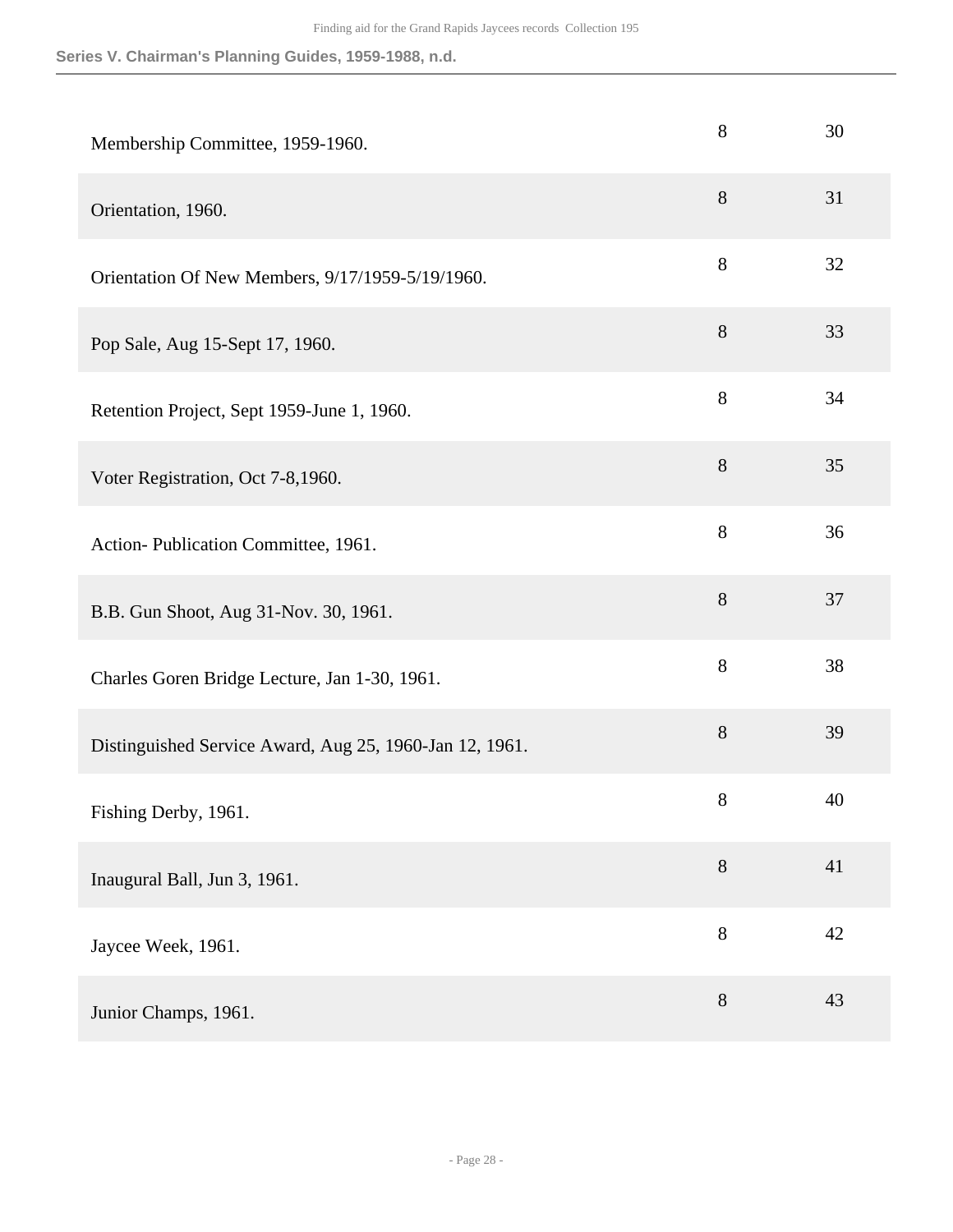| | | |
|---|---|---|
| Membership Committee, 1959-1960. | 8 | 30 |
| Orientation, 1960. | 8 | 31 |
| Orientation Of New Members, 9/17/1959-5/19/1960. | 8 | 32 |
| Pop Sale, Aug 15-Sept 17, 1960. | 8 | 33 |
| Retention Project, Sept 1959-June 1, 1960. | 8 | 34 |
| Voter Registration, Oct 7-8,1960. | 8 | 35 |
| Action- Publication Committee, 1961. | 8 | 36 |
| B.B. Gun Shoot, Aug 31-Nov. 30, 1961. | 8 | 37 |
| Charles Goren Bridge Lecture, Jan 1-30, 1961. | 8 | 38 |
| Distinguished Service Award, Aug 25, 1960-Jan 12, 1961. | 8 | 39 |
| Fishing Derby, 1961. | 8 | 40 |
| Inaugural Ball, Jun 3, 1961. | 8 | 41 |
| Jaycee Week, 1961. | 8 | 42 |
| Junior Champs, 1961. | 8 | 43 |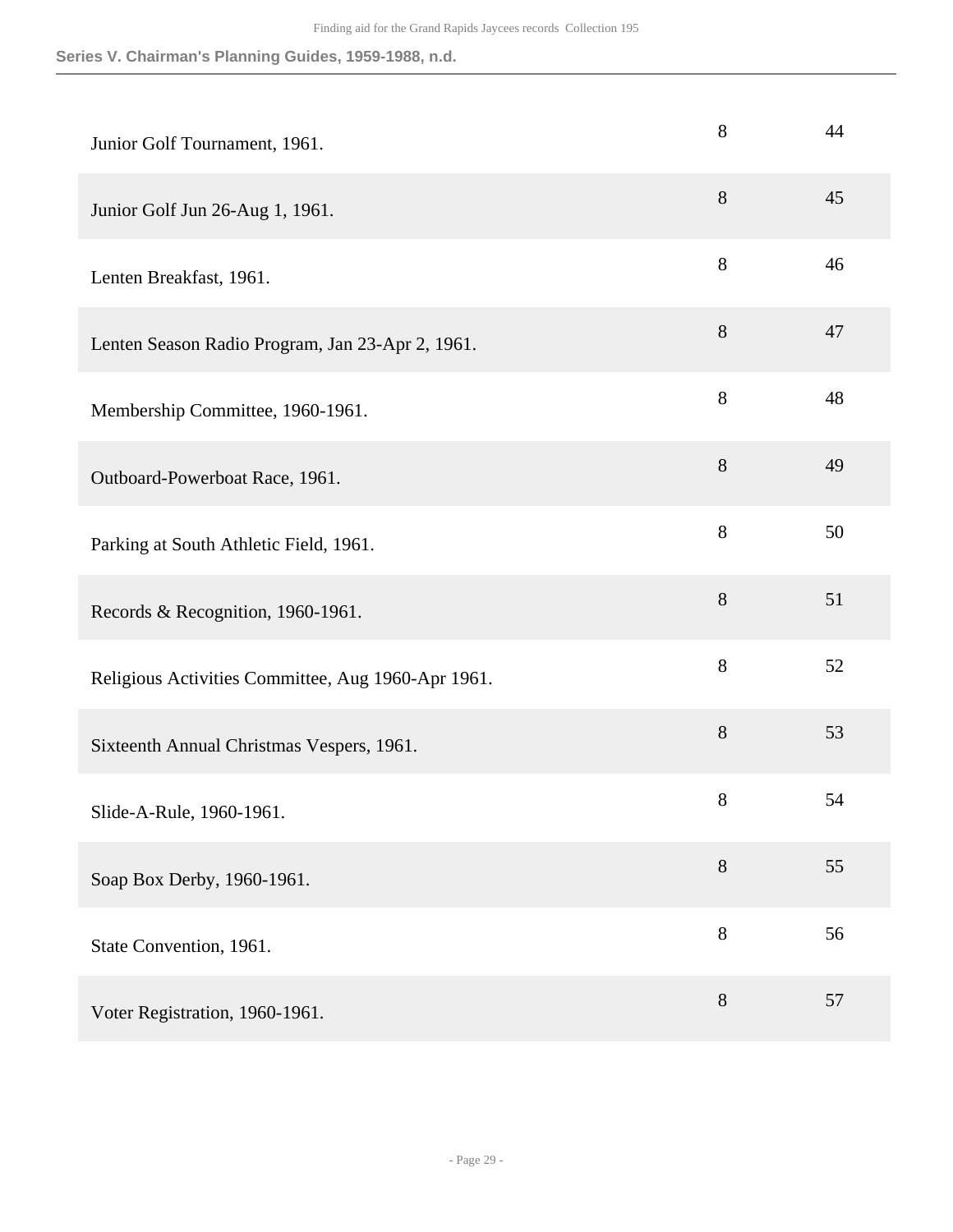| | | |
|---|---|---|
| Junior Golf Tournament, 1961. | 8 | 44 |
| Junior Golf Jun 26-Aug 1, 1961. | 8 | 45 |
| Lenten Breakfast, 1961. | 8 | 46 |
| Lenten Season Radio Program, Jan 23-Apr 2, 1961. | 8 | 47 |
| Membership Committee, 1960-1961. | 8 | 48 |
| Outboard-Powerboat Race, 1961. | 8 | 49 |
| Parking at South Athletic Field, 1961. | 8 | 50 |
| Records & Recognition, 1960-1961. | 8 | 51 |
| Religious Activities Committee, Aug 1960-Apr 1961. | 8 | 52 |
| Sixteenth Annual Christmas Vespers, 1961. | 8 | 53 |
| Slide-A-Rule, 1960-1961. | 8 | 54 |
| Soap Box Derby, 1960-1961. | 8 | 55 |
| State Convention, 1961. | 8 | 56 |
| Voter Registration, 1960-1961. | 8 | 57 |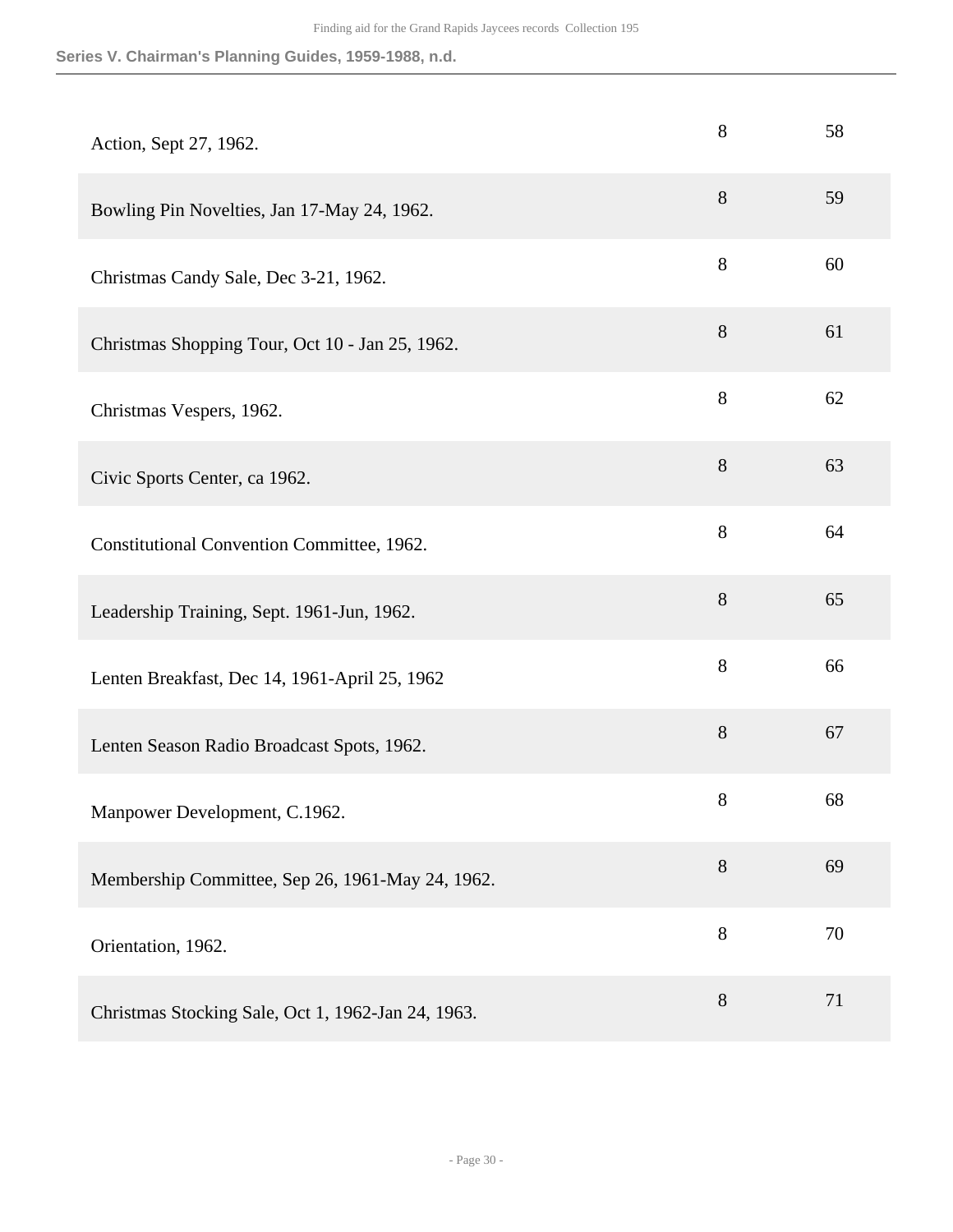## Series V. Chairman's Planning Guides, 1959-1988, n.d.

| | | |
|---|---|---|
| Action, Sept 27, 1962. | 8 | 58 |
| Bowling Pin Novelties, Jan 17-May 24, 1962. | 8 | 59 |
| Christmas Candy Sale, Dec 3-21, 1962. | 8 | 60 |
| Christmas Shopping Tour, Oct 10 - Jan 25, 1962. | 8 | 61 |
| Christmas Vespers, 1962. | 8 | 62 |
| Civic Sports Center, ca 1962. | 8 | 63 |
| Constitutional Convention Committee, 1962. | 8 | 64 |
| Leadership Training, Sept. 1961-Jun, 1962. | 8 | 65 |
| Lenten Breakfast, Dec 14, 1961-April 25, 1962 | 8 | 66 |
| Lenten Season Radio Broadcast Spots, 1962. | 8 | 67 |
| Manpower Development, C.1962. | 8 | 68 |
| Membership Committee, Sep 26, 1961-May 24, 1962. | 8 | 69 |
| Orientation, 1962. | 8 | 70 |
| Christmas Stocking Sale, Oct 1, 1962-Jan 24, 1963. | 8 | 71 |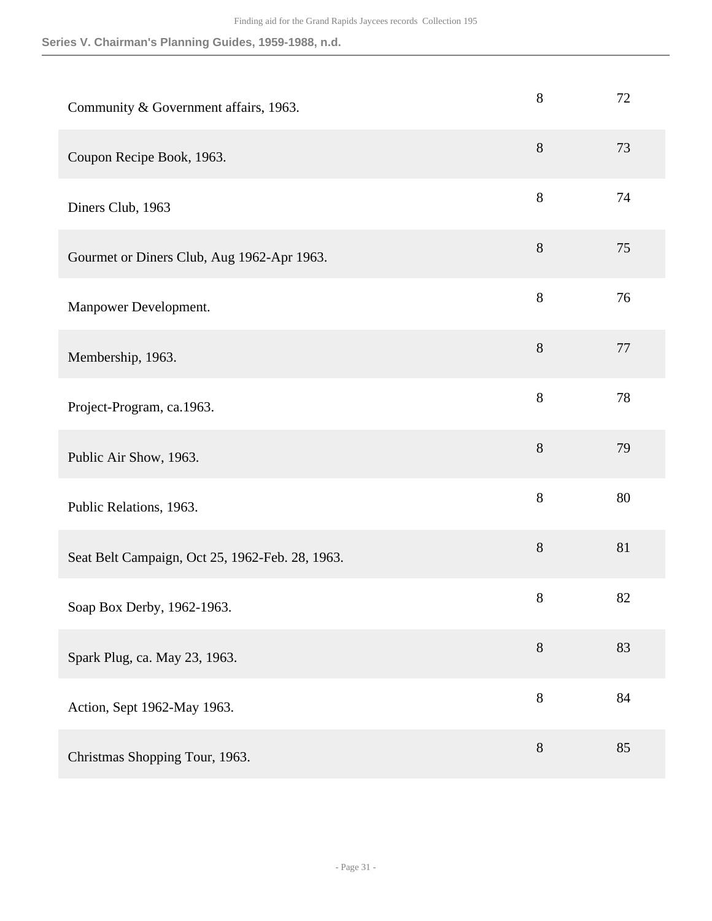## Series V. Chairman's Planning Guides, 1959-1988, n.d.

| | | |
|---|---|---|
| Community & Government affairs, 1963. | 8 | 72 |
| Coupon Recipe Book, 1963. | 8 | 73 |
| Diners Club, 1963 | 8 | 74 |
| Gourmet or Diners Club, Aug 1962-Apr 1963. | 8 | 75 |
| Manpower Development. | 8 | 76 |
| Membership, 1963. | 8 | 77 |
| Project-Program, ca.1963. | 8 | 78 |
| Public Air Show, 1963. | 8 | 79 |
| Public Relations, 1963. | 8 | 80 |
| Seat Belt Campaign, Oct 25, 1962-Feb. 28, 1963. | 8 | 81 |
| Soap Box Derby, 1962-1963. | 8 | 82 |
| Spark Plug, ca. May 23, 1963. | 8 | 83 |
| Action, Sept 1962-May 1963. | 8 | 84 |
| Christmas Shopping Tour, 1963. | 8 | 85 |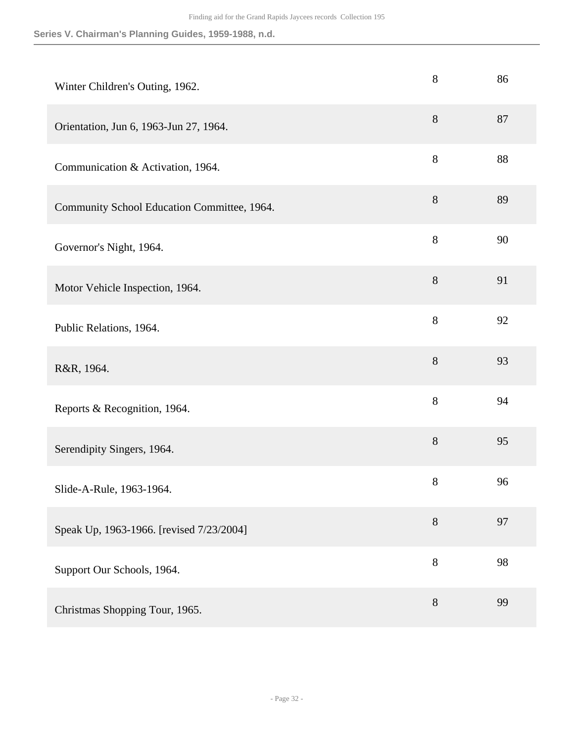| | | |
|---|---|---|
| Winter Children's Outing, 1962. | 8 | 86 |
| Orientation, Jun 6, 1963-Jun 27, 1964. | 8 | 87 |
| Communication & Activation, 1964. | 8 | 88 |
| Community School Education Committee, 1964. | 8 | 89 |
| Governor's Night, 1964. | 8 | 90 |
| Motor Vehicle Inspection, 1964. | 8 | 91 |
| Public Relations, 1964. | 8 | 92 |
| R&R, 1964. | 8 | 93 |
| Reports & Recognition, 1964. | 8 | 94 |
| Serendipity Singers, 1964. | 8 | 95 |
| Slide-A-Rule, 1963-1964. | 8 | 96 |
| Speak Up, 1963-1966. [revised 7/23/2004] | 8 | 97 |
| Support Our Schools, 1964. | 8 | 98 |
| Christmas Shopping Tour, 1965. | 8 | 99 |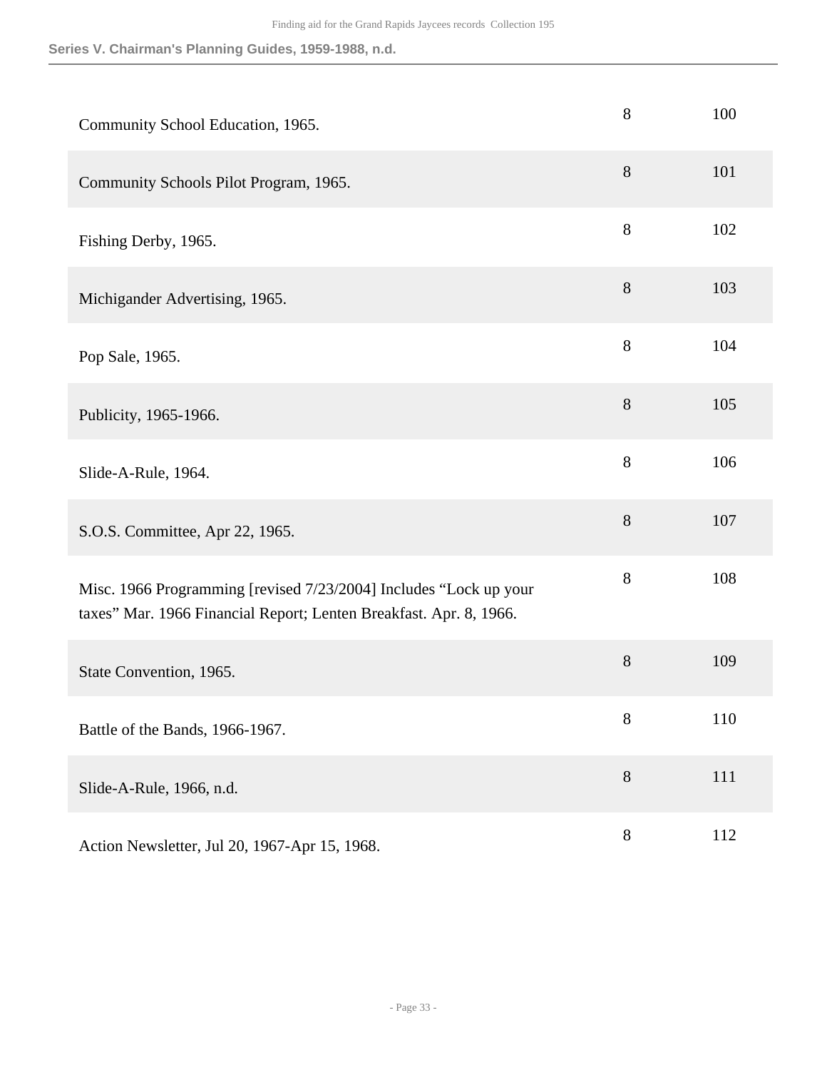| | | |
|---|---|---|
| Community School Education, 1965. | 8 | 100 |
| Community Schools Pilot Program, 1965. | 8 | 101 |
| Fishing Derby, 1965. | 8 | 102 |
| Michigander Advertising, 1965. | 8 | 103 |
| Pop Sale, 1965. | 8 | 104 |
| Publicity, 1965-1966. | 8 | 105 |
| Slide-A-Rule, 1964. | 8 | 106 |
| S.O.S. Committee, Apr 22, 1965. | 8 | 107 |
| Misc. 1966 Programming [revised 7/23/2004] Includes "Lock up your taxes" Mar. 1966 Financial Report; Lenten Breakfast. Apr. 8, 1966. | 8 | 108 |
| State Convention, 1965. | 8 | 109 |
| Battle of the Bands, 1966-1967. | 8 | 110 |
| Slide-A-Rule, 1966, n.d. | 8 | 111 |
| Action Newsletter, Jul 20, 1967-Apr 15, 1968. | 8 | 112 |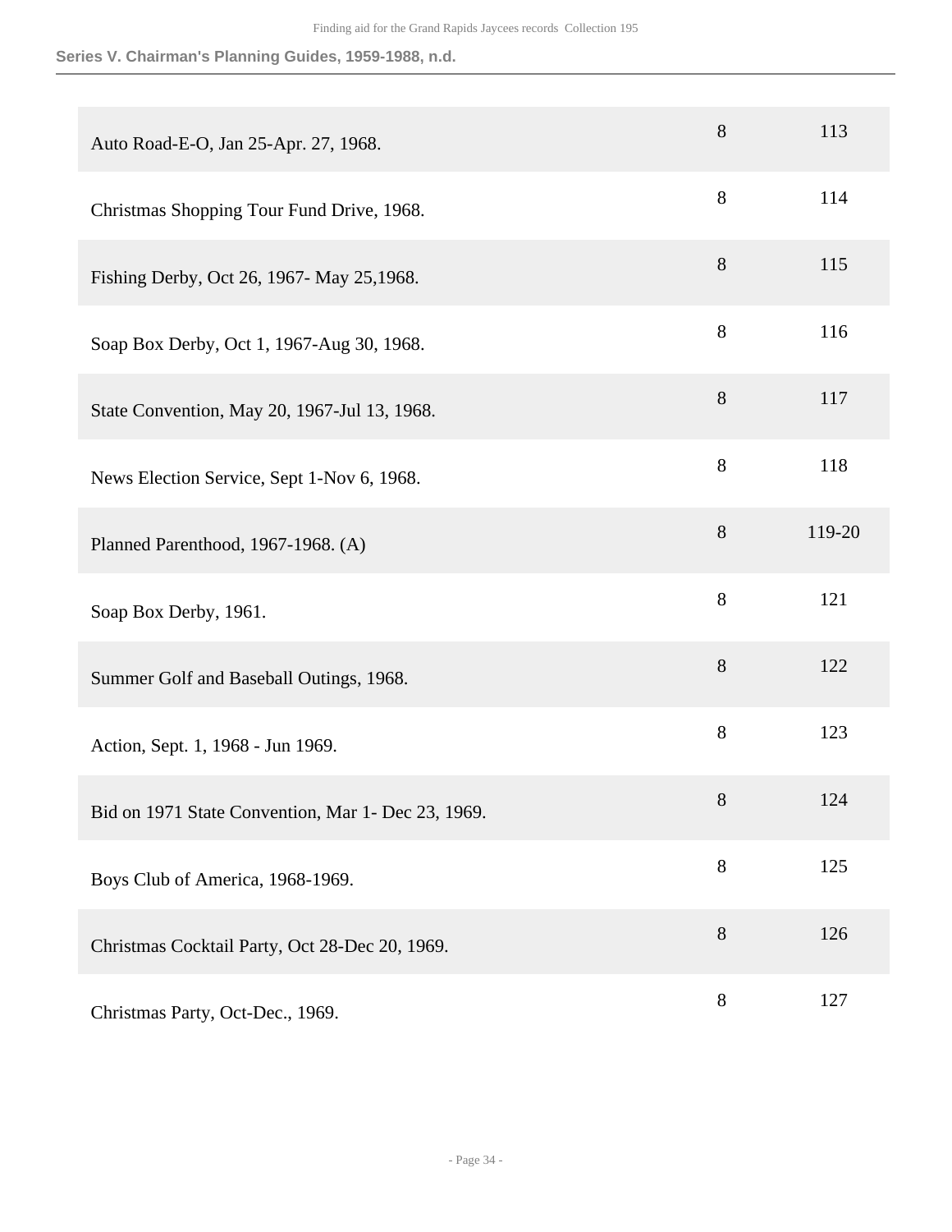| | | |
|---|---|---|
| Auto Road-E-O, Jan 25-Apr. 27, 1968. | 8 | 113 |
| Christmas Shopping Tour Fund Drive, 1968. | 8 | 114 |
| Fishing Derby, Oct 26, 1967- May 25,1968. | 8 | 115 |
| Soap Box Derby, Oct 1, 1967-Aug 30, 1968. | 8 | 116 |
| State Convention, May 20, 1967-Jul 13, 1968. | 8 | 117 |
| News Election Service, Sept 1-Nov 6, 1968. | 8 | 118 |
| Planned Parenthood, 1967-1968. (A) | 8 | 119-20 |
| Soap Box Derby, 1961. | 8 | 121 |
| Summer Golf and Baseball Outings, 1968. | 8 | 122 |
| Action, Sept. 1, 1968 - Jun 1969. | 8 | 123 |
| Bid on 1971 State Convention, Mar 1- Dec 23, 1969. | 8 | 124 |
| Boys Club of America, 1968-1969. | 8 | 125 |
| Christmas Cocktail Party, Oct 28-Dec 20, 1969. | 8 | 126 |
| Christmas Party, Oct-Dec., 1969. | 8 | 127 |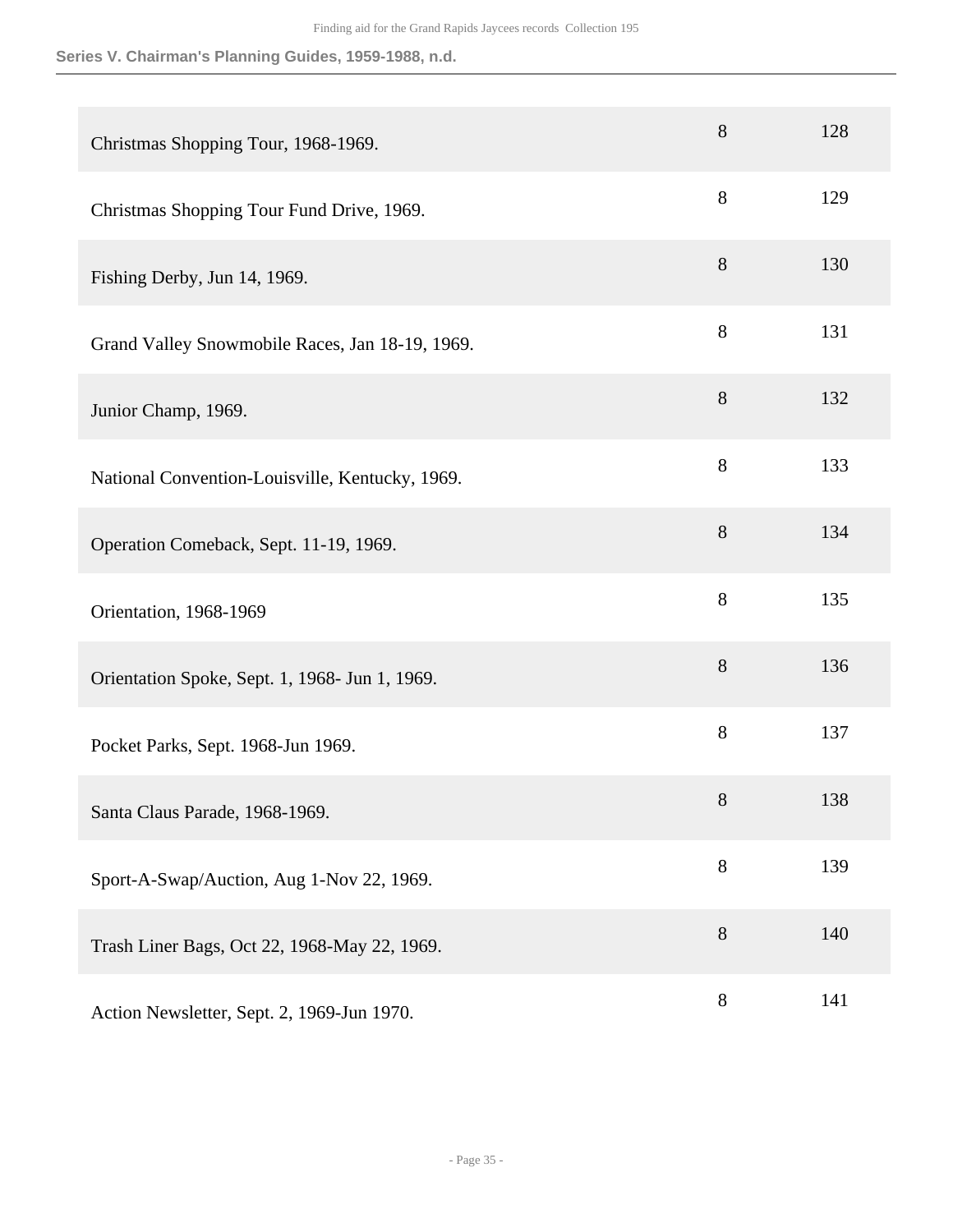| | | |
|---|---|---|
| Christmas Shopping Tour, 1968-1969. | 8 | 128 |
| Christmas Shopping Tour Fund Drive, 1969. | 8 | 129 |
| Fishing Derby, Jun 14, 1969. | 8 | 130 |
| Grand Valley Snowmobile Races, Jan 18-19, 1969. | 8 | 131 |
| Junior Champ, 1969. | 8 | 132 |
| National Convention-Louisville, Kentucky, 1969. | 8 | 133 |
| Operation Comeback, Sept. 11-19, 1969. | 8 | 134 |
| Orientation, 1968-1969 | 8 | 135 |
| Orientation Spoke, Sept. 1, 1968- Jun 1, 1969. | 8 | 136 |
| Pocket Parks, Sept. 1968-Jun 1969. | 8 | 137 |
| Santa Claus Parade, 1968-1969. | 8 | 138 |
| Sport-A-Swap/Auction, Aug 1-Nov 22, 1969. | 8 | 139 |
| Trash Liner Bags, Oct 22, 1968-May 22, 1969. | 8 | 140 |
| Action Newsletter, Sept. 2, 1969-Jun 1970. | 8 | 141 |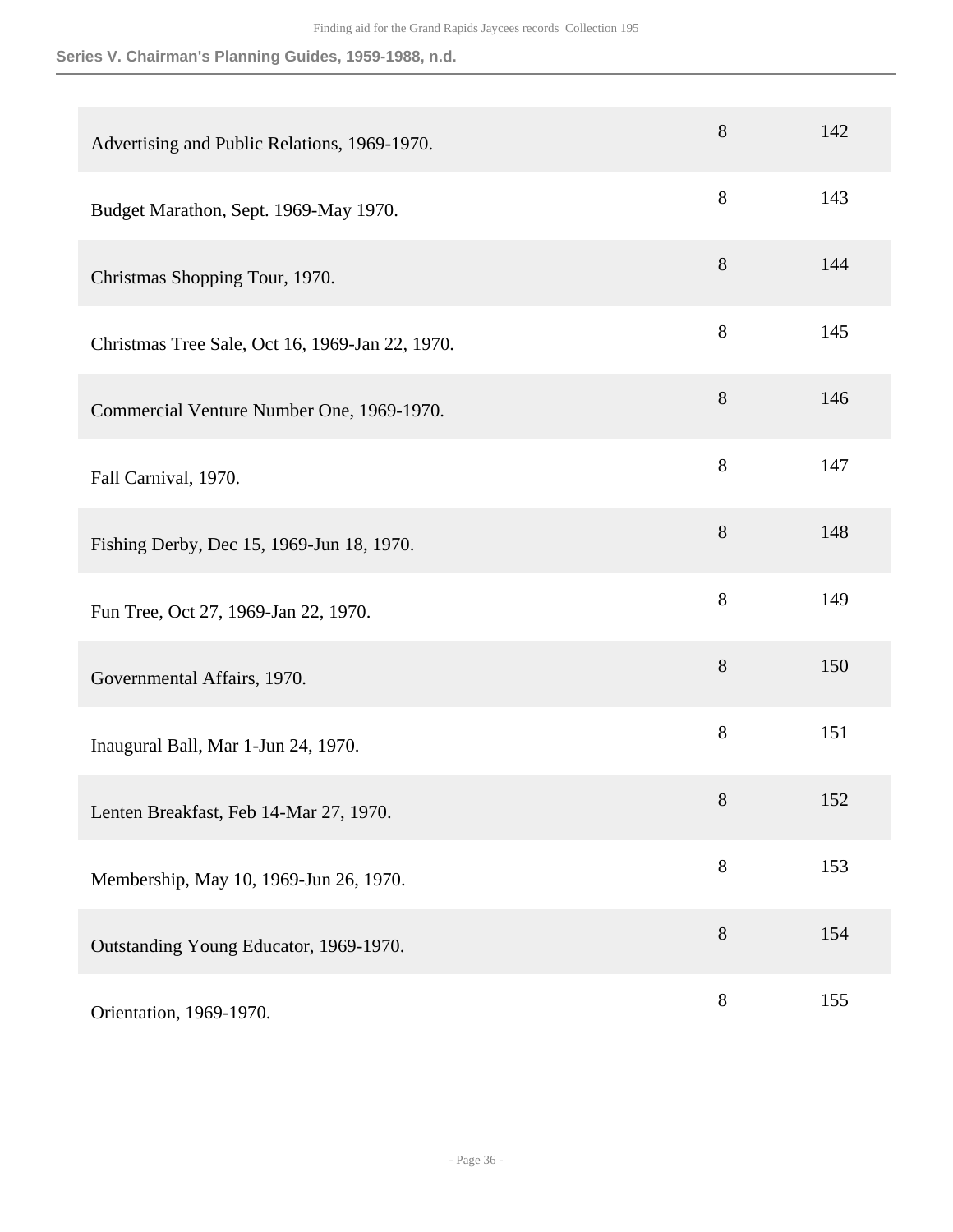## Series V. Chairman's Planning Guides, 1959-1988, n.d.

| | | |
|---|---|---|
| Advertising and Public Relations, 1969-1970. | 8 | 142 |
| Budget Marathon, Sept. 1969-May 1970. | 8 | 143 |
| Christmas Shopping Tour, 1970. | 8 | 144 |
| Christmas Tree Sale, Oct 16, 1969-Jan 22, 1970. | 8 | 145 |
| Commercial Venture Number One, 1969-1970. | 8 | 146 |
| Fall Carnival, 1970. | 8 | 147 |
| Fishing Derby, Dec 15, 1969-Jun 18, 1970. | 8 | 148 |
| Fun Tree, Oct 27, 1969-Jan 22, 1970. | 8 | 149 |
| Governmental Affairs, 1970. | 8 | 150 |
| Inaugural Ball, Mar 1-Jun 24, 1970. | 8 | 151 |
| Lenten Breakfast, Feb 14-Mar 27, 1970. | 8 | 152 |
| Membership, May 10, 1969-Jun 26, 1970. | 8 | 153 |
| Outstanding Young Educator, 1969-1970. | 8 | 154 |
| Orientation, 1969-1970. | 8 | 155 |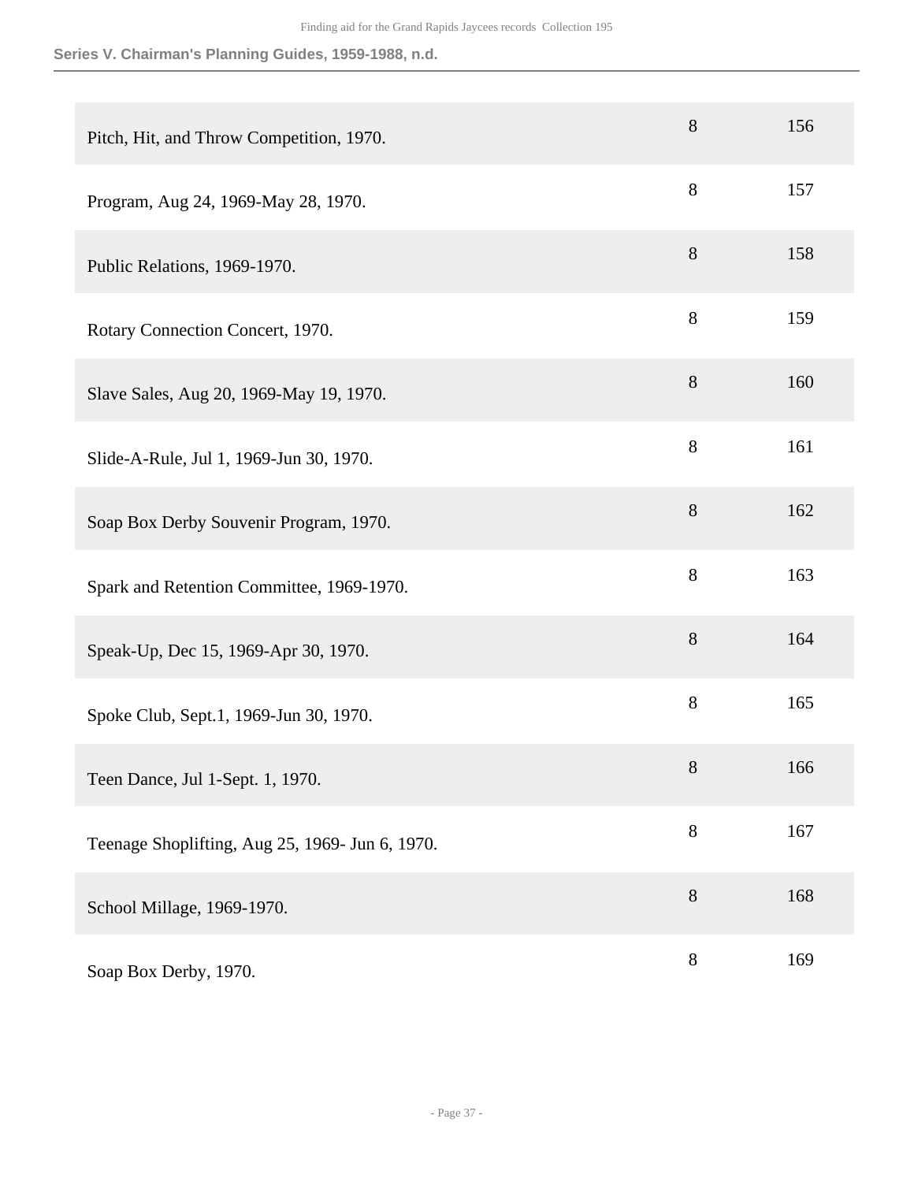| | | |
|---|---|---|
| Pitch, Hit, and Throw Competition, 1970. | 8 | 156 |
| Program, Aug 24, 1969-May 28, 1970. | 8 | 157 |
| Public Relations, 1969-1970. | 8 | 158 |
| Rotary Connection Concert, 1970. | 8 | 159 |
| Slave Sales, Aug 20, 1969-May 19, 1970. | 8 | 160 |
| Slide-A-Rule, Jul 1, 1969-Jun 30, 1970. | 8 | 161 |
| Soap Box Derby Souvenir Program, 1970. | 8 | 162 |
| Spark and Retention Committee, 1969-1970. | 8 | 163 |
| Speak-Up, Dec 15, 1969-Apr 30, 1970. | 8 | 164 |
| Spoke Club, Sept.1, 1969-Jun 30, 1970. | 8 | 165 |
| Teen Dance, Jul 1-Sept. 1, 1970. | 8 | 166 |
| Teenage Shoplifting, Aug 25, 1969- Jun 6, 1970. | 8 | 167 |
| School Millage, 1969-1970. | 8 | 168 |
| Soap Box Derby, 1970. | 8 | 169 |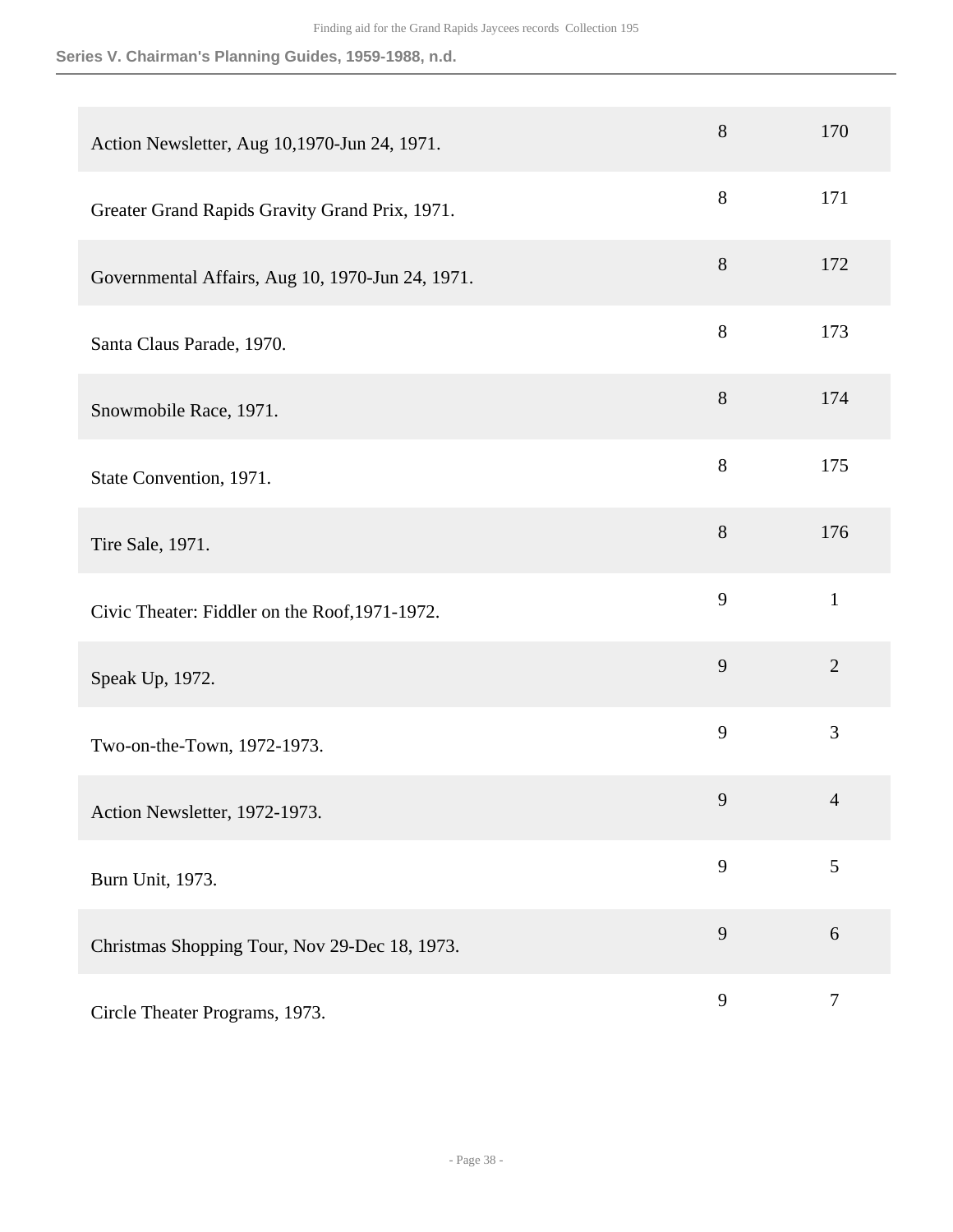## Series V. Chairman's Planning Guides, 1959-1988, n.d.

| | | |
|---|---|---|
| Action Newsletter, Aug 10,1970-Jun 24, 1971. | 8 | 170 |
| Greater Grand Rapids Gravity Grand Prix, 1971. | 8 | 171 |
| Governmental Affairs, Aug 10, 1970-Jun 24, 1971. | 8 | 172 |
| Santa Claus Parade, 1970. | 8 | 173 |
| Snowmobile Race, 1971. | 8 | 174 |
| State Convention, 1971. | 8 | 175 |
| Tire Sale, 1971. | 8 | 176 |
| Civic Theater: Fiddler on the Roof,1971-1972. | 9 | 1 |
| Speak Up, 1972. | 9 | 2 |
| Two-on-the-Town, 1972-1973. | 9 | 3 |
| Action Newsletter, 1972-1973. | 9 | 4 |
| Burn Unit, 1973. | 9 | 5 |
| Christmas Shopping Tour, Nov 29-Dec 18, 1973. | 9 | 6 |
| Circle Theater Programs, 1973. | 9 | 7 |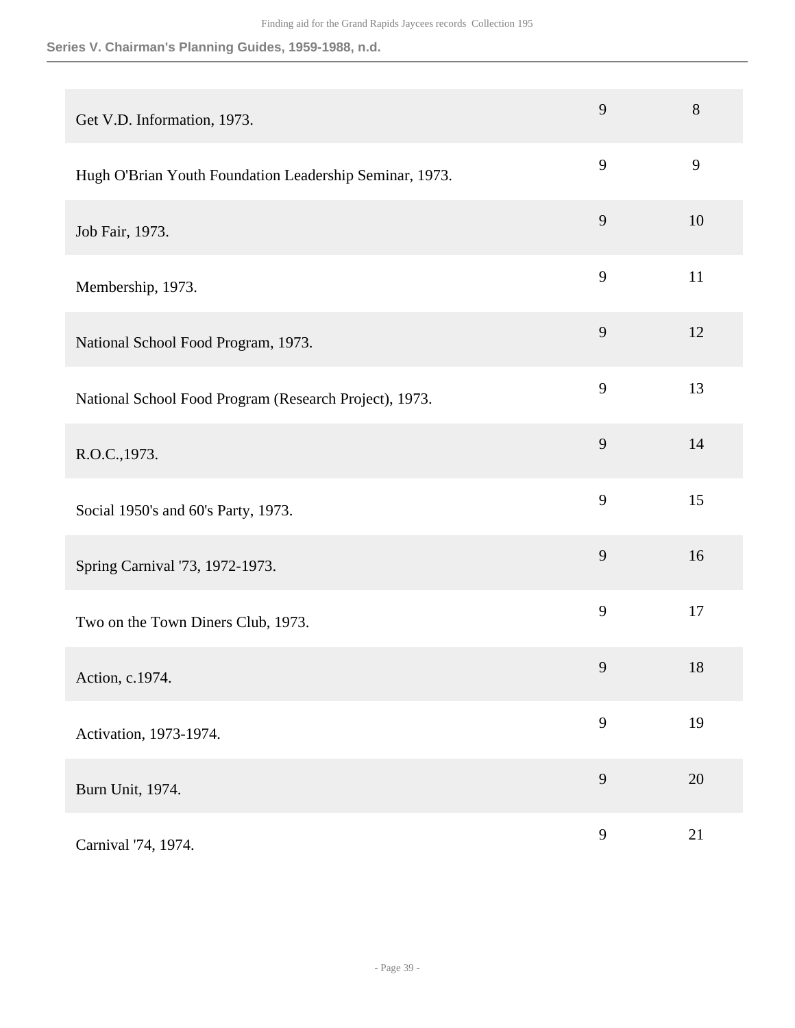| | | |
|---|---|---|
| Get V.D. Information, 1973. | 9 | 8 |
| Hugh O'Brian Youth Foundation Leadership Seminar, 1973. | 9 | 9 |
| Job Fair, 1973. | 9 | 10 |
| Membership, 1973. | 9 | 11 |
| National School Food Program, 1973. | 9 | 12 |
| National School Food Program (Research Project), 1973. | 9 | 13 |
| R.O.C.,1973. | 9 | 14 |
| Social 1950's and 60's Party, 1973. | 9 | 15 |
| Spring Carnival '73, 1972-1973. | 9 | 16 |
| Two on the Town Diners Club, 1973. | 9 | 17 |
| Action, c.1974. | 9 | 18 |
| Activation, 1973-1974. | 9 | 19 |
| Burn Unit, 1974. | 9 | 20 |
| Carnival '74, 1974. | 9 | 21 |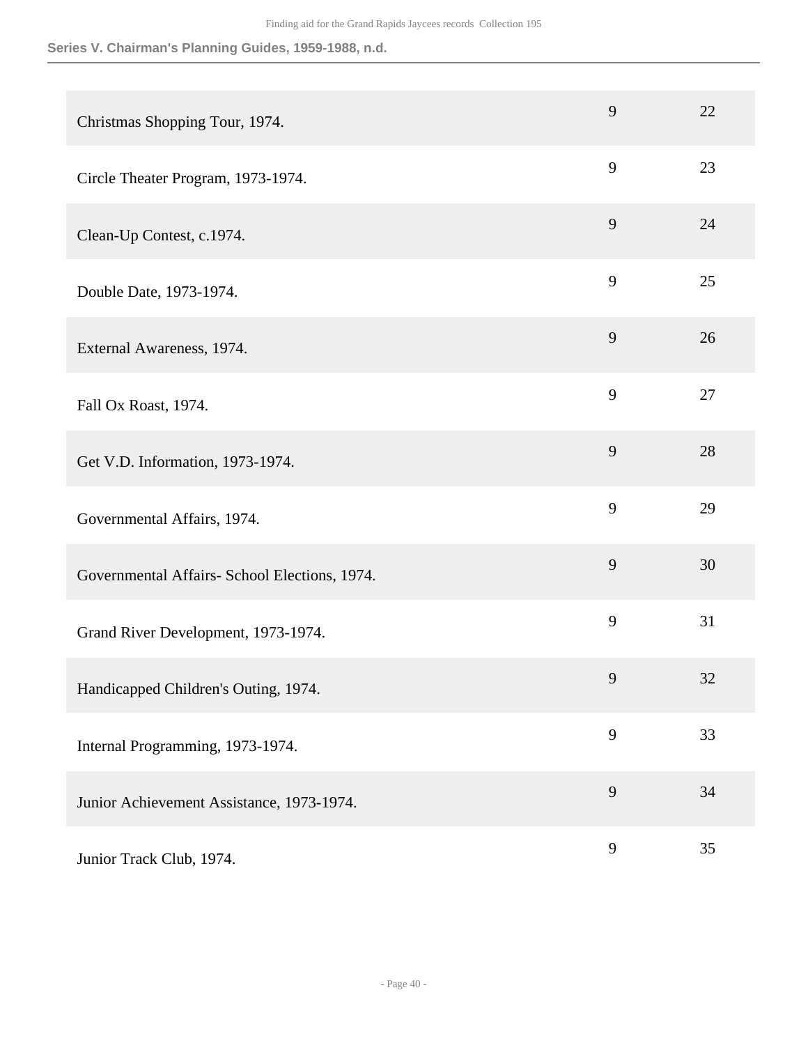| | | |
|---|---|---|
| Christmas Shopping Tour, 1974. | 9 | 22 |
| Circle Theater Program, 1973-1974. | 9 | 23 |
| Clean-Up Contest, c.1974. | 9 | 24 |
| Double Date, 1973-1974. | 9 | 25 |
| External Awareness, 1974. | 9 | 26 |
| Fall Ox Roast, 1974. | 9 | 27 |
| Get V.D. Information, 1973-1974. | 9 | 28 |
| Governmental Affairs, 1974. | 9 | 29 |
| Governmental Affairs- School Elections, 1974. | 9 | 30 |
| Grand River Development, 1973-1974. | 9 | 31 |
| Handicapped Children's Outing, 1974. | 9 | 32 |
| Internal Programming, 1973-1974. | 9 | 33 |
| Junior Achievement Assistance, 1973-1974. | 9 | 34 |
| Junior Track Club, 1974. | 9 | 35 |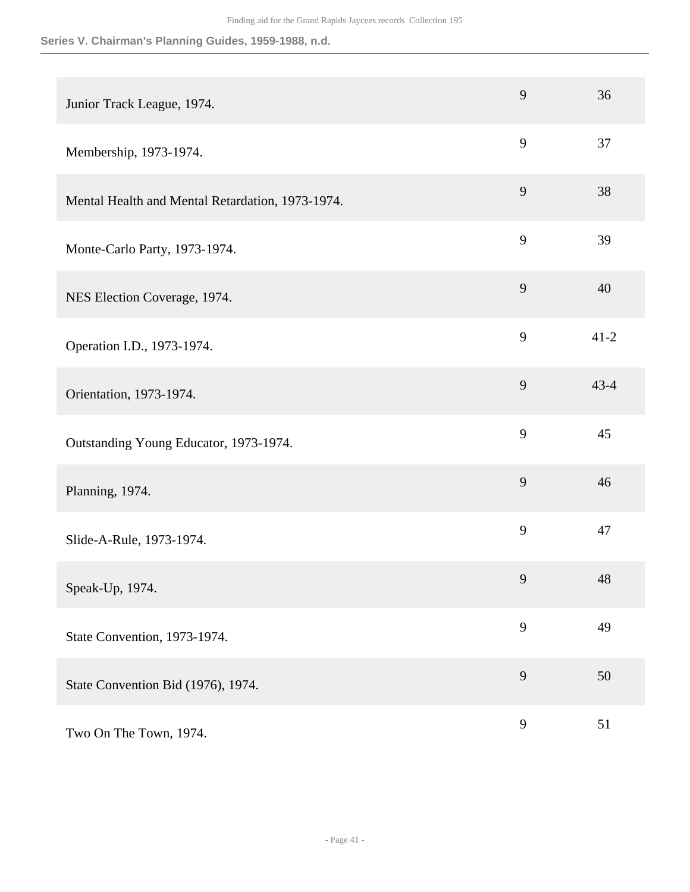| | | |
|---|---|---|
| Junior Track League, 1974. | 9 | 36 |
| Membership, 1973-1974. | 9 | 37 |
| Mental Health and Mental Retardation, 1973-1974. | 9 | 38 |
| Monte-Carlo Party, 1973-1974. | 9 | 39 |
| NES Election Coverage, 1974. | 9 | 40 |
| Operation I.D., 1973-1974. | 9 | 41-2 |
| Orientation, 1973-1974. | 9 | 43-4 |
| Outstanding Young Educator, 1973-1974. | 9 | 45 |
| Planning, 1974. | 9 | 46 |
| Slide-A-Rule, 1973-1974. | 9 | 47 |
| Speak-Up, 1974. | 9 | 48 |
| State Convention, 1973-1974. | 9 | 49 |
| State Convention Bid (1976), 1974. | 9 | 50 |
| Two On The Town, 1974. | 9 | 51 |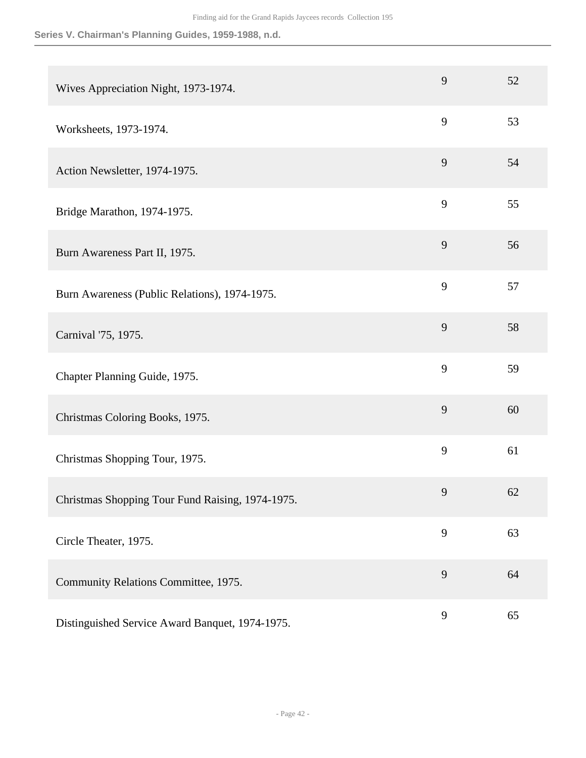**Series V. Chairman's Planning Guides, 1959-1988, n.d.**

| | | |
|---|---|---|
| Wives Appreciation Night, 1973-1974. | 9 | 52 |
| Worksheets, 1973-1974. | 9 | 53 |
| Action Newsletter, 1974-1975. | 9 | 54 |
| Bridge Marathon, 1974-1975. | 9 | 55 |
| Burn Awareness Part II, 1975. | 9 | 56 |
| Burn Awareness (Public Relations), 1974-1975. | 9 | 57 |
| Carnival '75, 1975. | 9 | 58 |
| Chapter Planning Guide, 1975. | 9 | 59 |
| Christmas Coloring Books, 1975. | 9 | 60 |
| Christmas Shopping Tour, 1975. | 9 | 61 |
| Christmas Shopping Tour Fund Raising, 1974-1975. | 9 | 62 |
| Circle Theater, 1975. | 9 | 63 |
| Community Relations Committee, 1975. | 9 | 64 |
| Distinguished Service Award Banquet, 1974-1975. | 9 | 65 |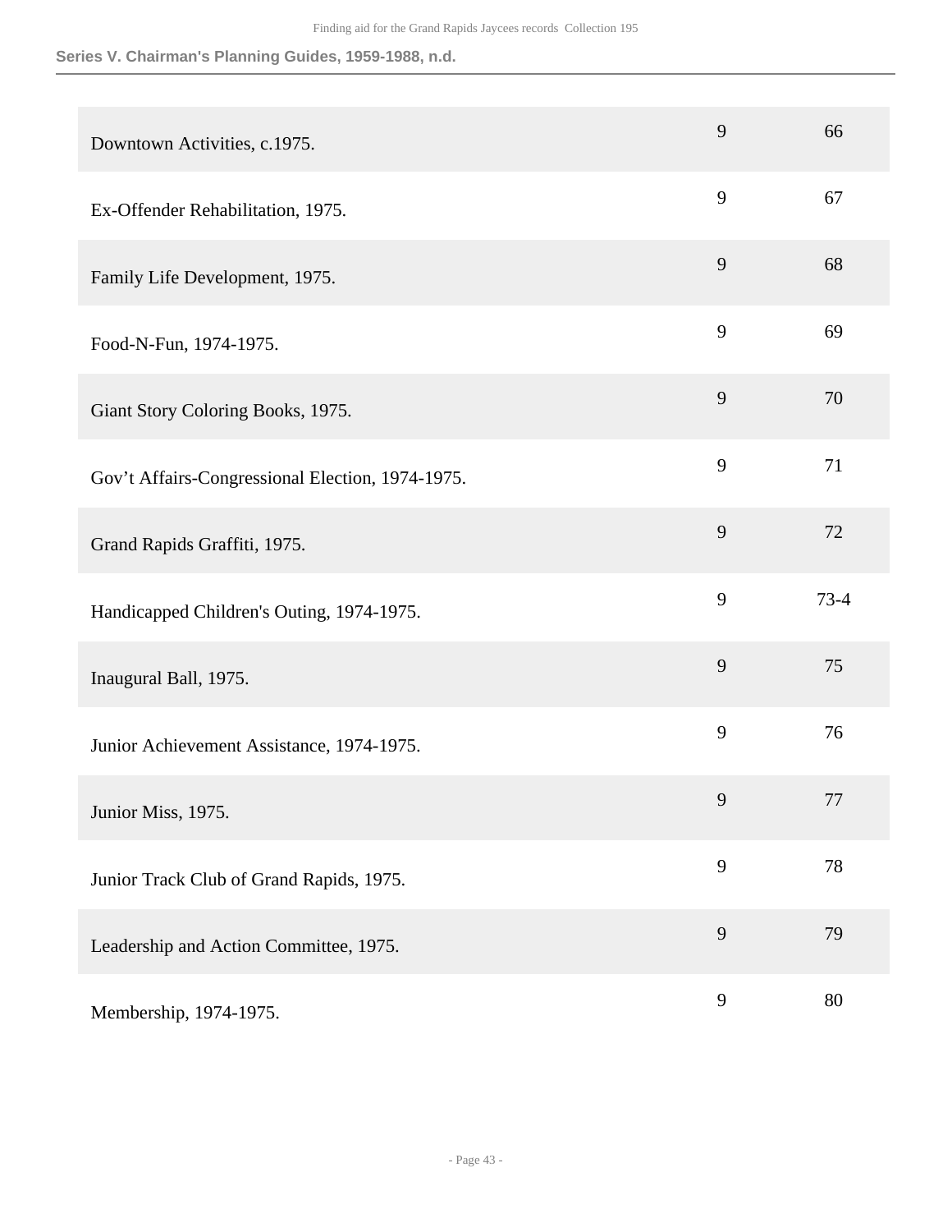## Series V. Chairman's Planning Guides, 1959-1988, n.d.

| | | |
|---|---|---|
| Downtown Activities, c.1975. | 9 | 66 |
| Ex-Offender Rehabilitation, 1975. | 9 | 67 |
| Family Life Development, 1975. | 9 | 68 |
| Food-N-Fun, 1974-1975. | 9 | 69 |
| Giant Story Coloring Books, 1975. | 9 | 70 |
| Gov't Affairs-Congressional Election, 1974-1975. | 9 | 71 |
| Grand Rapids Graffiti, 1975. | 9 | 72 |
| Handicapped Children's Outing, 1974-1975. | 9 | 73-4 |
| Inaugural Ball, 1975. | 9 | 75 |
| Junior Achievement Assistance, 1974-1975. | 9 | 76 |
| Junior Miss, 1975. | 9 | 77 |
| Junior Track Club of Grand Rapids, 1975. | 9 | 78 |
| Leadership and Action Committee, 1975. | 9 | 79 |
| Membership, 1974-1975. | 9 | 80 |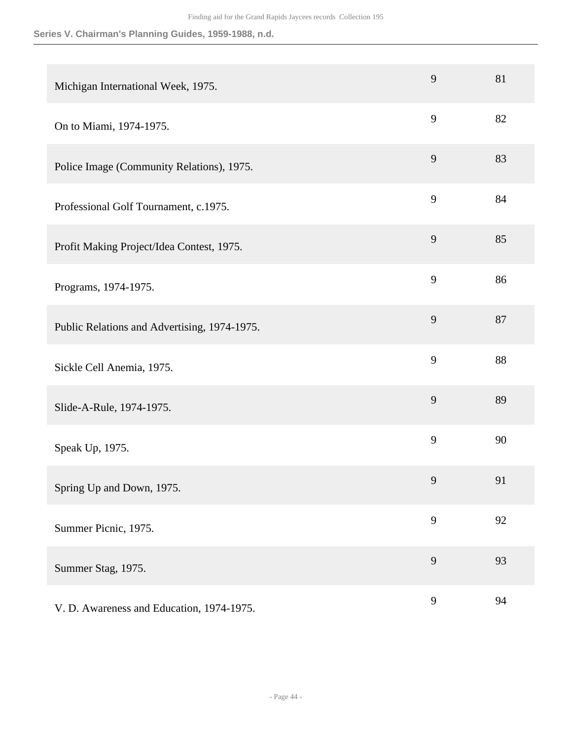**Series V. Chairman's Planning Guides, 1959-1988, n.d.**

| | | |
|---|---|---|
| Michigan International Week, 1975. | 9 | 81 |
| On to Miami, 1974-1975. | 9 | 82 |
| Police Image (Community Relations), 1975. | 9 | 83 |
| Professional Golf Tournament, c.1975. | 9 | 84 |
| Profit Making Project/Idea Contest, 1975. | 9 | 85 |
| Programs, 1974-1975. | 9 | 86 |
| Public Relations and Advertising, 1974-1975. | 9 | 87 |
| Sickle Cell Anemia, 1975. | 9 | 88 |
| Slide-A-Rule, 1974-1975. | 9 | 89 |
| Speak Up, 1975. | 9 | 90 |
| Spring Up and Down, 1975. | 9 | 91 |
| Summer Picnic, 1975. | 9 | 92 |
| Summer Stag, 1975. | 9 | 93 |
| V. D. Awareness and Education, 1974-1975. | 9 | 94 |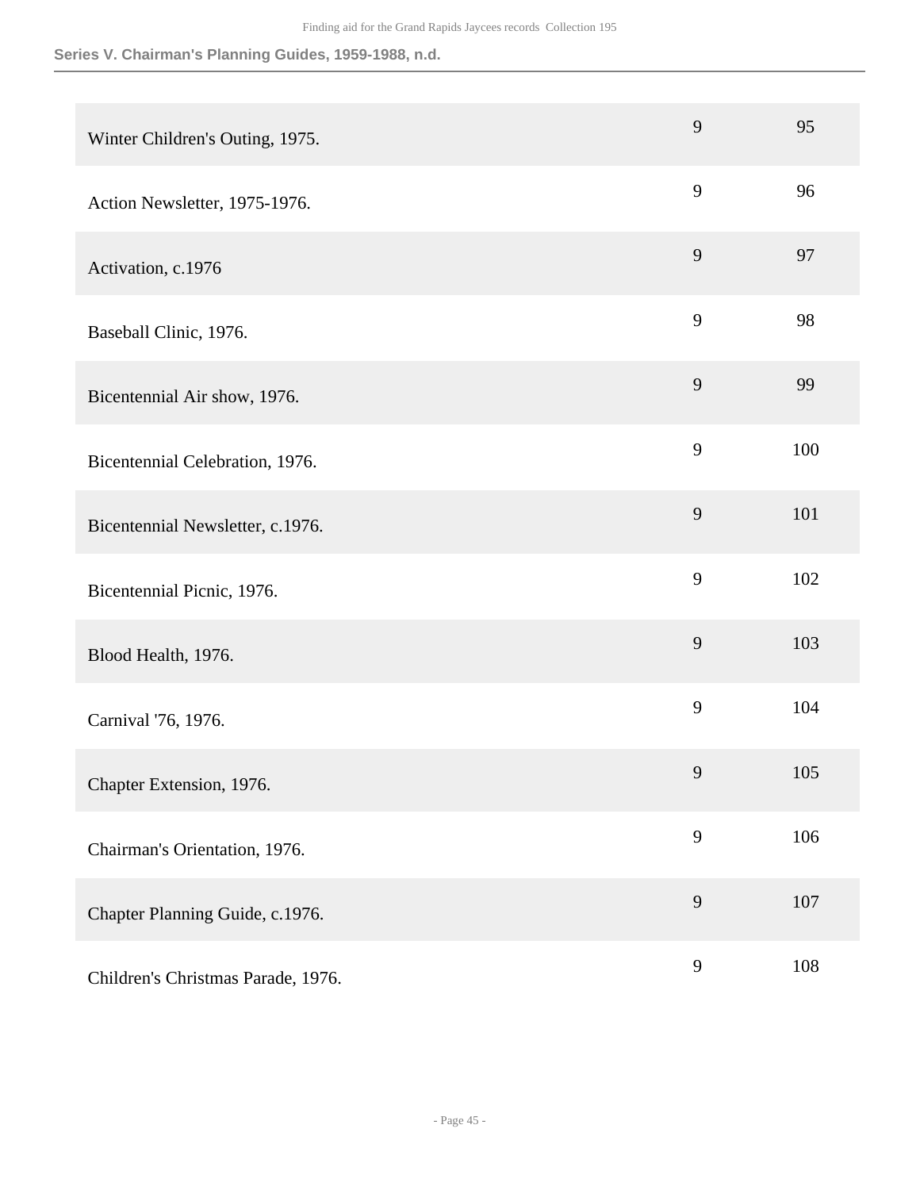| | | |
|---|---|---|
| Winter Children's Outing, 1975. | 9 | 95 |
| Action Newsletter, 1975-1976. | 9 | 96 |
| Activation, c.1976 | 9 | 97 |
| Baseball Clinic, 1976. | 9 | 98 |
| Bicentennial Air show, 1976. | 9 | 99 |
| Bicentennial Celebration, 1976. | 9 | 100 |
| Bicentennial Newsletter, c.1976. | 9 | 101 |
| Bicentennial Picnic, 1976. | 9 | 102 |
| Blood Health, 1976. | 9 | 103 |
| Carnival '76, 1976. | 9 | 104 |
| Chapter Extension, 1976. | 9 | 105 |
| Chairman's Orientation, 1976. | 9 | 106 |
| Chapter Planning Guide, c.1976. | 9 | 107 |
| Children's Christmas Parade, 1976. | 9 | 108 |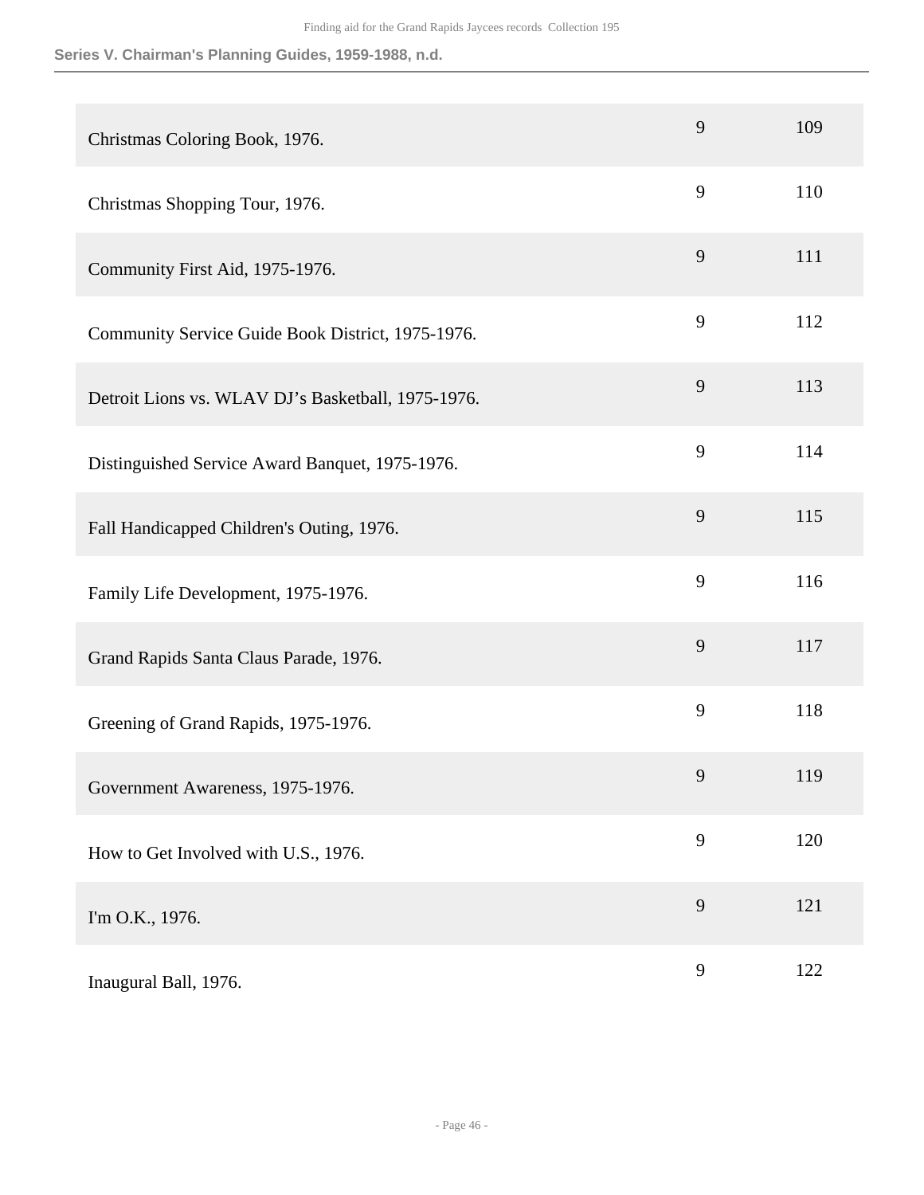| | | |
|---|---|---|
| Christmas Coloring Book, 1976. | 9 | 109 |
| Christmas Shopping Tour, 1976. | 9 | 110 |
| Community First Aid, 1975-1976. | 9 | 111 |
| Community Service Guide Book District, 1975-1976. | 9 | 112 |
| Detroit Lions vs. WLAV DJ’s Basketball, 1975-1976. | 9 | 113 |
| Distinguished Service Award Banquet, 1975-1976. | 9 | 114 |
| Fall Handicapped Children's Outing, 1976. | 9 | 115 |
| Family Life Development, 1975-1976. | 9 | 116 |
| Grand Rapids Santa Claus Parade, 1976. | 9 | 117 |
| Greening of Grand Rapids, 1975-1976. | 9 | 118 |
| Government Awareness, 1975-1976. | 9 | 119 |
| How to Get Involved with U.S., 1976. | 9 | 120 |
| I'm O.K., 1976. | 9 | 121 |
| Inaugural Ball, 1976. | 9 | 122 |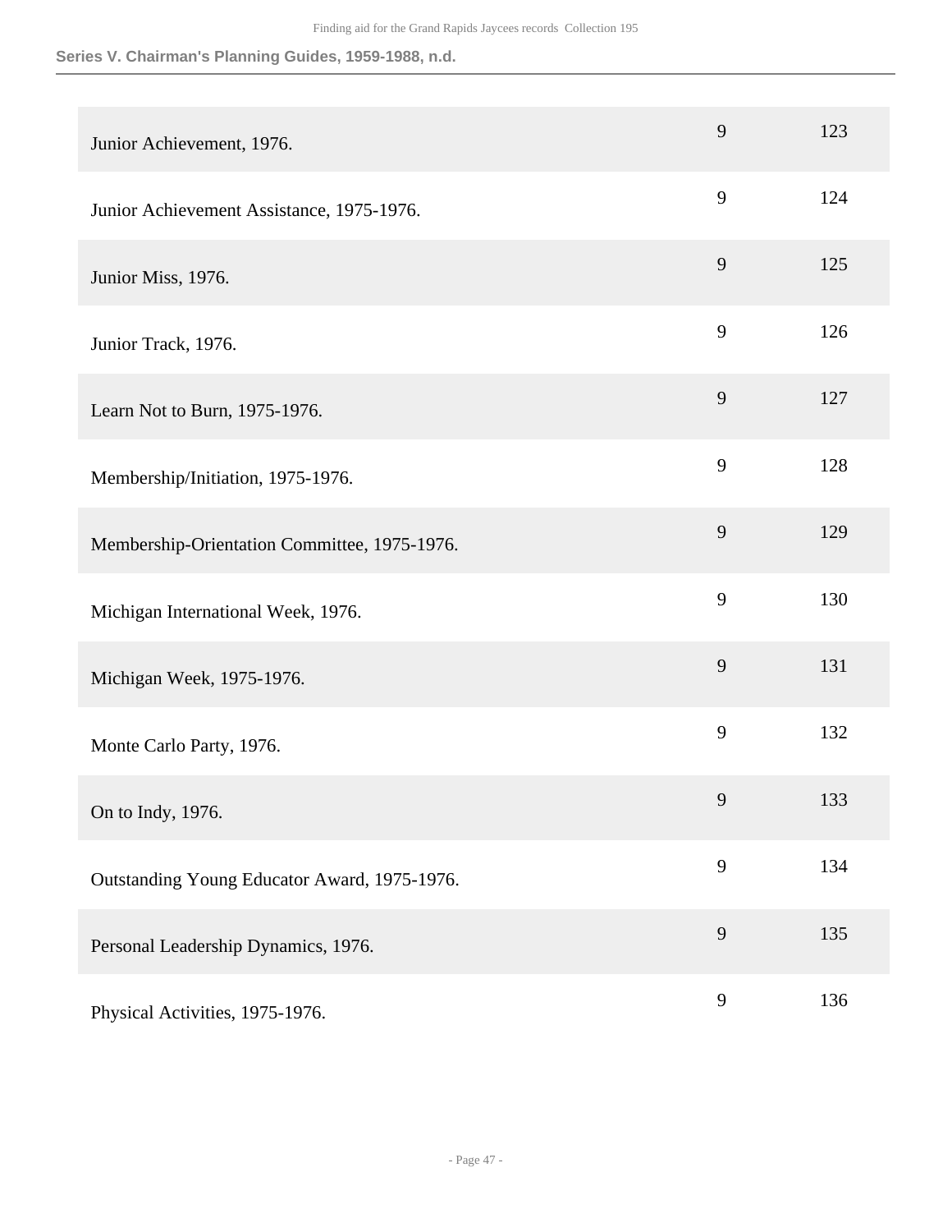| | | |
|---|---|---|
| Junior Achievement, 1976. | 9 | 123 |
| Junior Achievement Assistance, 1975-1976. | 9 | 124 |
| Junior Miss, 1976. | 9 | 125 |
| Junior Track, 1976. | 9 | 126 |
| Learn Not to Burn, 1975-1976. | 9 | 127 |
| Membership/Initiation, 1975-1976. | 9 | 128 |
| Membership-Orientation Committee, 1975-1976. | 9 | 129 |
| Michigan International Week, 1976. | 9 | 130 |
| Michigan Week, 1975-1976. | 9 | 131 |
| Monte Carlo Party, 1976. | 9 | 132 |
| On to Indy, 1976. | 9 | 133 |
| Outstanding Young Educator Award, 1975-1976. | 9 | 134 |
| Personal Leadership Dynamics, 1976. | 9 | 135 |
| Physical Activities, 1975-1976. | 9 | 136 |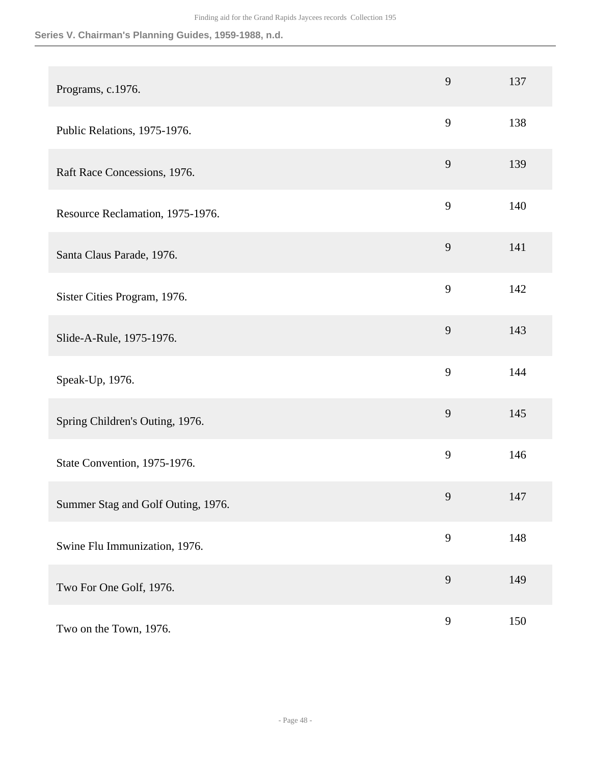| | | |
|---|---|---|
| Programs, c.1976. | 9 | 137 |
| Public Relations, 1975-1976. | 9 | 138 |
| Raft Race Concessions, 1976. | 9 | 139 |
| Resource Reclamation, 1975-1976. | 9 | 140 |
| Santa Claus Parade, 1976. | 9 | 141 |
| Sister Cities Program, 1976. | 9 | 142 |
| Slide-A-Rule, 1975-1976. | 9 | 143 |
| Speak-Up, 1976. | 9 | 144 |
| Spring Children's Outing, 1976. | 9 | 145 |
| State Convention, 1975-1976. | 9 | 146 |
| Summer Stag and Golf Outing, 1976. | 9 | 147 |
| Swine Flu Immunization, 1976. | 9 | 148 |
| Two For One Golf, 1976. | 9 | 149 |
| Two on the Town, 1976. | 9 | 150 |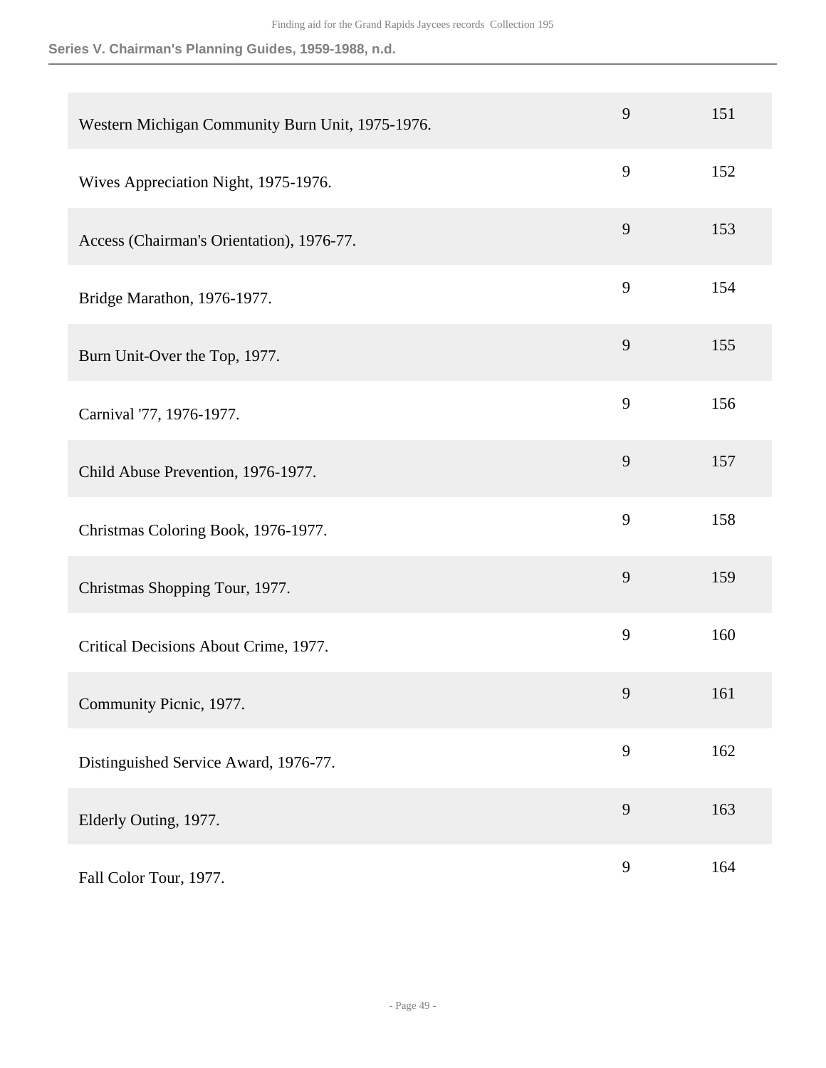| | | |
|---|---|---|
| Western Michigan Community Burn Unit, 1975-1976. | 9 | 151 |
| Wives Appreciation Night, 1975-1976. | 9 | 152 |
| Access (Chairman's Orientation), 1976-77. | 9 | 153 |
| Bridge Marathon, 1976-1977. | 9 | 154 |
| Burn Unit-Over the Top, 1977. | 9 | 155 |
| Carnival '77, 1976-1977. | 9 | 156 |
| Child Abuse Prevention, 1976-1977. | 9 | 157 |
| Christmas Coloring Book, 1976-1977. | 9 | 158 |
| Christmas Shopping Tour, 1977. | 9 | 159 |
| Critical Decisions About Crime, 1977. | 9 | 160 |
| Community Picnic, 1977. | 9 | 161 |
| Distinguished Service Award, 1976-77. | 9 | 162 |
| Elderly Outing, 1977. | 9 | 163 |
| Fall Color Tour, 1977. | 9 | 164 |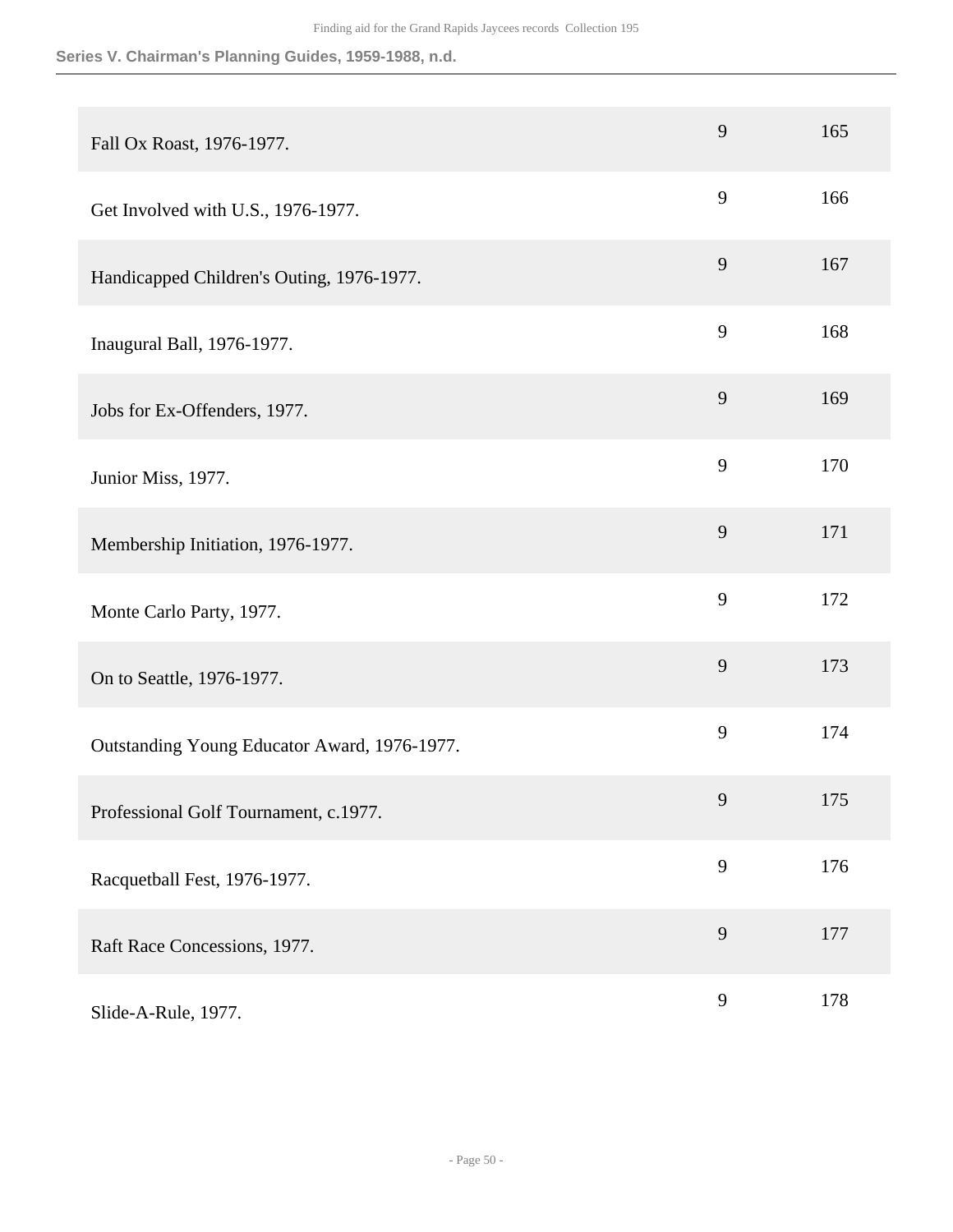## Series V. Chairman's Planning Guides, 1959-1988, n.d.

| | | |
|---|---|---|
| Fall Ox Roast, 1976-1977. | 9 | 165 |
| Get Involved with U.S., 1976-1977. | 9 | 166 |
| Handicapped Children's Outing, 1976-1977. | 9 | 167 |
| Inaugural Ball, 1976-1977. | 9 | 168 |
| Jobs for Ex-Offenders, 1977. | 9 | 169 |
| Junior Miss, 1977. | 9 | 170 |
| Membership Initiation, 1976-1977. | 9 | 171 |
| Monte Carlo Party, 1977. | 9 | 172 |
| On to Seattle, 1976-1977. | 9 | 173 |
| Outstanding Young Educator Award, 1976-1977. | 9 | 174 |
| Professional Golf Tournament, c.1977. | 9 | 175 |
| Racquetball Fest, 1976-1977. | 9 | 176 |
| Raft Race Concessions, 1977. | 9 | 177 |
| Slide-A-Rule, 1977. | 9 | 178 |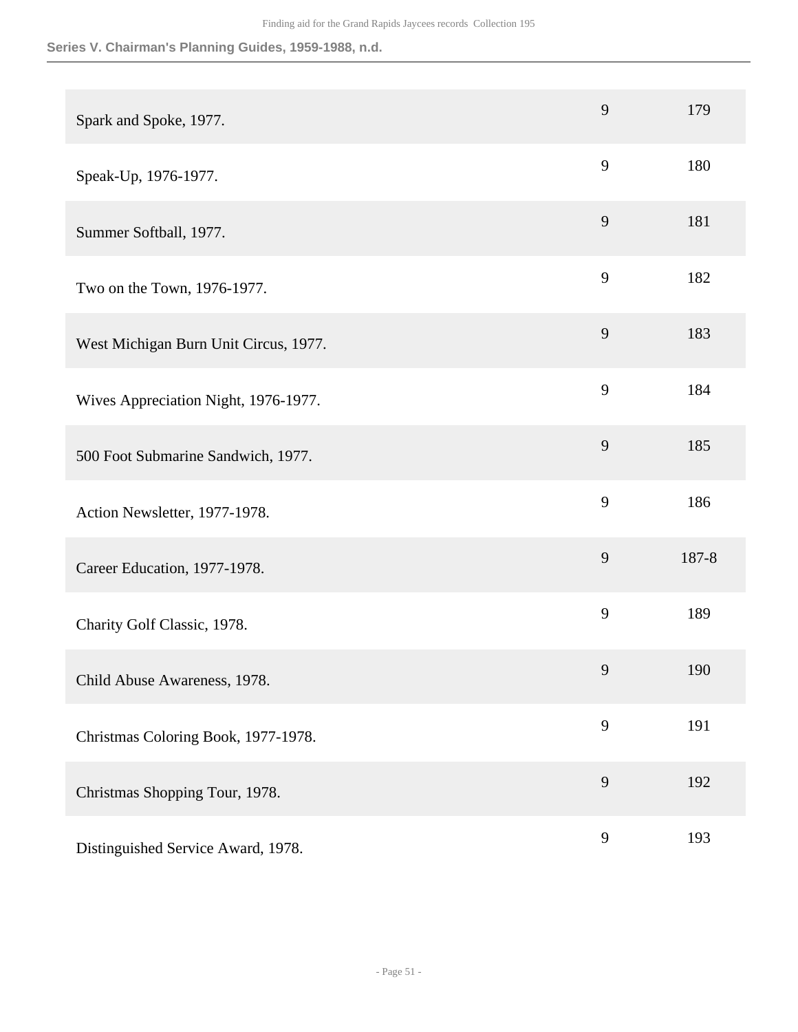| | | |
|---|---|---|
| Spark and Spoke, 1977. | 9 | 179 |
| Speak-Up, 1976-1977. | 9 | 180 |
| Summer Softball, 1977. | 9 | 181 |
| Two on the Town, 1976-1977. | 9 | 182 |
| West Michigan Burn Unit Circus, 1977. | 9 | 183 |
| Wives Appreciation Night, 1976-1977. | 9 | 184 |
| 500 Foot Submarine Sandwich, 1977. | 9 | 185 |
| Action Newsletter, 1977-1978. | 9 | 186 |
| Career Education, 1977-1978. | 9 | 187-8 |
| Charity Golf Classic, 1978. | 9 | 189 |
| Child Abuse Awareness, 1978. | 9 | 190 |
| Christmas Coloring Book, 1977-1978. | 9 | 191 |
| Christmas Shopping Tour, 1978. | 9 | 192 |
| Distinguished Service Award, 1978. | 9 | 193 |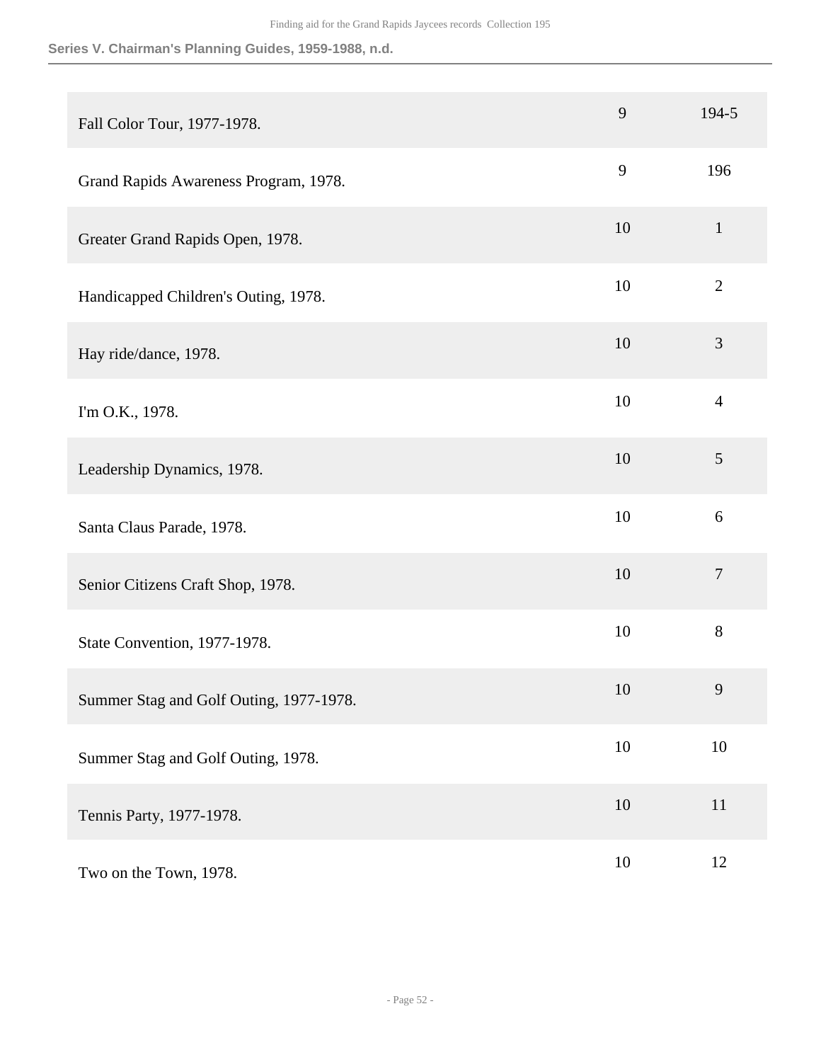## Series V. Chairman's Planning Guides, 1959-1988, n.d.

| | | |
|---|---|---|
| Fall Color Tour, 1977-1978. | 9 | 194-5 |
| Grand Rapids Awareness Program, 1978. | 9 | 196 |
| Greater Grand Rapids Open, 1978. | 10 | 1 |
| Handicapped Children's Outing, 1978. | 10 | 2 |
| Hay ride/dance, 1978. | 10 | 3 |
| I'm O.K., 1978. | 10 | 4 |
| Leadership Dynamics, 1978. | 10 | 5 |
| Santa Claus Parade, 1978. | 10 | 6 |
| Senior Citizens Craft Shop, 1978. | 10 | 7 |
| State Convention, 1977-1978. | 10 | 8 |
| Summer Stag and Golf Outing, 1977-1978. | 10 | 9 |
| Summer Stag and Golf Outing, 1978. | 10 | 10 |
| Tennis Party, 1977-1978. | 10 | 11 |
| Two on the Town, 1978. | 10 | 12 |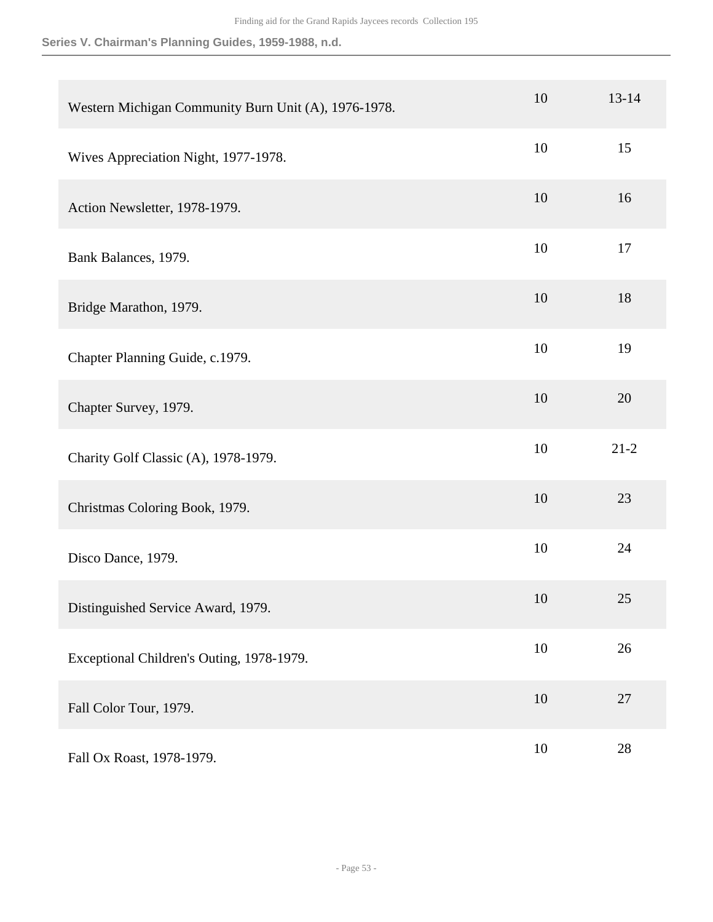**Series V. Chairman's Planning Guides, 1959-1988, n.d.**

| | | |
|---|---|---|
| Western Michigan Community Burn Unit (A), 1976-1978. | 10 | 13-14 |
| Wives Appreciation Night, 1977-1978. | 10 | 15 |
| Action Newsletter, 1978-1979. | 10 | 16 |
| Bank Balances, 1979. | 10 | 17 |
| Bridge Marathon, 1979. | 10 | 18 |
| Chapter Planning Guide, c.1979. | 10 | 19 |
| Chapter Survey, 1979. | 10 | 20 |
| Charity Golf Classic (A), 1978-1979. | 10 | 21-2 |
| Christmas Coloring Book, 1979. | 10 | 23 |
| Disco Dance, 1979. | 10 | 24 |
| Distinguished Service Award, 1979. | 10 | 25 |
| Exceptional Children's Outing, 1978-1979. | 10 | 26 |
| Fall Color Tour, 1979. | 10 | 27 |
| Fall Ox Roast, 1978-1979. | 10 | 28 |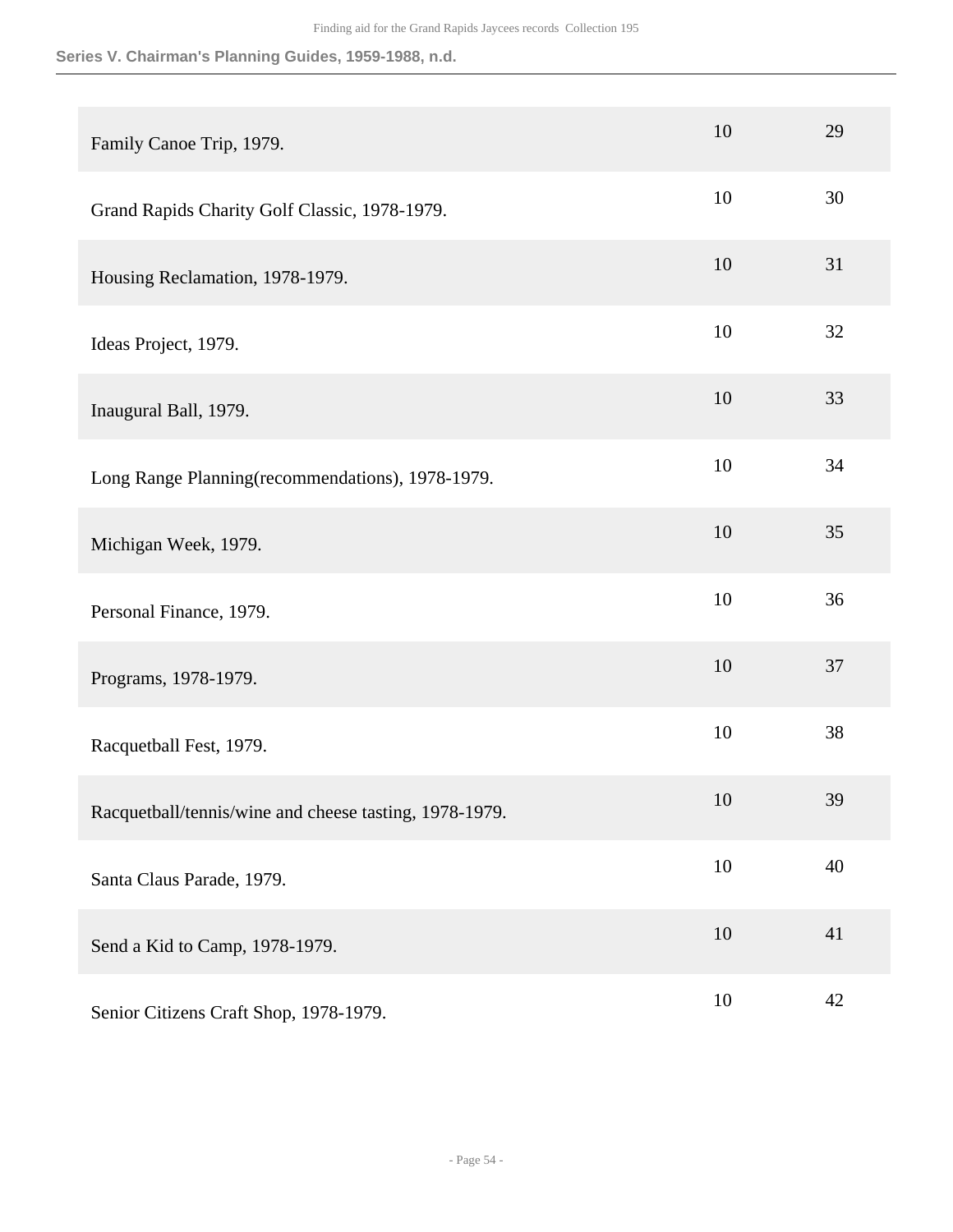| | | |
|---|---|---|
| Family Canoe Trip, 1979. | 10 | 29 |
| Grand Rapids Charity Golf Classic, 1978-1979. | 10 | 30 |
| Housing Reclamation, 1978-1979. | 10 | 31 |
| Ideas Project, 1979. | 10 | 32 |
| Inaugural Ball, 1979. | 10 | 33 |
| Long Range Planning(recommendations), 1978-1979. | 10 | 34 |
| Michigan Week, 1979. | 10 | 35 |
| Personal Finance, 1979. | 10 | 36 |
| Programs, 1978-1979. | 10 | 37 |
| Racquetball Fest, 1979. | 10 | 38 |
| Racquetball/tennis/wine and cheese tasting, 1978-1979. | 10 | 39 |
| Santa Claus Parade, 1979. | 10 | 40 |
| Send a Kid to Camp, 1978-1979. | 10 | 41 |
| Senior Citizens Craft Shop, 1978-1979. | 10 | 42 |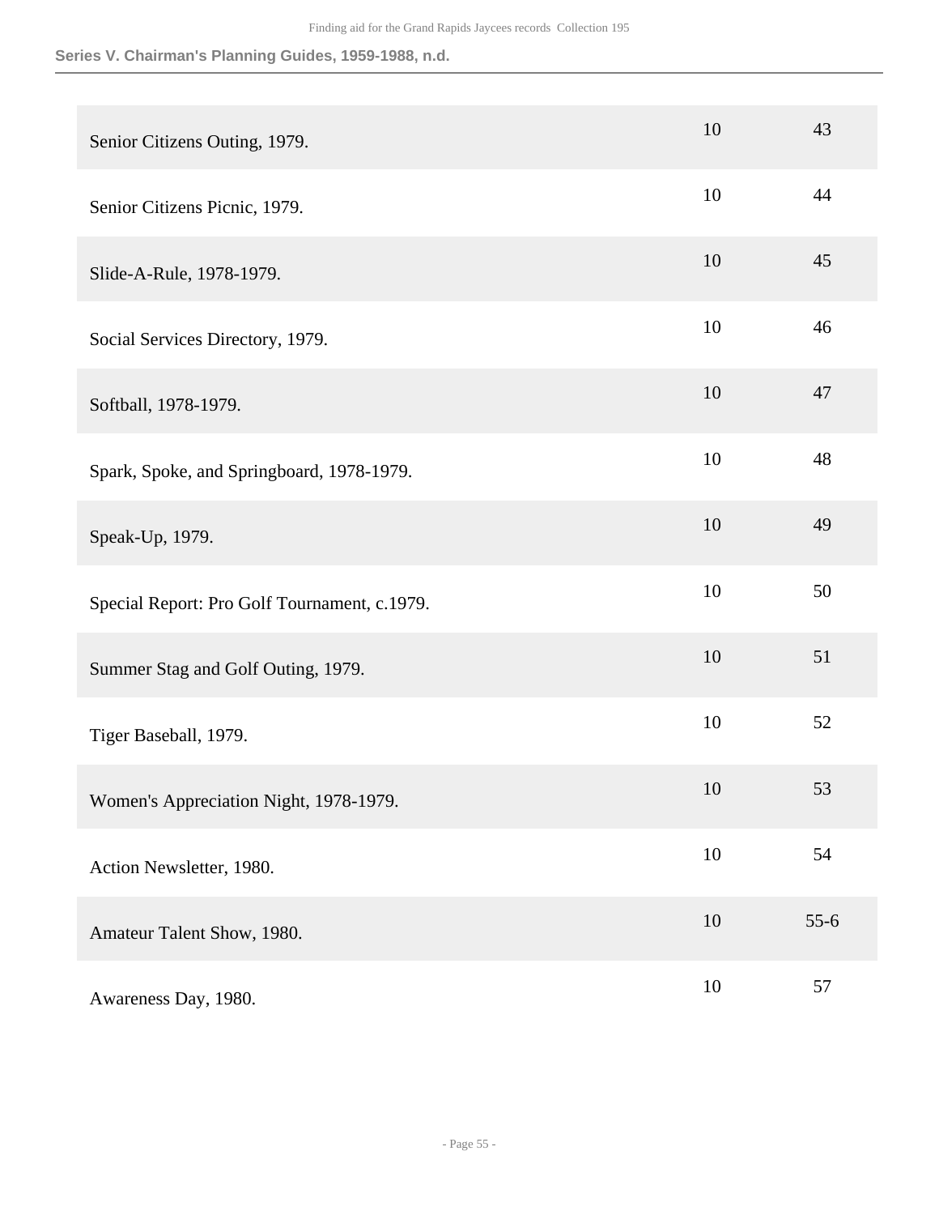| | | |
|---|---|---|
| Senior Citizens Outing, 1979. | 10 | 43 |
| Senior Citizens Picnic, 1979. | 10 | 44 |
| Slide-A-Rule, 1978-1979. | 10 | 45 |
| Social Services Directory, 1979. | 10 | 46 |
| Softball, 1978-1979. | 10 | 47 |
| Spark, Spoke, and Springboard, 1978-1979. | 10 | 48 |
| Speak-Up, 1979. | 10 | 49 |
| Special Report: Pro Golf Tournament, c.1979. | 10 | 50 |
| Summer Stag and Golf Outing, 1979. | 10 | 51 |
| Tiger Baseball, 1979. | 10 | 52 |
| Women's Appreciation Night, 1978-1979. | 10 | 53 |
| Action Newsletter, 1980. | 10 | 54 |
| Amateur Talent Show, 1980. | 10 | 55-6 |
| Awareness Day, 1980. | 10 | 57 |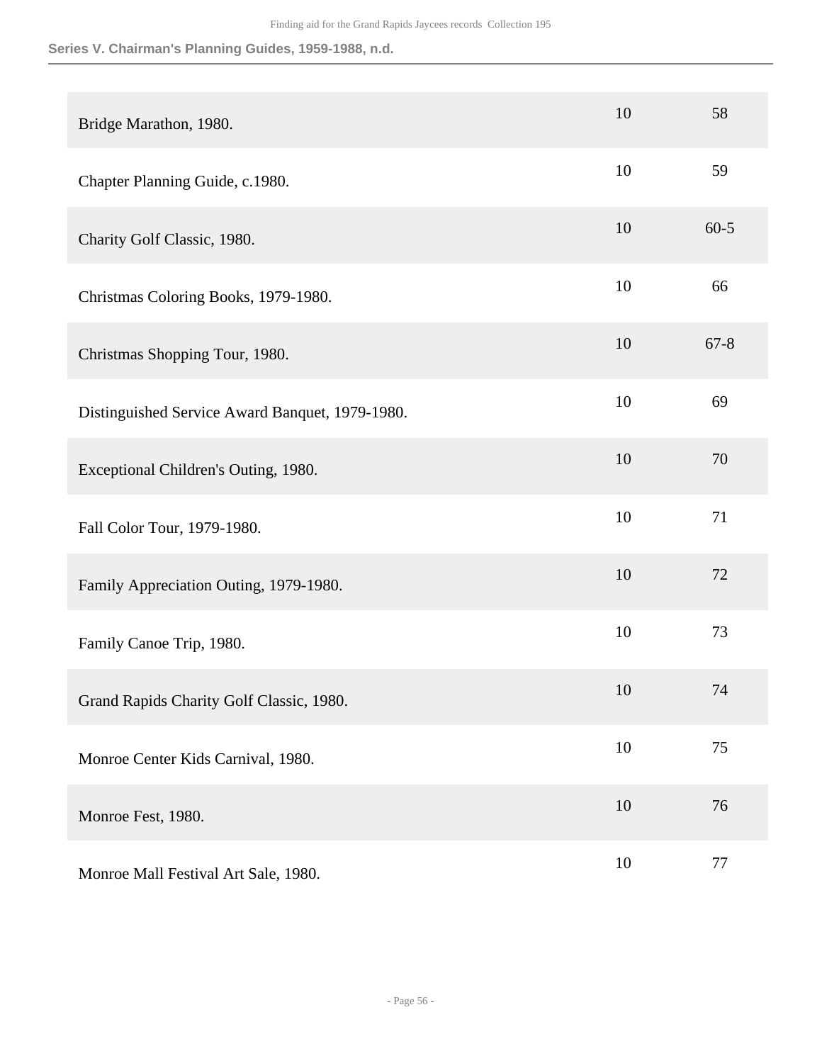| | | |
|---|---|---|
| Bridge Marathon, 1980. | 10 | 58 |
| Chapter Planning Guide, c.1980. | 10 | 59 |
| Charity Golf Classic, 1980. | 10 | 60-5 |
| Christmas Coloring Books, 1979-1980. | 10 | 66 |
| Christmas Shopping Tour, 1980. | 10 | 67-8 |
| Distinguished Service Award Banquet, 1979-1980. | 10 | 69 |
| Exceptional Children's Outing, 1980. | 10 | 70 |
| Fall Color Tour, 1979-1980. | 10 | 71 |
| Family Appreciation Outing, 1979-1980. | 10 | 72 |
| Family Canoe Trip, 1980. | 10 | 73 |
| Grand Rapids Charity Golf Classic, 1980. | 10 | 74 |
| Monroe Center Kids Carnival, 1980. | 10 | 75 |
| Monroe Fest, 1980. | 10 | 76 |
| Monroe Mall Festival Art Sale, 1980. | 10 | 77 |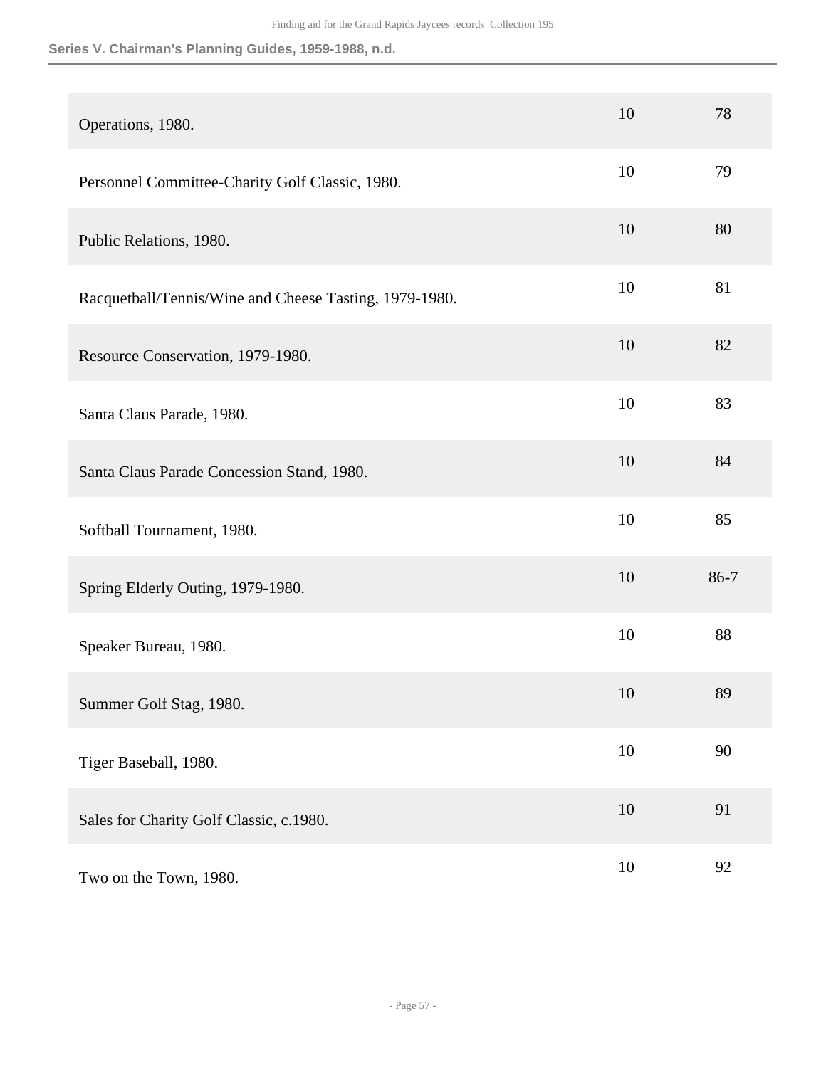### Series V. Chairman's Planning Guides, 1959-1988, n.d.

| | | |
|---|---|---|
| Operations, 1980. | 10 | 78 |
| Personnel Committee-Charity Golf Classic, 1980. | 10 | 79 |
| Public Relations, 1980. | 10 | 80 |
| Racquetball/Tennis/Wine and Cheese Tasting, 1979-1980. | 10 | 81 |
| Resource Conservation, 1979-1980. | 10 | 82 |
| Santa Claus Parade, 1980. | 10 | 83 |
| Santa Claus Parade Concession Stand, 1980. | 10 | 84 |
| Softball Tournament, 1980. | 10 | 85 |
| Spring Elderly Outing, 1979-1980. | 10 | 86-7 |
| Speaker Bureau, 1980. | 10 | 88 |
| Summer Golf Stag, 1980. | 10 | 89 |
| Tiger Baseball, 1980. | 10 | 90 |
| Sales for Charity Golf Classic, c.1980. | 10 | 91 |
| Two on the Town, 1980. | 10 | 92 |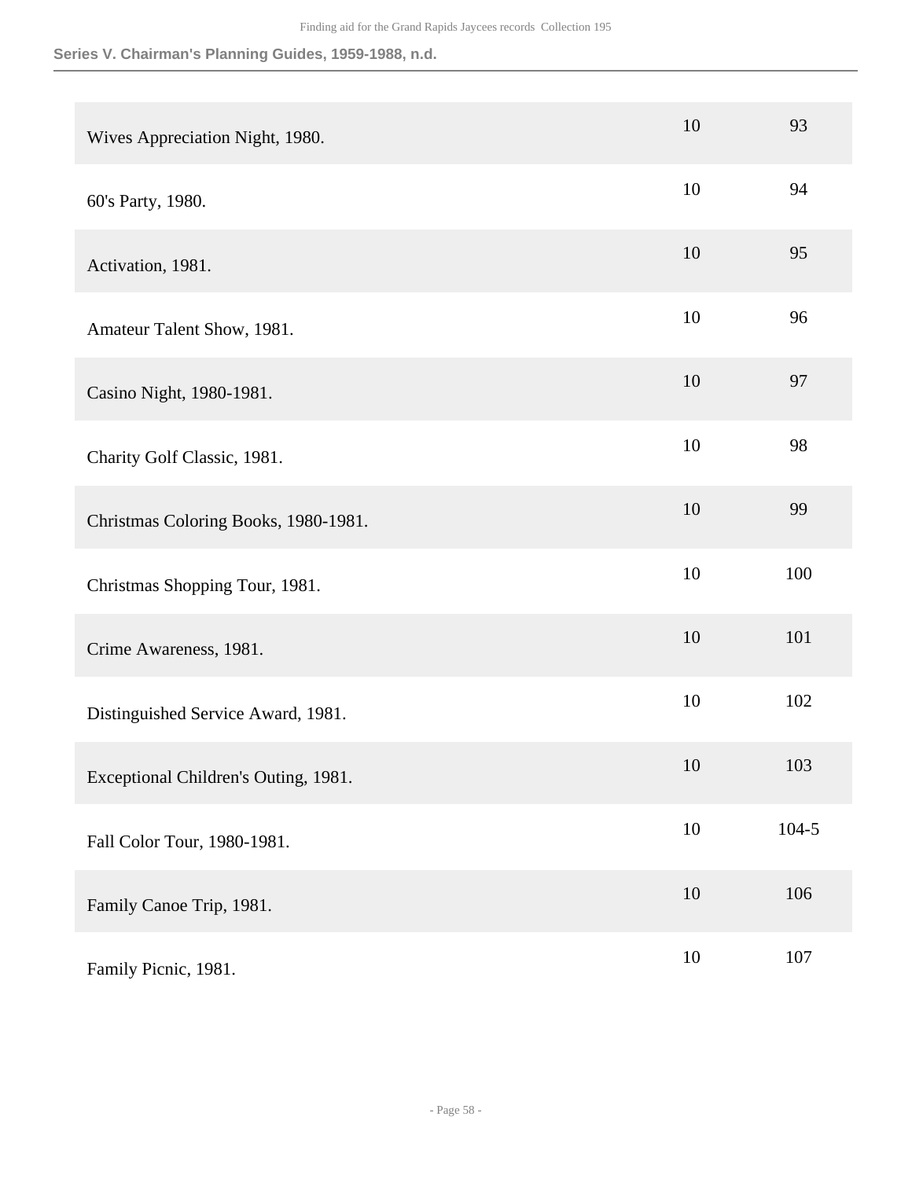| | | |
|---|---|---|
| Wives Appreciation Night, 1980. | 10 | 93 |
| 60's Party, 1980. | 10 | 94 |
| Activation, 1981. | 10 | 95 |
| Amateur Talent Show, 1981. | 10 | 96 |
| Casino Night, 1980-1981. | 10 | 97 |
| Charity Golf Classic, 1981. | 10 | 98 |
| Christmas Coloring Books, 1980-1981. | 10 | 99 |
| Christmas Shopping Tour, 1981. | 10 | 100 |
| Crime Awareness, 1981. | 10 | 101 |
| Distinguished Service Award, 1981. | 10 | 102 |
| Exceptional Children's Outing, 1981. | 10 | 103 |
| Fall Color Tour, 1980-1981. | 10 | 104-5 |
| Family Canoe Trip, 1981. | 10 | 106 |
| Family Picnic, 1981. | 10 | 107 |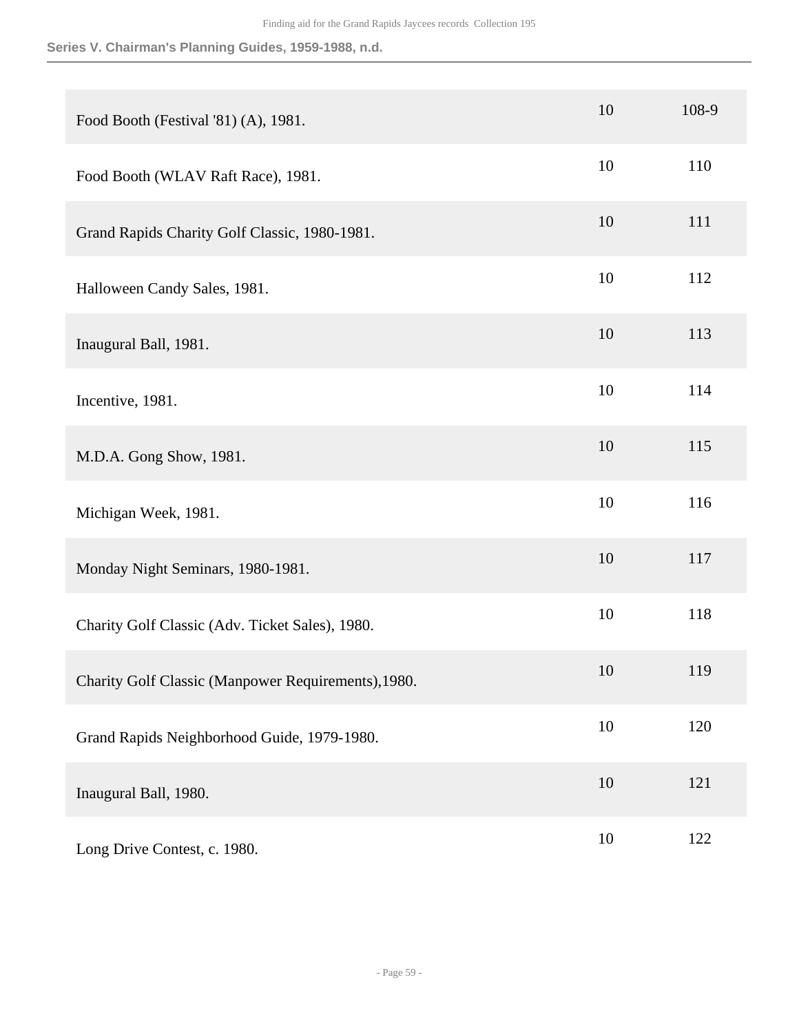| | | |
|---|---|---|
| Food Booth (Festival '81) (A), 1981. | 10 | 108-9 |
| Food Booth (WLAV Raft Race), 1981. | 10 | 110 |
| Grand Rapids Charity Golf Classic, 1980-1981. | 10 | 111 |
| Halloween Candy Sales, 1981. | 10 | 112 |
| Inaugural Ball, 1981. | 10 | 113 |
| Incentive, 1981. | 10 | 114 |
| M.D.A. Gong Show, 1981. | 10 | 115 |
| Michigan Week, 1981. | 10 | 116 |
| Monday Night Seminars, 1980-1981. | 10 | 117 |
| Charity Golf Classic (Adv. Ticket Sales), 1980. | 10 | 118 |
| Charity Golf Classic (Manpower Requirements),1980. | 10 | 119 |
| Grand Rapids Neighborhood Guide, 1979-1980. | 10 | 120 |
| Inaugural Ball, 1980. | 10 | 121 |
| Long Drive Contest, c. 1980. | 10 | 122 |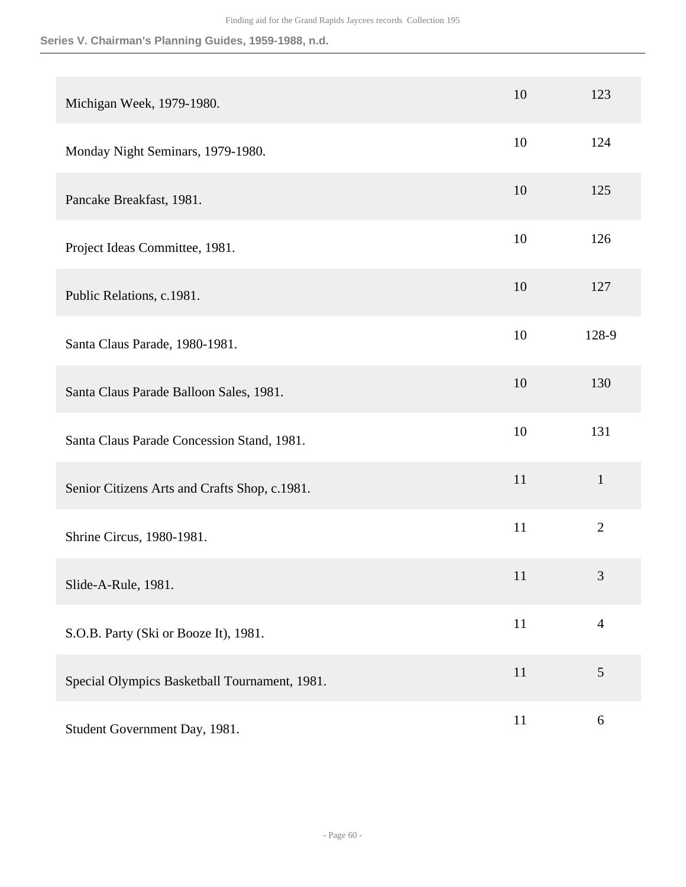| Title | Box | Folder |
|---|---|---|
| Michigan Week, 1979-1980. | 10 | 123 |
| Monday Night Seminars, 1979-1980. | 10 | 124 |
| Pancake Breakfast, 1981. | 10 | 125 |
| Project Ideas Committee, 1981. | 10 | 126 |
| Public Relations, c.1981. | 10 | 127 |
| Santa Claus Parade, 1980-1981. | 10 | 128-9 |
| Santa Claus Parade Balloon Sales, 1981. | 10 | 130 |
| Santa Claus Parade Concession Stand, 1981. | 10 | 131 |
| Senior Citizens Arts and Crafts Shop, c.1981. | 11 | 1 |
| Shrine Circus, 1980-1981. | 11 | 2 |
| Slide-A-Rule, 1981. | 11 | 3 |
| S.O.B. Party (Ski or Booze It), 1981. | 11 | 4 |
| Special Olympics Basketball Tournament, 1981. | 11 | 5 |
| Student Government Day, 1981. | 11 | 6 |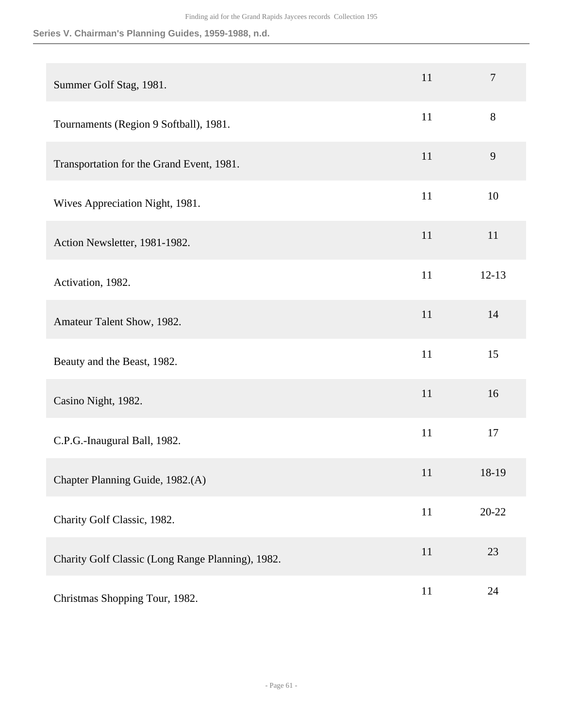| | | |
|---|---|---|
| Summer Golf Stag, 1981. | 11 | 7 |
| Tournaments (Region 9 Softball), 1981. | 11 | 8 |
| Transportation for the Grand Event, 1981. | 11 | 9 |
| Wives Appreciation Night, 1981. | 11 | 10 |
| Action Newsletter, 1981-1982. | 11 | 11 |
| Activation, 1982. | 11 | 12-13 |
| Amateur Talent Show, 1982. | 11 | 14 |
| Beauty and the Beast, 1982. | 11 | 15 |
| Casino Night, 1982. | 11 | 16 |
| C.P.G.-Inaugural Ball, 1982. | 11 | 17 |
| Chapter Planning Guide, 1982.(A) | 11 | 18-19 |
| Charity Golf Classic, 1982. | 11 | 20-22 |
| Charity Golf Classic (Long Range Planning), 1982. | 11 | 23 |
| Christmas Shopping Tour, 1982. | 11 | 24 |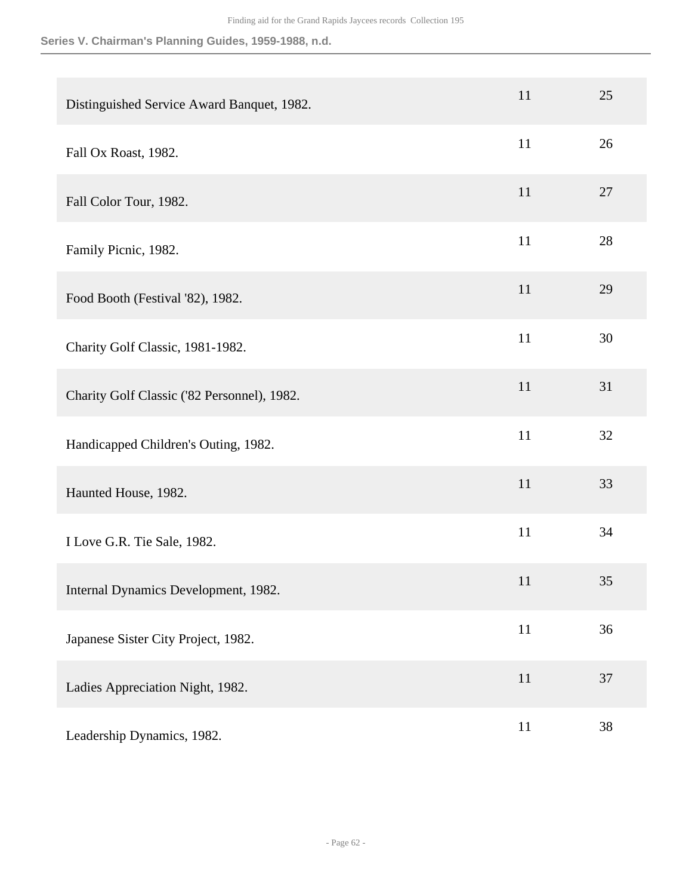### Series V. Chairman's Planning Guides, 1959-1988, n.d.

| | | |
|---|---|---|
| Distinguished Service Award Banquet, 1982. | 11 | 25 |
| Fall Ox Roast, 1982. | 11 | 26 |
| Fall Color Tour, 1982. | 11 | 27 |
| Family Picnic, 1982. | 11 | 28 |
| Food Booth (Festival '82), 1982. | 11 | 29 |
| Charity Golf Classic, 1981-1982. | 11 | 30 |
| Charity Golf Classic ('82 Personnel), 1982. | 11 | 31 |
| Handicapped Children's Outing, 1982. | 11 | 32 |
| Haunted House, 1982. | 11 | 33 |
| I Love G.R. Tie Sale, 1982. | 11 | 34 |
| Internal Dynamics Development, 1982. | 11 | 35 |
| Japanese Sister City Project, 1982. | 11 | 36 |
| Ladies Appreciation Night, 1982. | 11 | 37 |
| Leadership Dynamics, 1982. | 11 | 38 |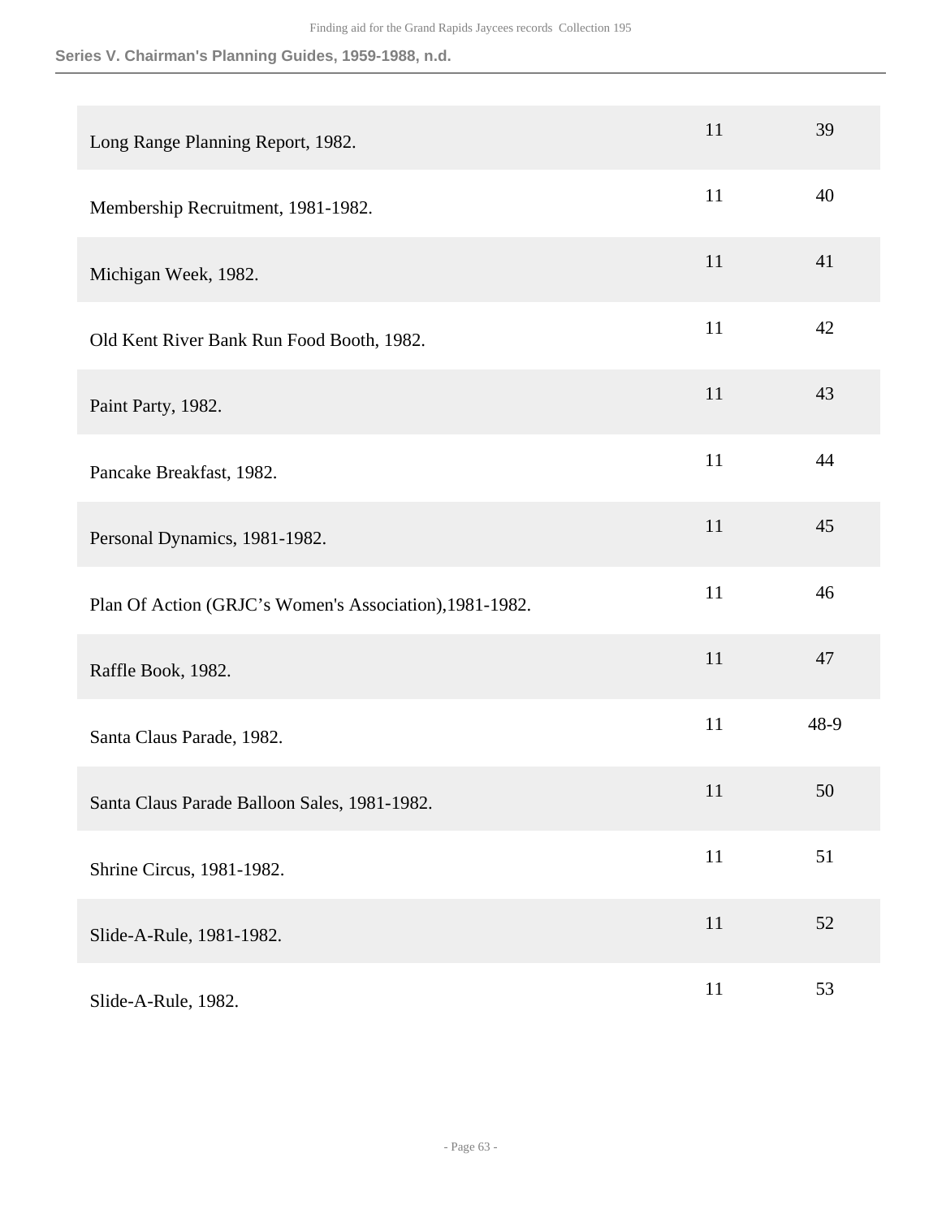| | | |
|---|---|---|
| Long Range Planning Report, 1982. | 11 | 39 |
| Membership Recruitment, 1981-1982. | 11 | 40 |
| Michigan Week, 1982. | 11 | 41 |
| Old Kent River Bank Run Food Booth, 1982. | 11 | 42 |
| Paint Party, 1982. | 11 | 43 |
| Pancake Breakfast, 1982. | 11 | 44 |
| Personal Dynamics, 1981-1982. | 11 | 45 |
| Plan Of Action (GRJC’s Women's Association),1981-1982. | 11 | 46 |
| Raffle Book, 1982. | 11 | 47 |
| Santa Claus Parade, 1982. | 11 | 48-9 |
| Santa Claus Parade Balloon Sales, 1981-1982. | 11 | 50 |
| Shrine Circus, 1981-1982. | 11 | 51 |
| Slide-A-Rule, 1981-1982. | 11 | 52 |
| Slide-A-Rule, 1982. | 11 | 53 |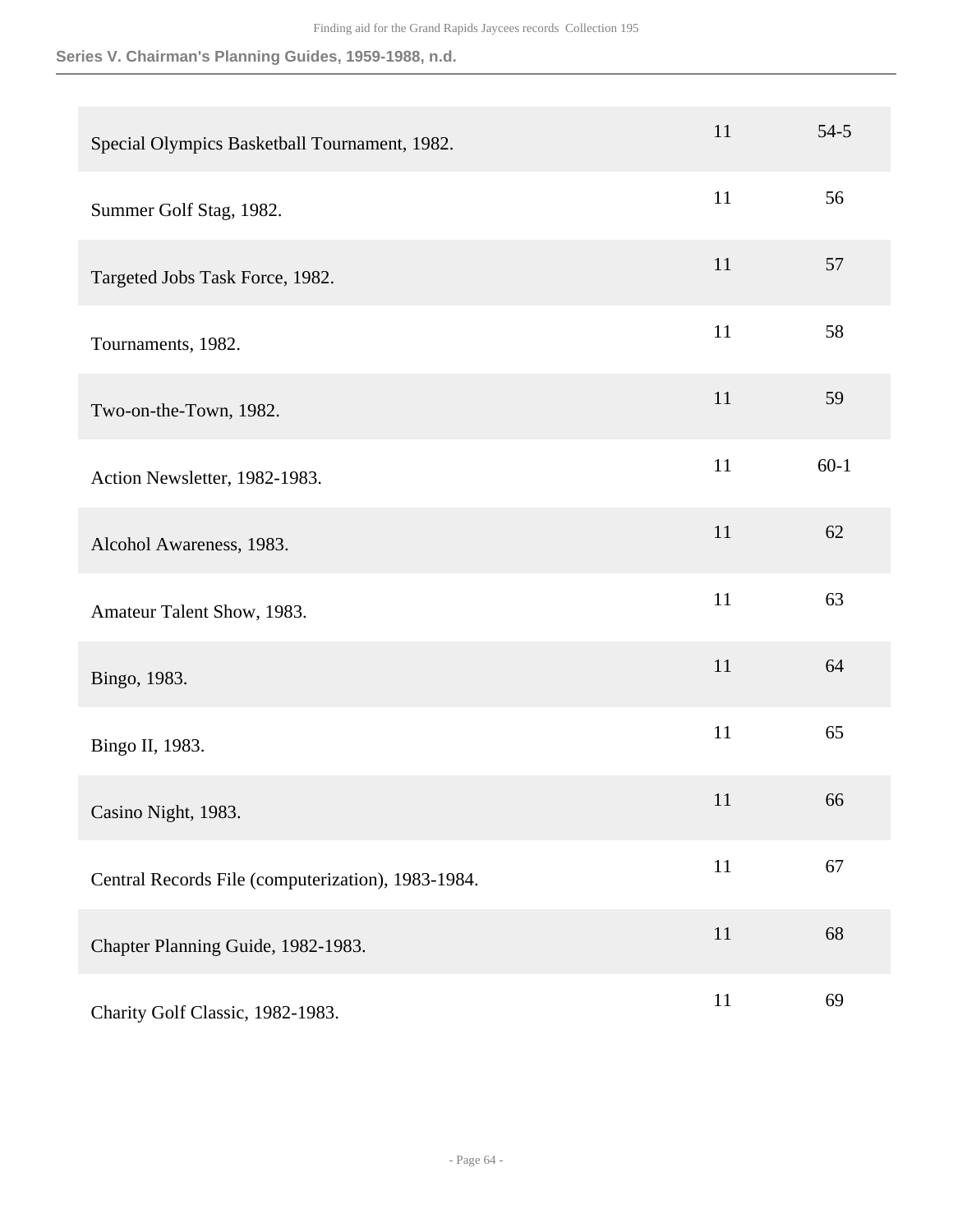## Series V. Chairman's Planning Guides, 1959-1988, n.d.

| | | |
|---|---|---|
| Special Olympics Basketball Tournament, 1982. | 11 | 54-5 |
| Summer Golf Stag, 1982. | 11 | 56 |
| Targeted Jobs Task Force, 1982. | 11 | 57 |
| Tournaments, 1982. | 11 | 58 |
| Two-on-the-Town, 1982. | 11 | 59 |
| Action Newsletter, 1982-1983. | 11 | 60-1 |
| Alcohol Awareness, 1983. | 11 | 62 |
| Amateur Talent Show, 1983. | 11 | 63 |
| Bingo, 1983. | 11 | 64 |
| Bingo II, 1983. | 11 | 65 |
| Casino Night, 1983. | 11 | 66 |
| Central Records File (computerization), 1983-1984. | 11 | 67 |
| Chapter Planning Guide, 1982-1983. | 11 | 68 |
| Charity Golf Classic, 1982-1983. | 11 | 69 |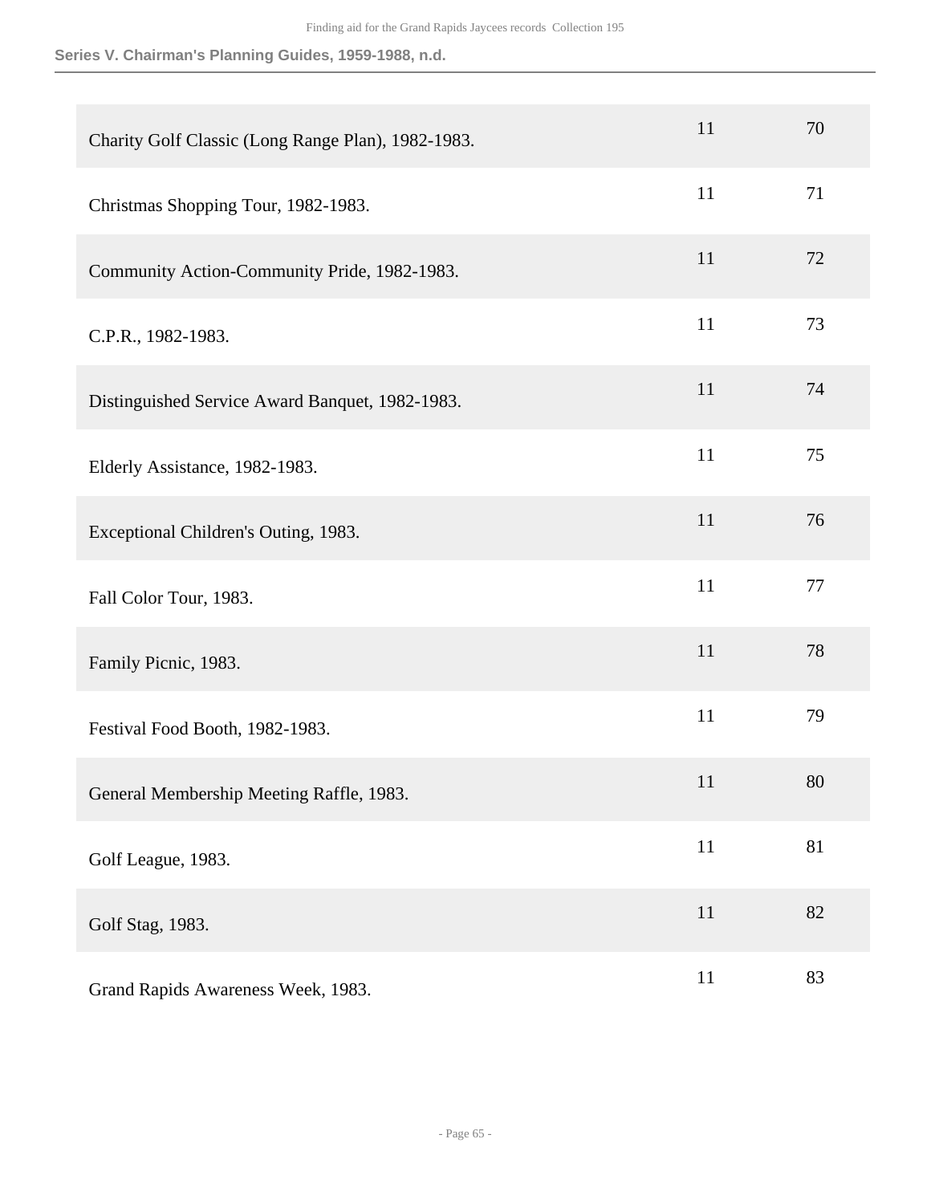**Series V. Chairman's Planning Guides, 1959-1988, n.d.**

| | | |
|---|---|---|
| Charity Golf Classic (Long Range Plan), 1982-1983. | 11 | 70 |
| Christmas Shopping Tour, 1982-1983. | 11 | 71 |
| Community Action-Community Pride, 1982-1983. | 11 | 72 |
| C.P.R., 1982-1983. | 11 | 73 |
| Distinguished Service Award Banquet, 1982-1983. | 11 | 74 |
| Elderly Assistance, 1982-1983. | 11 | 75 |
| Exceptional Children's Outing, 1983. | 11 | 76 |
| Fall Color Tour, 1983. | 11 | 77 |
| Family Picnic, 1983. | 11 | 78 |
| Festival Food Booth, 1982-1983. | 11 | 79 |
| General Membership Meeting Raffle, 1983. | 11 | 80 |
| Golf League, 1983. | 11 | 81 |
| Golf Stag, 1983. | 11 | 82 |
| Grand Rapids Awareness Week, 1983. | 11 | 83 |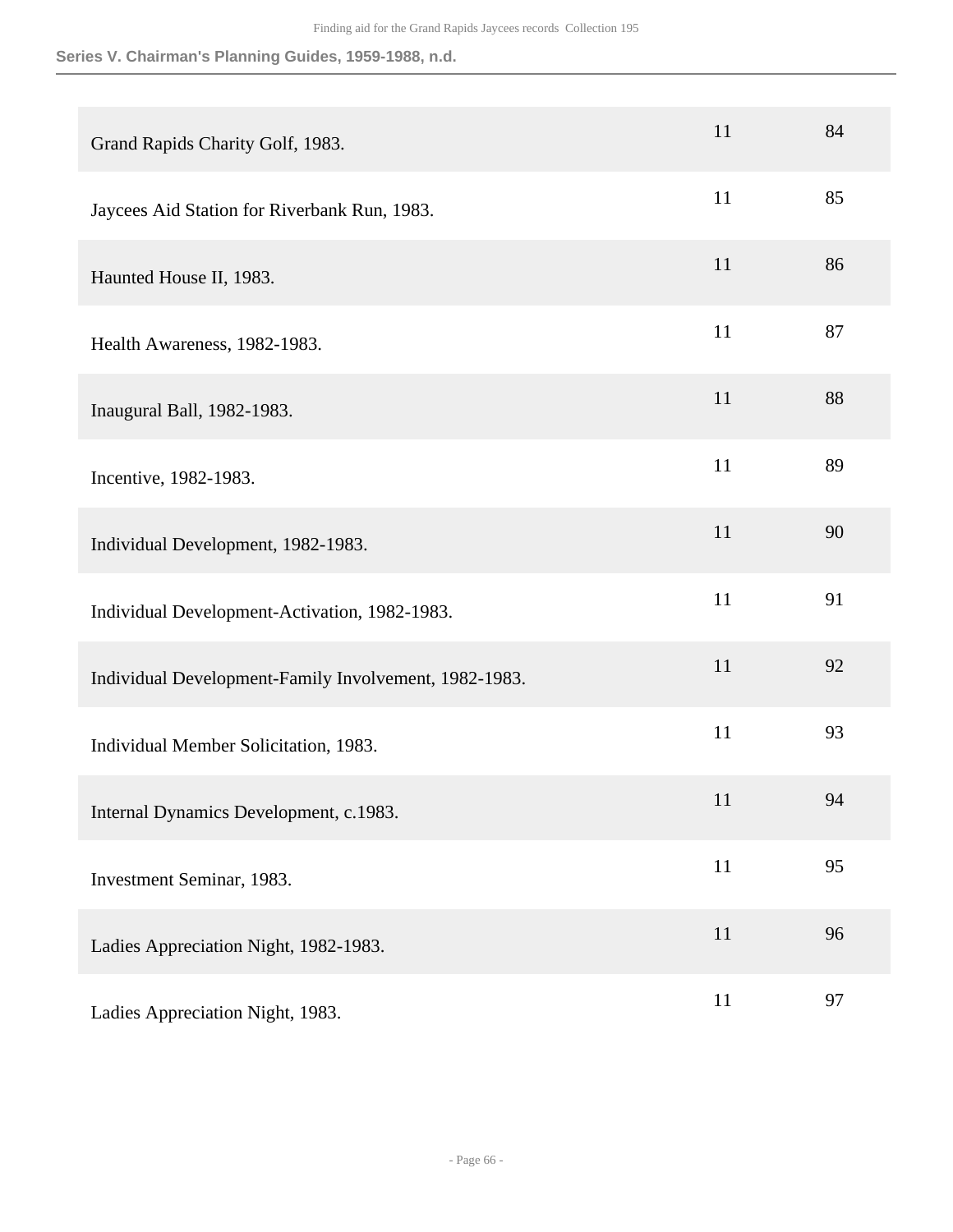## Series V. Chairman's Planning Guides, 1959-1988, n.d.

| | | |
|---|---|---|
| Grand Rapids Charity Golf, 1983. | 11 | 84 |
| Jaycees Aid Station for Riverbank Run, 1983. | 11 | 85 |
| Haunted House II, 1983. | 11 | 86 |
| Health Awareness, 1982-1983. | 11 | 87 |
| Inaugural Ball, 1982-1983. | 11 | 88 |
| Incentive, 1982-1983. | 11 | 89 |
| Individual Development, 1982-1983. | 11 | 90 |
| Individual Development-Activation, 1982-1983. | 11 | 91 |
| Individual Development-Family Involvement, 1982-1983. | 11 | 92 |
| Individual Member Solicitation, 1983. | 11 | 93 |
| Internal Dynamics Development, c.1983. | 11 | 94 |
| Investment Seminar, 1983. | 11 | 95 |
| Ladies Appreciation Night, 1982-1983. | 11 | 96 |
| Ladies Appreciation Night, 1983. | 11 | 97 |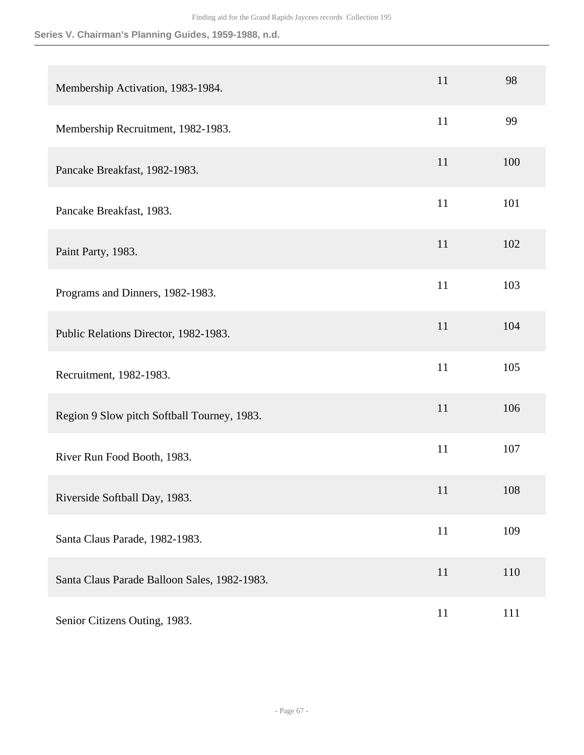| | | |
|---|---|---|
| Membership Activation, 1983-1984. | 11 | 98 |
| Membership Recruitment, 1982-1983. | 11 | 99 |
| Pancake Breakfast, 1982-1983. | 11 | 100 |
| Pancake Breakfast, 1983. | 11 | 101 |
| Paint Party, 1983. | 11 | 102 |
| Programs and Dinners, 1982-1983. | 11 | 103 |
| Public Relations Director, 1982-1983. | 11 | 104 |
| Recruitment, 1982-1983. | 11 | 105 |
| Region 9 Slow pitch Softball Tourney, 1983. | 11 | 106 |
| River Run Food Booth, 1983. | 11 | 107 |
| Riverside Softball Day, 1983. | 11 | 108 |
| Santa Claus Parade, 1982-1983. | 11 | 109 |
| Santa Claus Parade Balloon Sales, 1982-1983. | 11 | 110 |
| Senior Citizens Outing, 1983. | 11 | 111 |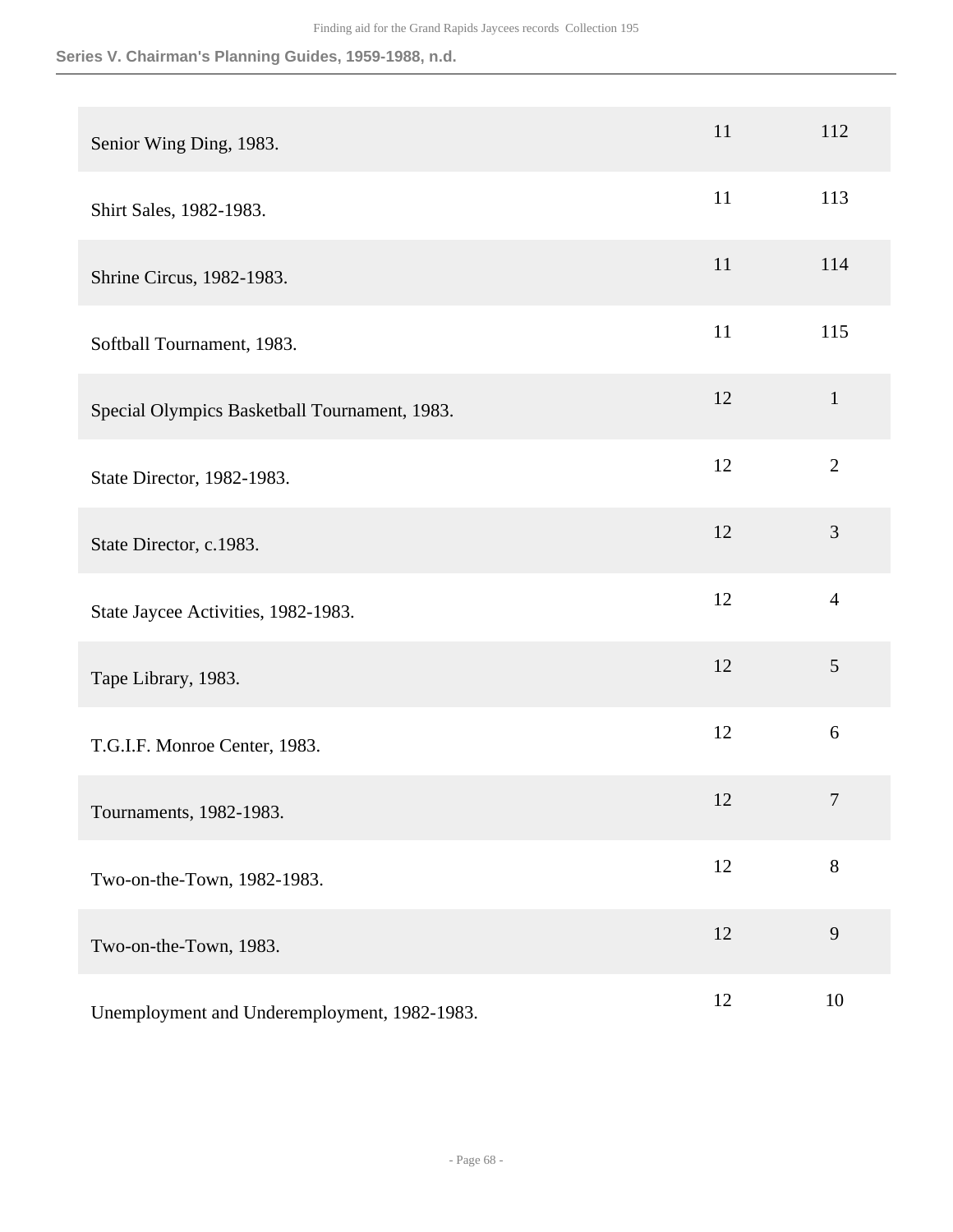## Series V. Chairman's Planning Guides, 1959-1988, n.d.

| | Box | Folder |
|---|---|---|
| Senior Wing Ding, 1983. | 11 | 112 |
| Shirt Sales, 1982-1983. | 11 | 113 |
| Shrine Circus, 1982-1983. | 11 | 114 |
| Softball Tournament, 1983. | 11 | 115 |
| Special Olympics Basketball Tournament, 1983. | 12 | 1 |
| State Director, 1982-1983. | 12 | 2 |
| State Director, c.1983. | 12 | 3 |
| State Jaycee Activities, 1982-1983. | 12 | 4 |
| Tape Library, 1983. | 12 | 5 |
| T.G.I.F. Monroe Center, 1983. | 12 | 6 |
| Tournaments, 1982-1983. | 12 | 7 |
| Two-on-the-Town, 1982-1983. | 12 | 8 |
| Two-on-the-Town, 1983. | 12 | 9 |
| Unemployment and Underemployment, 1982-1983. | 12 | 10 |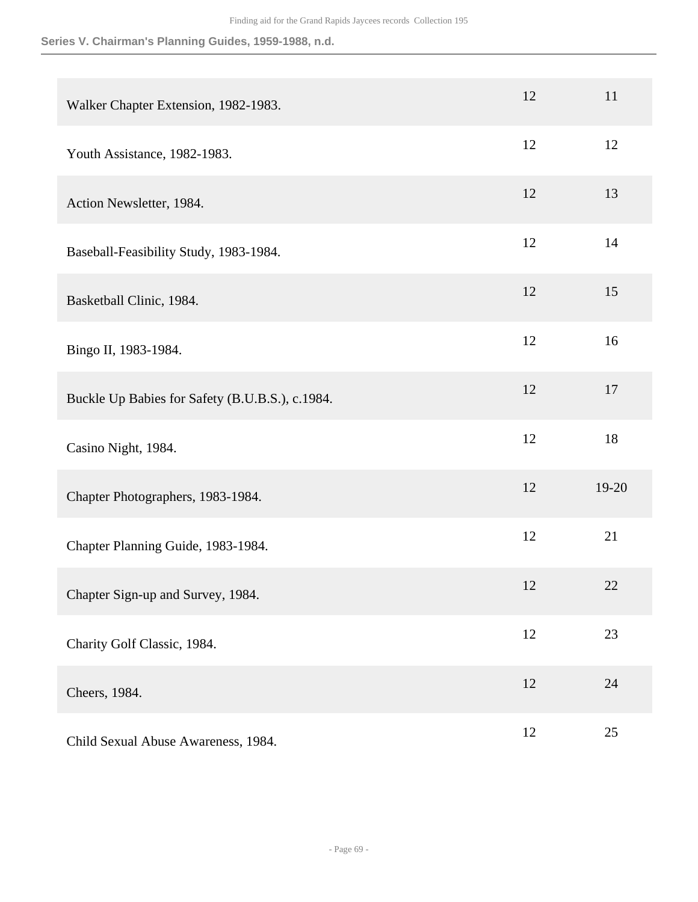**Series V. Chairman's Planning Guides, 1959-1988, n.d.**

| | | |
|---|---|---|
| Walker Chapter Extension, 1982-1983. | 12 | 11 |
| Youth Assistance, 1982-1983. | 12 | 12 |
| Action Newsletter, 1984. | 12 | 13 |
| Baseball-Feasibility Study, 1983-1984. | 12 | 14 |
| Basketball Clinic, 1984. | 12 | 15 |
| Bingo II, 1983-1984. | 12 | 16 |
| Buckle Up Babies for Safety (B.U.B.S.), c.1984. | 12 | 17 |
| Casino Night, 1984. | 12 | 18 |
| Chapter Photographers, 1983-1984. | 12 | 19-20 |
| Chapter Planning Guide, 1983-1984. | 12 | 21 |
| Chapter Sign-up and Survey, 1984. | 12 | 22 |
| Charity Golf Classic, 1984. | 12 | 23 |
| Cheers, 1984. | 12 | 24 |
| Child Sexual Abuse Awareness, 1984. | 12 | 25 |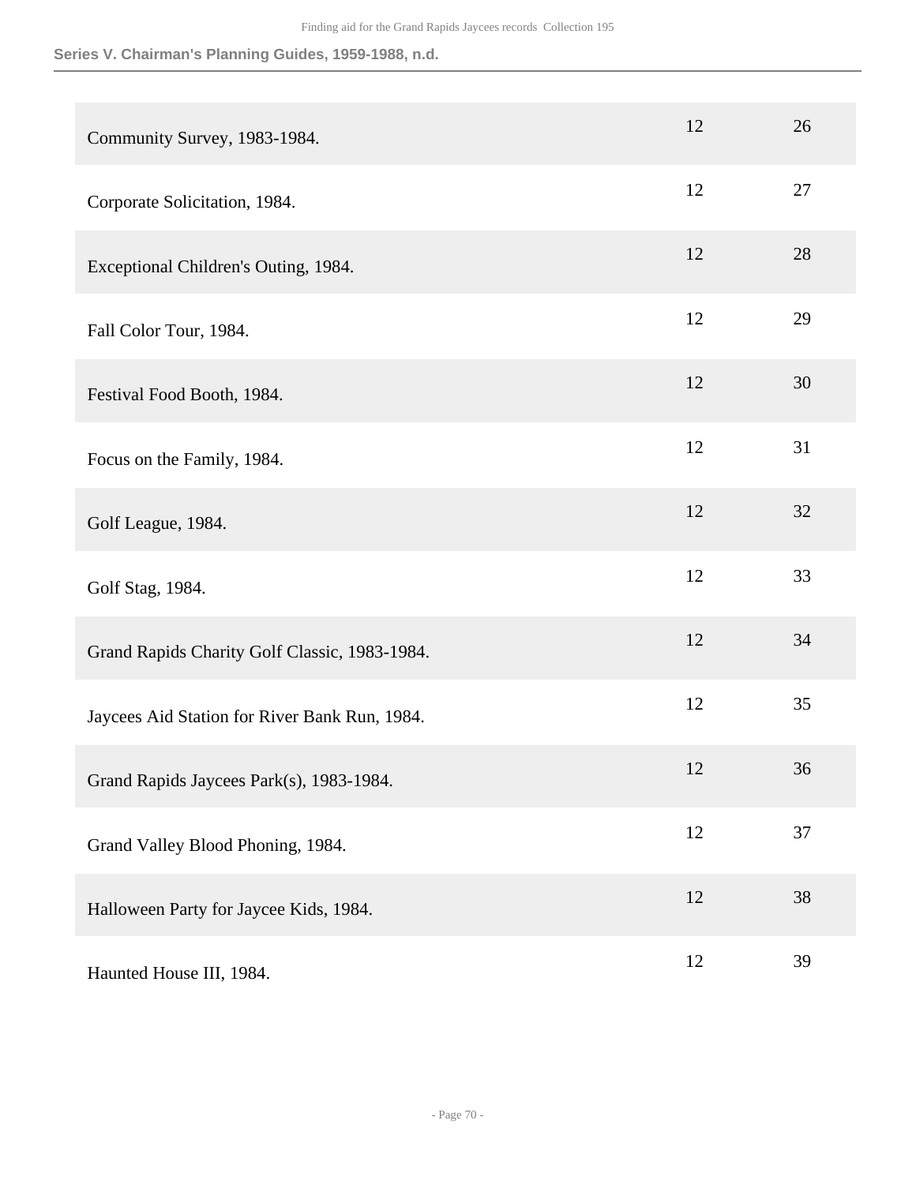**Series V. Chairman's Planning Guides, 1959-1988, n.d.**

| | | |
|---|---|---|
| Community Survey, 1983-1984. | 12 | 26 |
| Corporate Solicitation, 1984. | 12 | 27 |
| Exceptional Children's Outing, 1984. | 12 | 28 |
| Fall Color Tour, 1984. | 12 | 29 |
| Festival Food Booth, 1984. | 12 | 30 |
| Focus on the Family, 1984. | 12 | 31 |
| Golf League, 1984. | 12 | 32 |
| Golf Stag, 1984. | 12 | 33 |
| Grand Rapids Charity Golf Classic, 1983-1984. | 12 | 34 |
| Jaycees Aid Station for River Bank Run, 1984. | 12 | 35 |
| Grand Rapids Jaycees Park(s), 1983-1984. | 12 | 36 |
| Grand Valley Blood Phoning, 1984. | 12 | 37 |
| Halloween Party for Jaycee Kids, 1984. | 12 | 38 |
| Haunted House III, 1984. | 12 | 39 |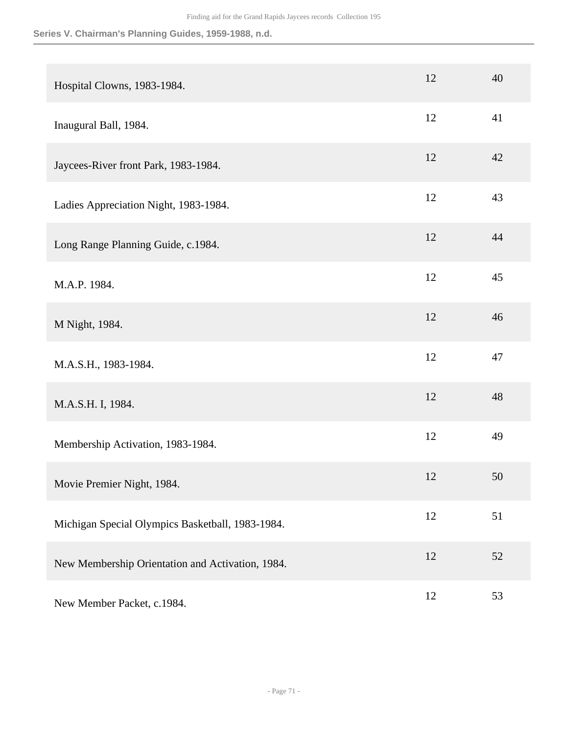## Series V. Chairman's Planning Guides, 1959-1988, n.d.

| | | |
|---|---|---|
| Hospital Clowns, 1983-1984. | 12 | 40 |
| Inaugural Ball, 1984. | 12 | 41 |
| Jaycees-River front Park, 1983-1984. | 12 | 42 |
| Ladies Appreciation Night, 1983-1984. | 12 | 43 |
| Long Range Planning Guide, c.1984. | 12 | 44 |
| M.A.P. 1984. | 12 | 45 |
| M Night, 1984. | 12 | 46 |
| M.A.S.H., 1983-1984. | 12 | 47 |
| M.A.S.H. I, 1984. | 12 | 48 |
| Membership Activation, 1983-1984. | 12 | 49 |
| Movie Premier Night, 1984. | 12 | 50 |
| Michigan Special Olympics Basketball, 1983-1984. | 12 | 51 |
| New Membership Orientation and Activation, 1984. | 12 | 52 |
| New Member Packet, c.1984. | 12 | 53 |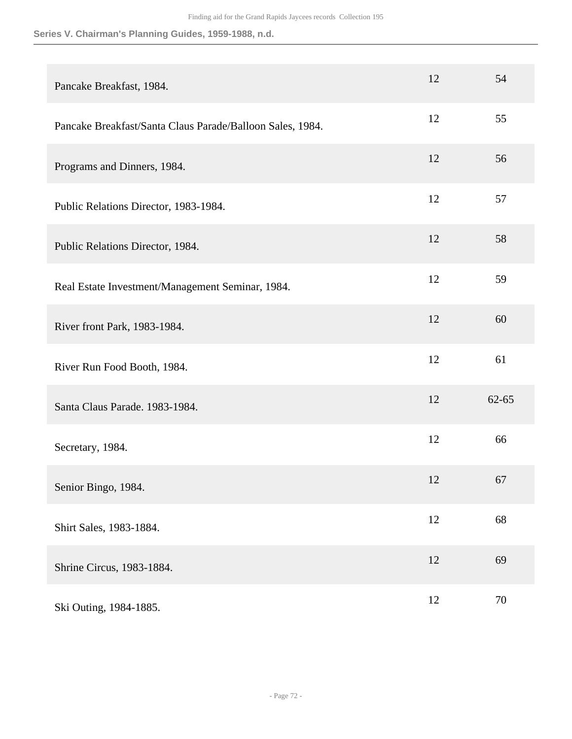| | | |
|---|---|---|
| Pancake Breakfast, 1984. | 12 | 54 |
| Pancake Breakfast/Santa Claus Parade/Balloon Sales, 1984. | 12 | 55 |
| Programs and Dinners, 1984. | 12 | 56 |
| Public Relations Director, 1983-1984. | 12 | 57 |
| Public Relations Director, 1984. | 12 | 58 |
| Real Estate Investment/Management Seminar, 1984. | 12 | 59 |
| River front Park, 1983-1984. | 12 | 60 |
| River Run Food Booth, 1984. | 12 | 61 |
| Santa Claus Parade. 1983-1984. | 12 | 62-65 |
| Secretary, 1984. | 12 | 66 |
| Senior Bingo, 1984. | 12 | 67 |
| Shirt Sales, 1983-1884. | 12 | 68 |
| Shrine Circus, 1983-1884. | 12 | 69 |
| Ski Outing, 1984-1885. | 12 | 70 |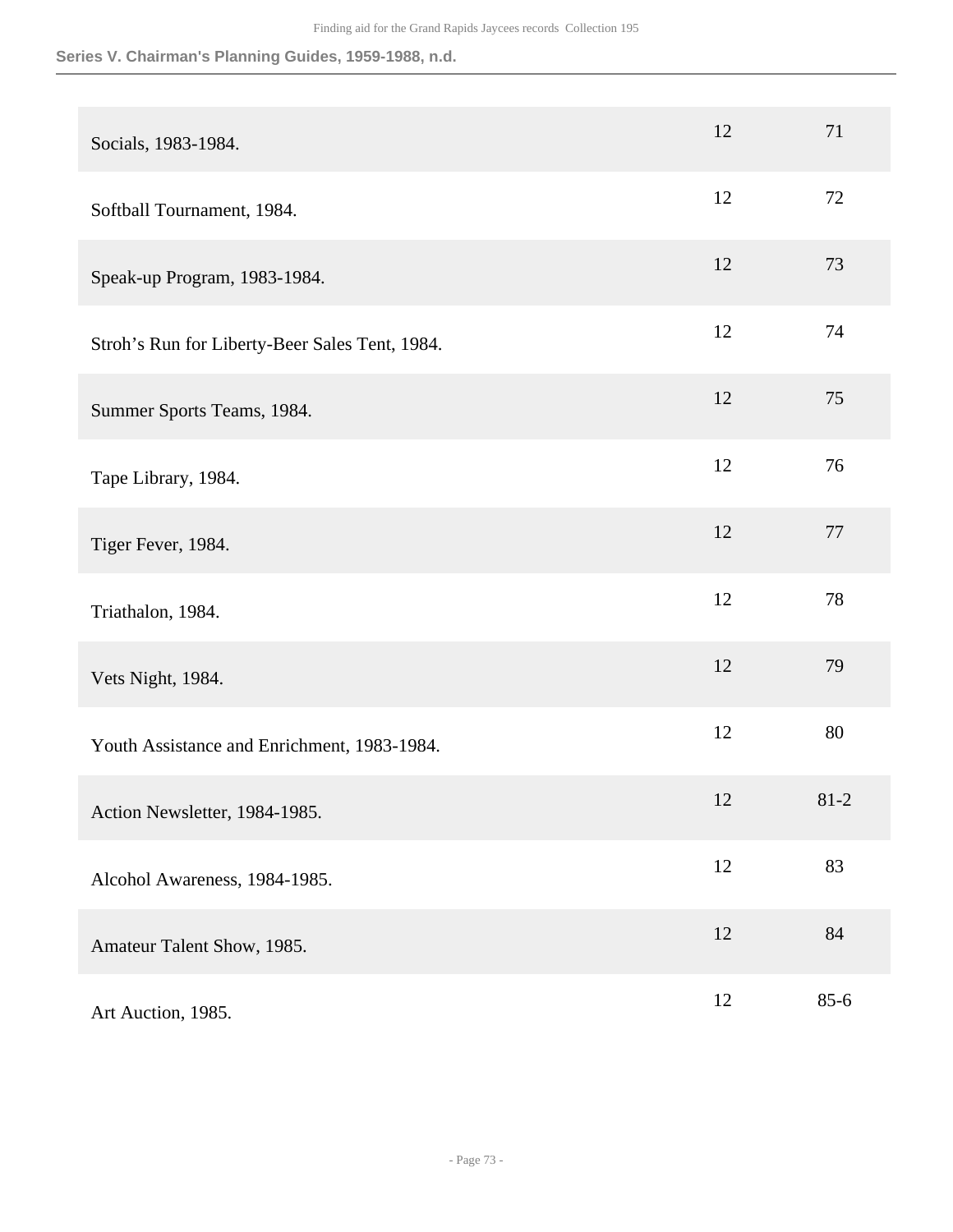| | | |
|---|---|---|
| Socials, 1983-1984. | 12 | 71 |
| Softball Tournament, 1984. | 12 | 72 |
| Speak-up Program, 1983-1984. | 12 | 73 |
| Stroh’s Run for Liberty-Beer Sales Tent, 1984. | 12 | 74 |
| Summer Sports Teams, 1984. | 12 | 75 |
| Tape Library, 1984. | 12 | 76 |
| Tiger Fever, 1984. | 12 | 77 |
| Triathalon, 1984. | 12 | 78 |
| Vets Night, 1984. | 12 | 79 |
| Youth Assistance and Enrichment, 1983-1984. | 12 | 80 |
| Action Newsletter, 1984-1985. | 12 | 81-2 |
| Alcohol Awareness, 1984-1985. | 12 | 83 |
| Amateur Talent Show, 1985. | 12 | 84 |
| Art Auction, 1985. | 12 | 85-6 |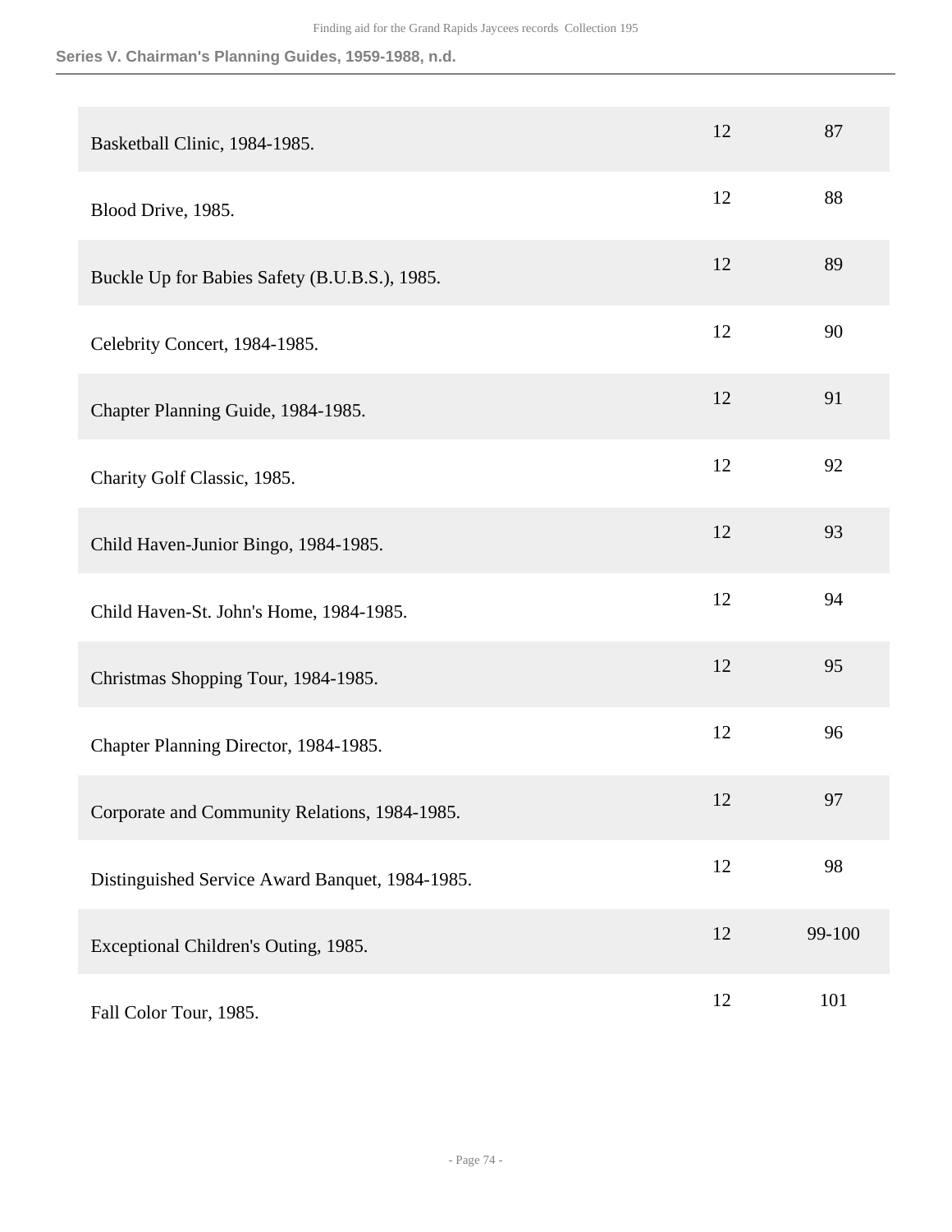## Series V. Chairman's Planning Guides, 1959-1988, n.d.

| | | |
|---|---|---|
| Basketball Clinic, 1984-1985. | 12 | 87 |
| Blood Drive, 1985. | 12 | 88 |
| Buckle Up for Babies Safety (B.U.B.S.), 1985. | 12 | 89 |
| Celebrity Concert, 1984-1985. | 12 | 90 |
| Chapter Planning Guide, 1984-1985. | 12 | 91 |
| Charity Golf Classic, 1985. | 12 | 92 |
| Child Haven-Junior Bingo, 1984-1985. | 12 | 93 |
| Child Haven-St. John's Home, 1984-1985. | 12 | 94 |
| Christmas Shopping Tour, 1984-1985. | 12 | 95 |
| Chapter Planning Director, 1984-1985. | 12 | 96 |
| Corporate and Community Relations, 1984-1985. | 12 | 97 |
| Distinguished Service Award Banquet, 1984-1985. | 12 | 98 |
| Exceptional Children's Outing, 1985. | 12 | 99-100 |
| Fall Color Tour, 1985. | 12 | 101 |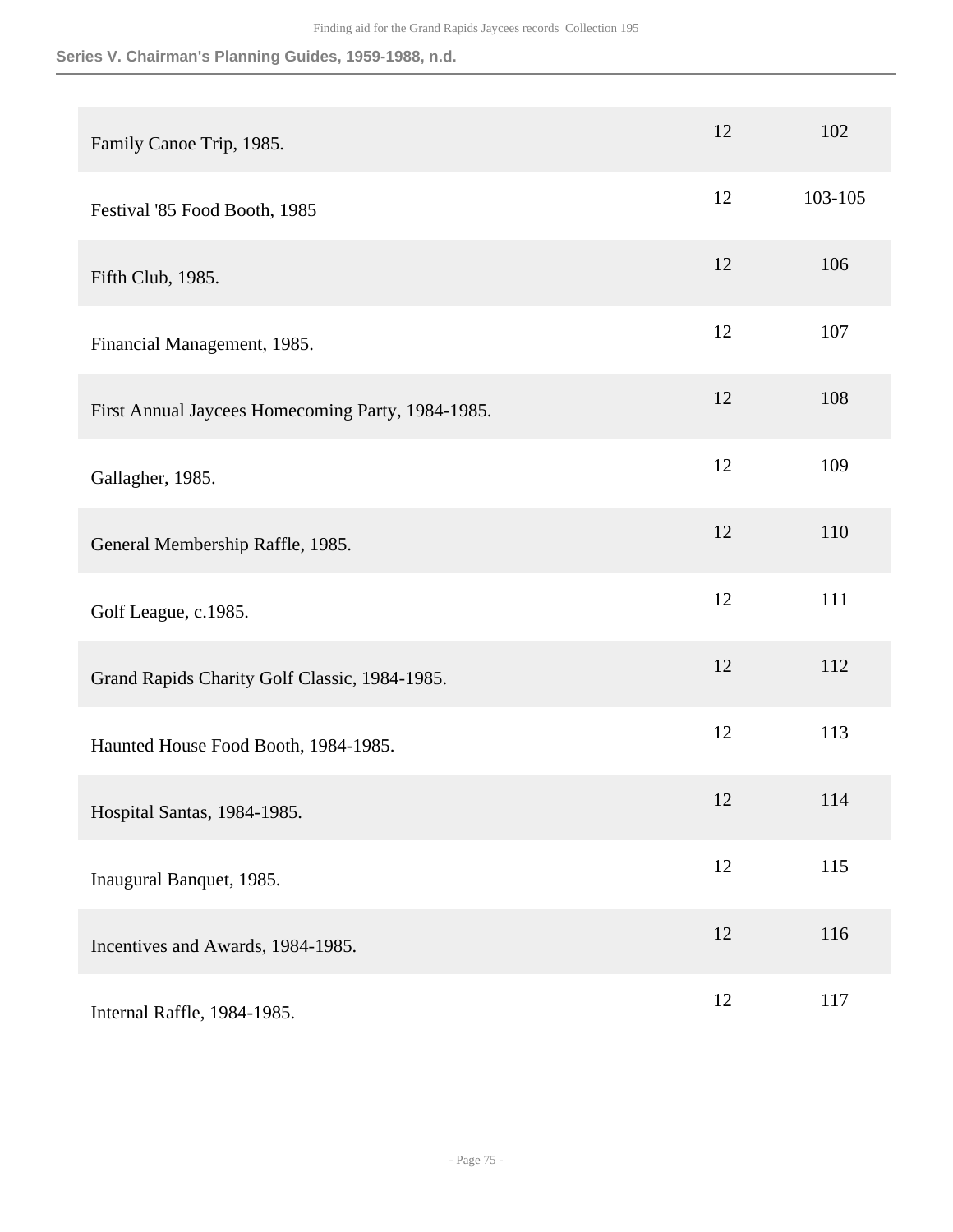| | | |
|---|---|---|
| Family Canoe Trip, 1985. | 12 | 102 |
| Festival '85 Food Booth, 1985 | 12 | 103-105 |
| Fifth Club, 1985. | 12 | 106 |
| Financial Management, 1985. | 12 | 107 |
| First Annual Jaycees Homecoming Party, 1984-1985. | 12 | 108 |
| Gallagher, 1985. | 12 | 109 |
| General Membership Raffle, 1985. | 12 | 110 |
| Golf League, c.1985. | 12 | 111 |
| Grand Rapids Charity Golf Classic, 1984-1985. | 12 | 112 |
| Haunted House Food Booth, 1984-1985. | 12 | 113 |
| Hospital Santas, 1984-1985. | 12 | 114 |
| Inaugural Banquet, 1985. | 12 | 115 |
| Incentives and Awards, 1984-1985. | 12 | 116 |
| Internal Raffle, 1984-1985. | 12 | 117 |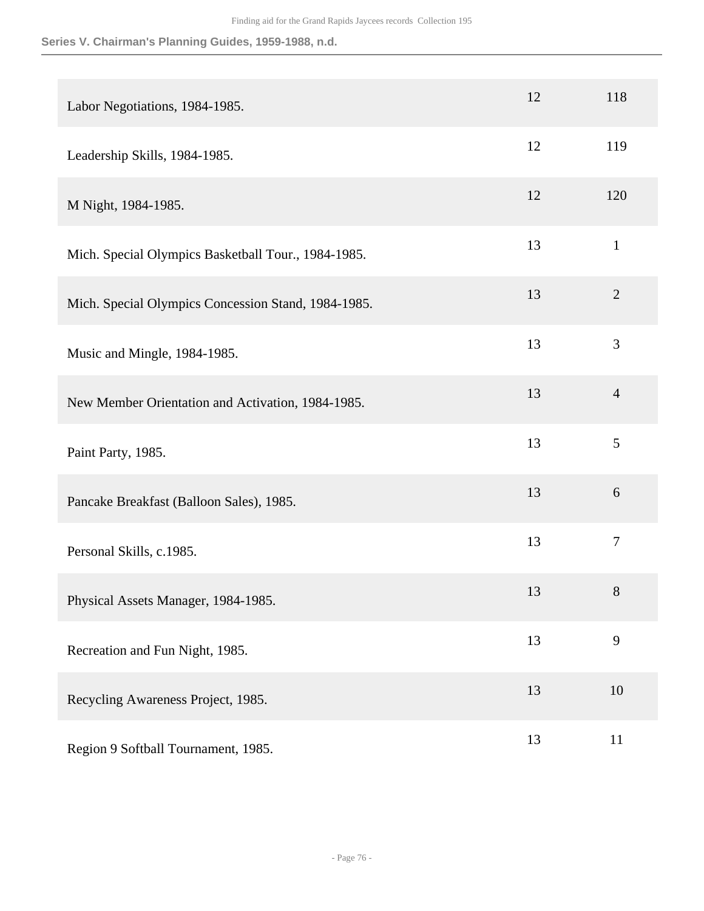Series V. Chairman's Planning Guides, 1959-1988, n.d.

| | | |
|---|---|---|
| Labor Negotiations, 1984-1985. | 12 | 118 |
| Leadership Skills, 1984-1985. | 12 | 119 |
| M Night, 1984-1985. | 12 | 120 |
| Mich. Special Olympics Basketball Tour., 1984-1985. | 13 | 1 |
| Mich. Special Olympics Concession Stand, 1984-1985. | 13 | 2 |
| Music and Mingle, 1984-1985. | 13 | 3 |
| New Member Orientation and Activation, 1984-1985. | 13 | 4 |
| Paint Party, 1985. | 13 | 5 |
| Pancake Breakfast (Balloon Sales), 1985. | 13 | 6 |
| Personal Skills, c.1985. | 13 | 7 |
| Physical Assets Manager, 1984-1985. | 13 | 8 |
| Recreation and Fun Night, 1985. | 13 | 9 |
| Recycling Awareness Project, 1985. | 13 | 10 |
| Region 9 Softball Tournament, 1985. | 13 | 11 |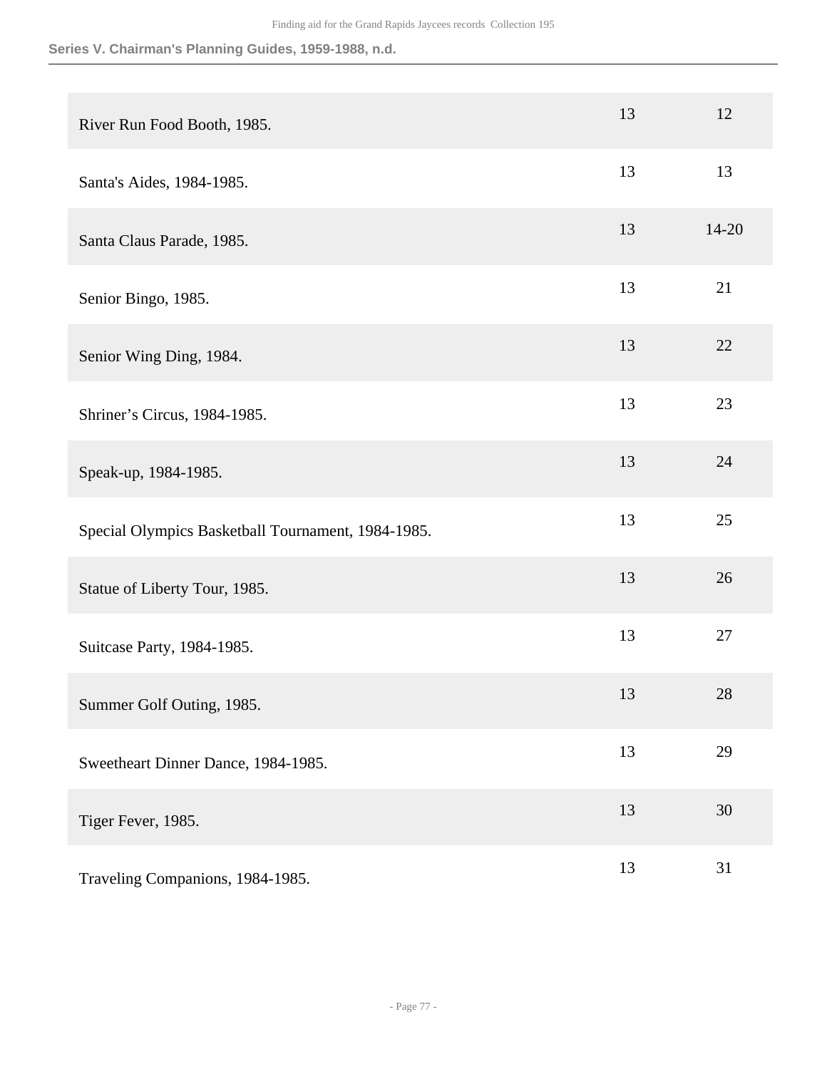| | | |
|---|---|---|
| River Run Food Booth, 1985. | 13 | 12 |
| Santa's Aides, 1984-1985. | 13 | 13 |
| Santa Claus Parade, 1985. | 13 | 14-20 |
| Senior Bingo, 1985. | 13 | 21 |
| Senior Wing Ding, 1984. | 13 | 22 |
| Shriner’s Circus, 1984-1985. | 13 | 23 |
| Speak-up, 1984-1985. | 13 | 24 |
| Special Olympics Basketball Tournament, 1984-1985. | 13 | 25 |
| Statue of Liberty Tour, 1985. | 13 | 26 |
| Suitcase Party, 1984-1985. | 13 | 27 |
| Summer Golf Outing, 1985. | 13 | 28 |
| Sweetheart Dinner Dance, 1984-1985. | 13 | 29 |
| Tiger Fever, 1985. | 13 | 30 |
| Traveling Companions, 1984-1985. | 13 | 31 |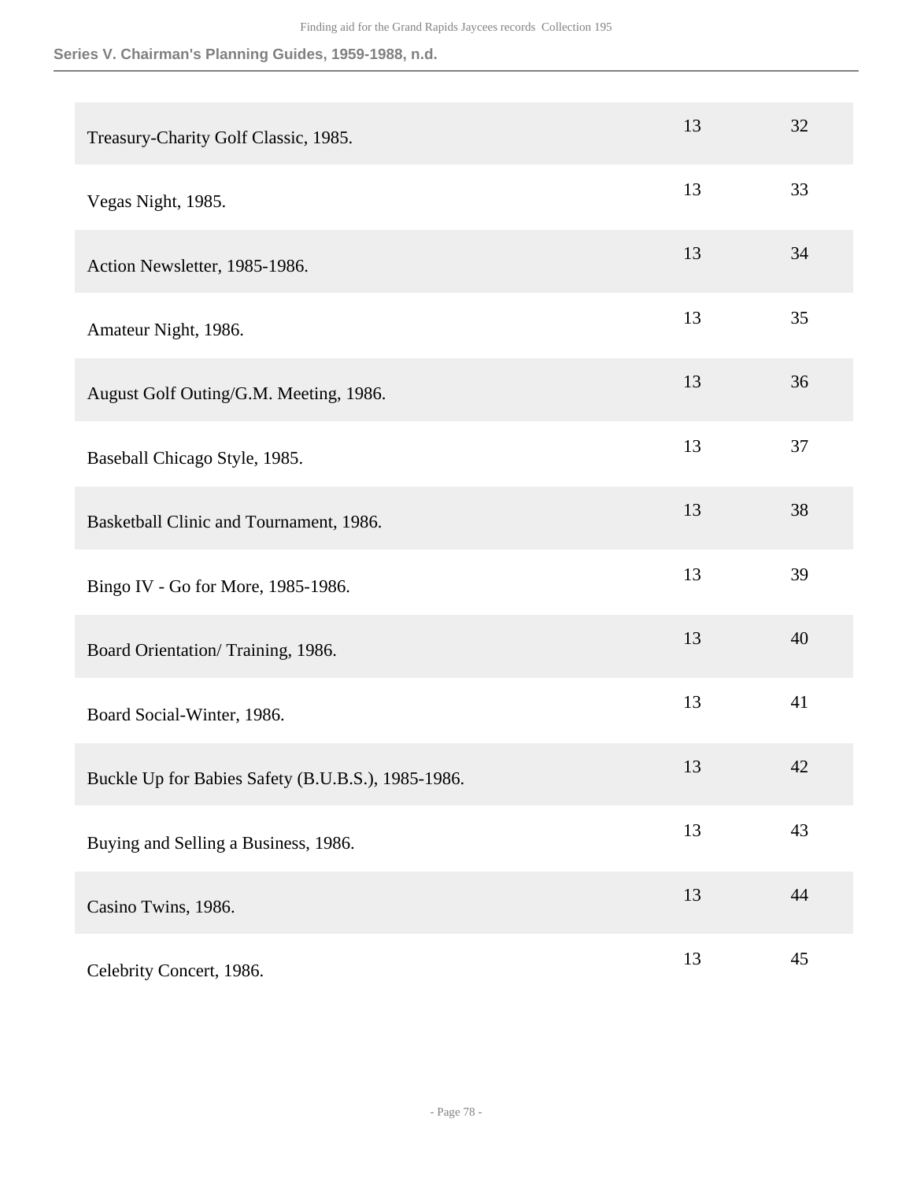## Series V. Chairman's Planning Guides, 1959-1988, n.d.

| | | |
|---|---|---|
| Treasury-Charity Golf Classic, 1985. | 13 | 32 |
| Vegas Night, 1985. | 13 | 33 |
| Action Newsletter, 1985-1986. | 13 | 34 |
| Amateur Night, 1986. | 13 | 35 |
| August Golf Outing/G.M. Meeting, 1986. | 13 | 36 |
| Baseball Chicago Style, 1985. | 13 | 37 |
| Basketball Clinic and Tournament, 1986. | 13 | 38 |
| Bingo IV - Go for More, 1985-1986. | 13 | 39 |
| Board Orientation/ Training, 1986. | 13 | 40 |
| Board Social-Winter, 1986. | 13 | 41 |
| Buckle Up for Babies Safety (B.U.B.S.), 1985-1986. | 13 | 42 |
| Buying and Selling a Business, 1986. | 13 | 43 |
| Casino Twins, 1986. | 13 | 44 |
| Celebrity Concert, 1986. | 13 | 45 |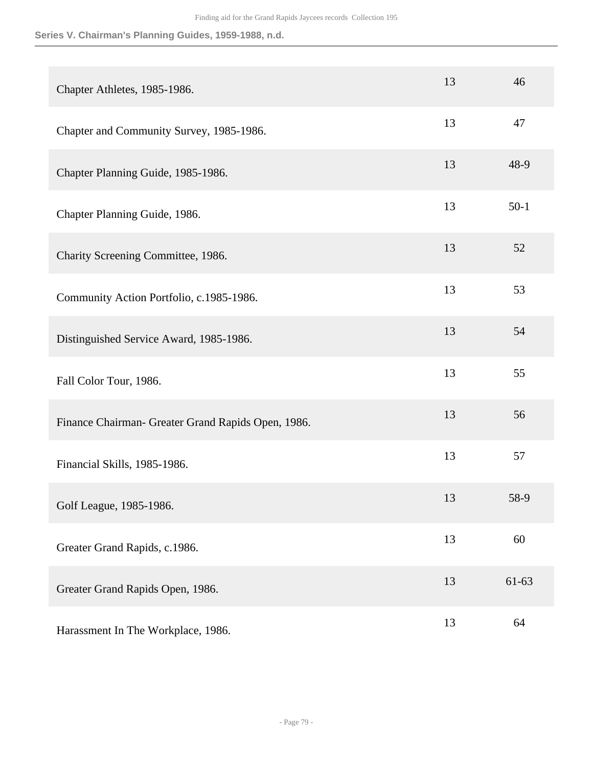| | | |
|---|---|---|
| Chapter Athletes, 1985-1986. | 13 | 46 |
| Chapter and Community Survey, 1985-1986. | 13 | 47 |
| Chapter Planning Guide, 1985-1986. | 13 | 48-9 |
| Chapter Planning Guide, 1986. | 13 | 50-1 |
| Charity Screening Committee, 1986. | 13 | 52 |
| Community Action Portfolio, c.1985-1986. | 13 | 53 |
| Distinguished Service Award, 1985-1986. | 13 | 54 |
| Fall Color Tour, 1986. | 13 | 55 |
| Finance Chairman- Greater Grand Rapids Open, 1986. | 13 | 56 |
| Financial Skills, 1985-1986. | 13 | 57 |
| Golf League, 1985-1986. | 13 | 58-9 |
| Greater Grand Rapids, c.1986. | 13 | 60 |
| Greater Grand Rapids Open, 1986. | 13 | 61-63 |
| Harassment In The Workplace, 1986. | 13 | 64 |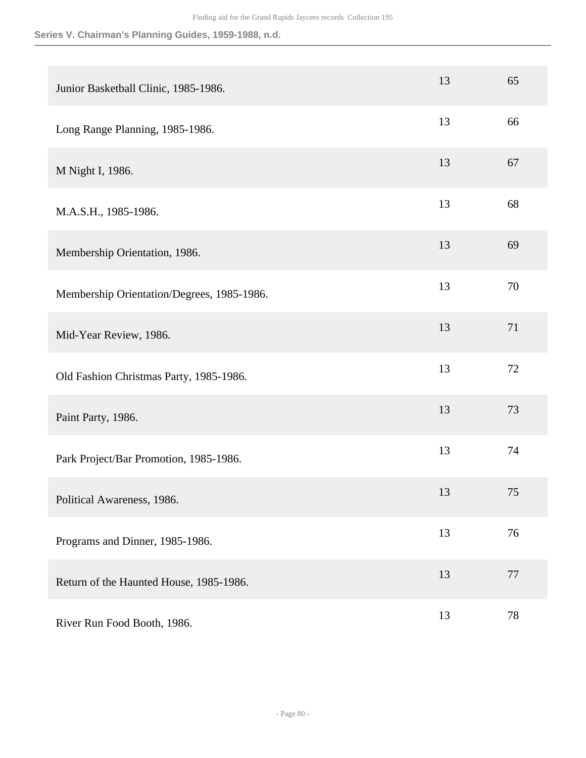## Series V. Chairman's Planning Guides, 1959-1988, n.d.

| | | |
|---|---|---|
| Junior Basketball Clinic, 1985-1986. | 13 | 65 |
| Long Range Planning, 1985-1986. | 13 | 66 |
| M Night I, 1986. | 13 | 67 |
| M.A.S.H., 1985-1986. | 13 | 68 |
| Membership Orientation, 1986. | 13 | 69 |
| Membership Orientation/Degrees, 1985-1986. | 13 | 70 |
| Mid-Year Review, 1986. | 13 | 71 |
| Old Fashion Christmas Party, 1985-1986. | 13 | 72 |
| Paint Party, 1986. | 13 | 73 |
| Park Project/Bar Promotion, 1985-1986. | 13 | 74 |
| Political Awareness, 1986. | 13 | 75 |
| Programs and Dinner, 1985-1986. | 13 | 76 |
| Return of the Haunted House, 1985-1986. | 13 | 77 |
| River Run Food Booth, 1986. | 13 | 78 |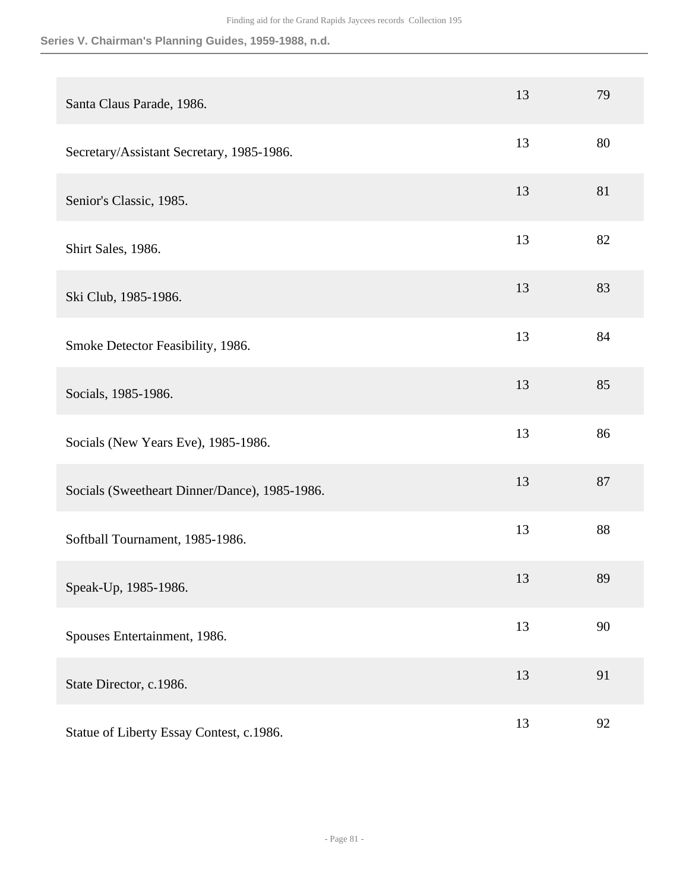## Series V. Chairman's Planning Guides, 1959-1988, n.d.

| | | |
|---|---|---|
| Santa Claus Parade, 1986. | 13 | 79 |
| Secretary/Assistant Secretary, 1985-1986. | 13 | 80 |
| Senior's Classic, 1985. | 13 | 81 |
| Shirt Sales, 1986. | 13 | 82 |
| Ski Club, 1985-1986. | 13 | 83 |
| Smoke Detector Feasibility, 1986. | 13 | 84 |
| Socials, 1985-1986. | 13 | 85 |
| Socials (New Years Eve), 1985-1986. | 13 | 86 |
| Socials (Sweetheart Dinner/Dance), 1985-1986. | 13 | 87 |
| Softball Tournament, 1985-1986. | 13 | 88 |
| Speak-Up, 1985-1986. | 13 | 89 |
| Spouses Entertainment, 1986. | 13 | 90 |
| State Director, c.1986. | 13 | 91 |
| Statue of Liberty Essay Contest, c.1986. | 13 | 92 |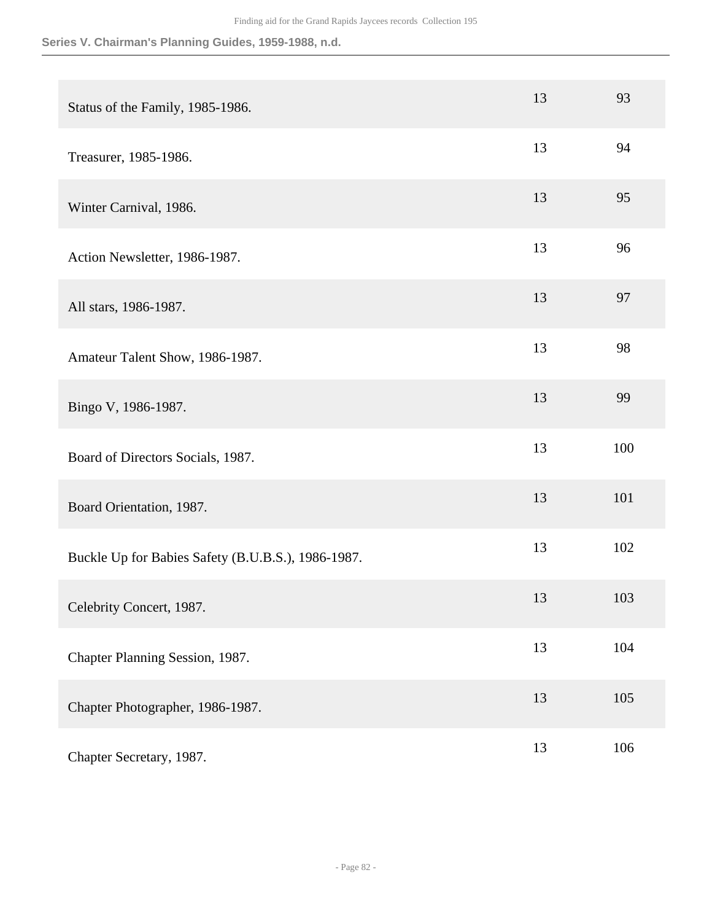| | | |
|---|---|---|
| Status of the Family, 1985-1986. | 13 | 93 |
| Treasurer, 1985-1986. | 13 | 94 |
| Winter Carnival, 1986. | 13 | 95 |
| Action Newsletter, 1986-1987. | 13 | 96 |
| All stars, 1986-1987. | 13 | 97 |
| Amateur Talent Show, 1986-1987. | 13 | 98 |
| Bingo V, 1986-1987. | 13 | 99 |
| Board of Directors Socials, 1987. | 13 | 100 |
| Board Orientation, 1987. | 13 | 101 |
| Buckle Up for Babies Safety (B.U.B.S.), 1986-1987. | 13 | 102 |
| Celebrity Concert, 1987. | 13 | 103 |
| Chapter Planning Session, 1987. | 13 | 104 |
| Chapter Photographer, 1986-1987. | 13 | 105 |
| Chapter Secretary, 1987. | 13 | 106 |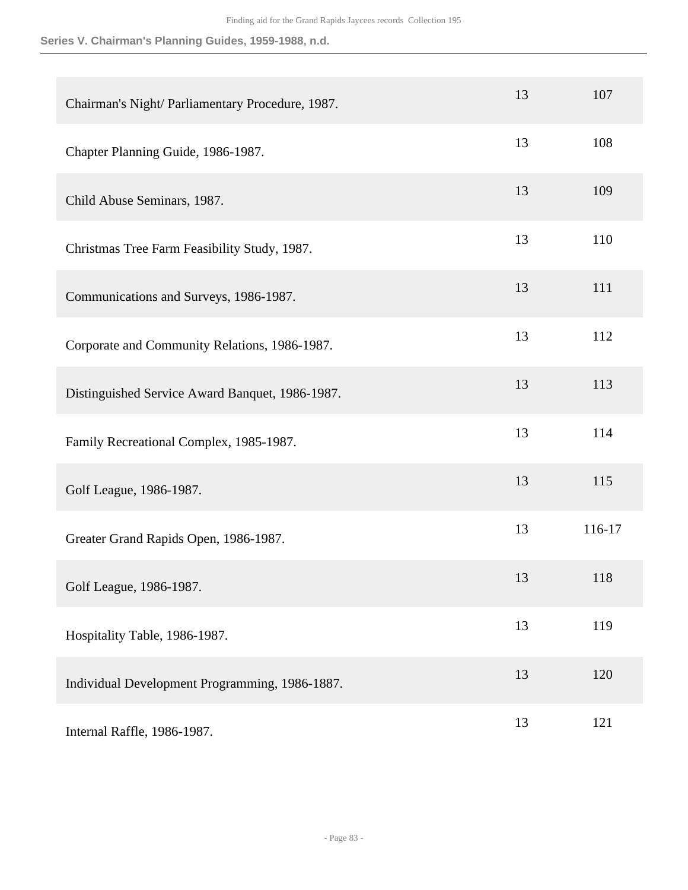## Series V. Chairman's Planning Guides, 1959-1988, n.d.

| | | |
|---|---|---|
| Chairman's Night/ Parliamentary Procedure, 1987. | 13 | 107 |
| Chapter Planning Guide, 1986-1987. | 13 | 108 |
| Child Abuse Seminars, 1987. | 13 | 109 |
| Christmas Tree Farm Feasibility Study, 1987. | 13 | 110 |
| Communications and Surveys, 1986-1987. | 13 | 111 |
| Corporate and Community Relations, 1986-1987. | 13 | 112 |
| Distinguished Service Award Banquet, 1986-1987. | 13 | 113 |
| Family Recreational Complex, 1985-1987. | 13 | 114 |
| Golf League, 1986-1987. | 13 | 115 |
| Greater Grand Rapids Open, 1986-1987. | 13 | 116-17 |
| Golf League, 1986-1987. | 13 | 118 |
| Hospitality Table, 1986-1987. | 13 | 119 |
| Individual Development Programming, 1986-1887. | 13 | 120 |
| Internal Raffle, 1986-1987. | 13 | 121 |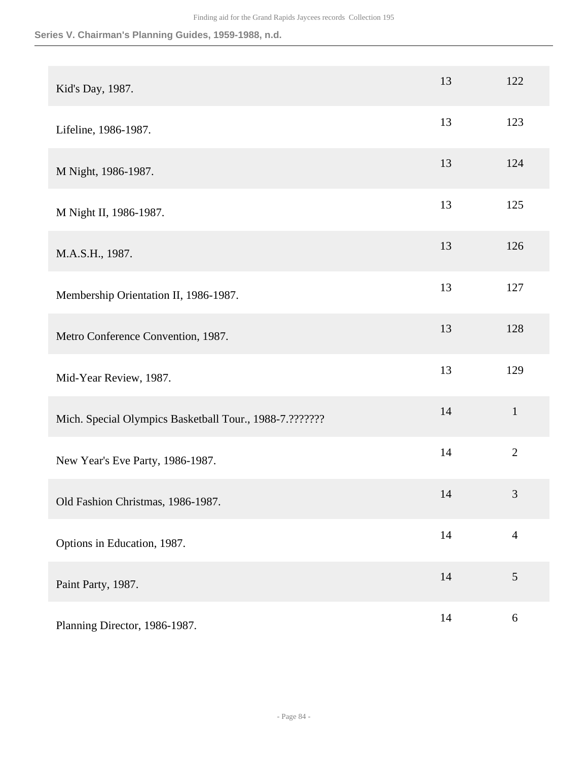## Series V. Chairman's Planning Guides, 1959-1988, n.d.

| | | |
|---|---|---|
| Kid's Day, 1987. | 13 | 122 |
| Lifeline, 1986-1987. | 13 | 123 |
| M Night, 1986-1987. | 13 | 124 |
| M Night II, 1986-1987. | 13 | 125 |
| M.A.S.H., 1987. | 13 | 126 |
| Membership Orientation II, 1986-1987. | 13 | 127 |
| Metro Conference Convention, 1987. | 13 | 128 |
| Mid-Year Review, 1987. | 13 | 129 |
| Mich. Special Olympics Basketball Tour., 1988-7.??????? | 14 | 1 |
| New Year's Eve Party, 1986-1987. | 14 | 2 |
| Old Fashion Christmas, 1986-1987. | 14 | 3 |
| Options in Education, 1987. | 14 | 4 |
| Paint Party, 1987. | 14 | 5 |
| Planning Director, 1986-1987. | 14 | 6 |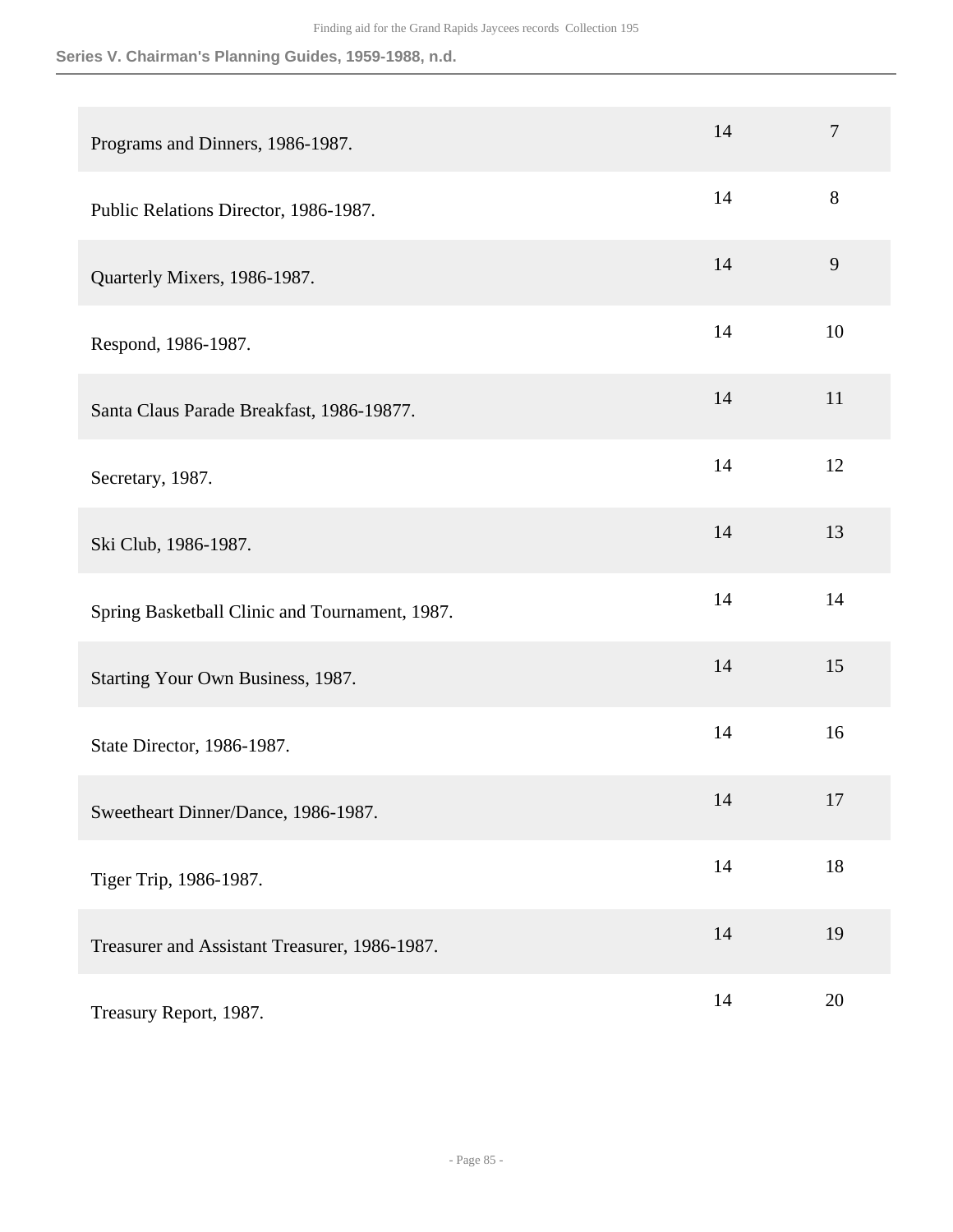Series V. Chairman's Planning Guides, 1959-1988, n.d.

| | | |
|---|---|---|
| Programs and Dinners, 1986-1987. | 14 | 7 |
| Public Relations Director, 1986-1987. | 14 | 8 |
| Quarterly Mixers, 1986-1987. | 14 | 9 |
| Respond, 1986-1987. | 14 | 10 |
| Santa Claus Parade Breakfast, 1986-19877. | 14 | 11 |
| Secretary, 1987. | 14 | 12 |
| Ski Club, 1986-1987. | 14 | 13 |
| Spring Basketball Clinic and Tournament, 1987. | 14 | 14 |
| Starting Your Own Business, 1987. | 14 | 15 |
| State Director, 1986-1987. | 14 | 16 |
| Sweetheart Dinner/Dance, 1986-1987. | 14 | 17 |
| Tiger Trip, 1986-1987. | 14 | 18 |
| Treasurer and Assistant Treasurer, 1986-1987. | 14 | 19 |
| Treasury Report, 1987. | 14 | 20 |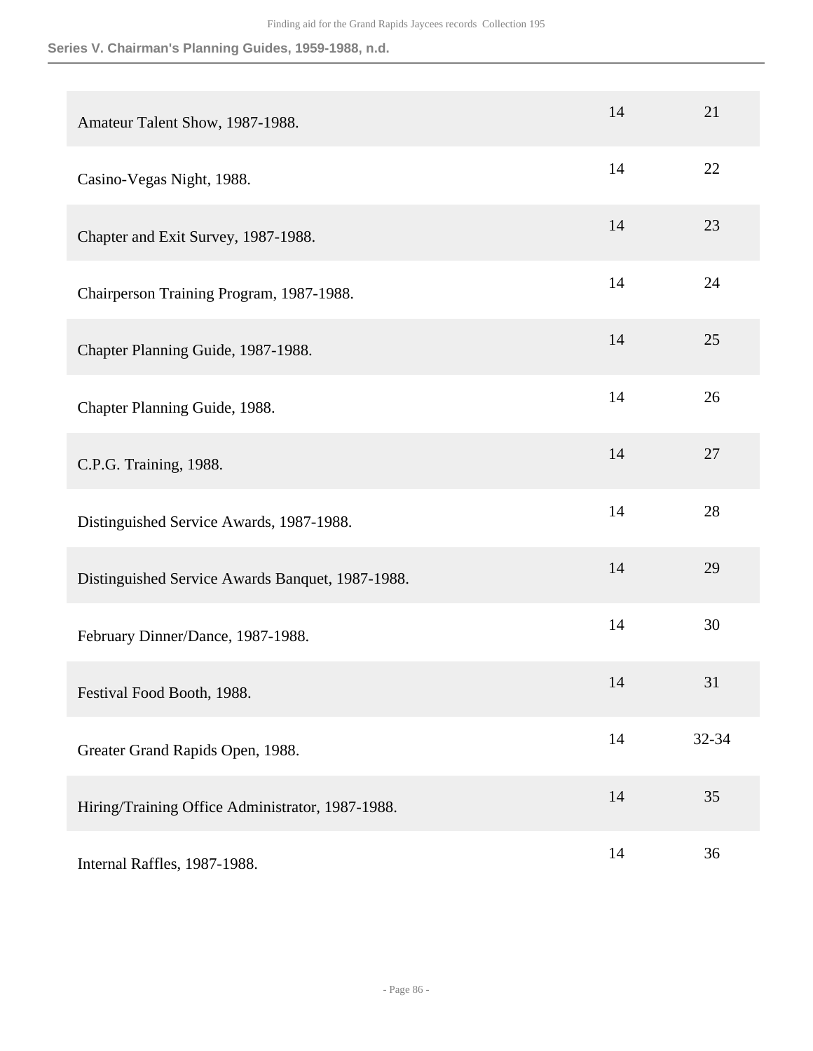| | | |
|---|---|---|
| Amateur Talent Show, 1987-1988. | 14 | 21 |
| Casino-Vegas Night, 1988. | 14 | 22 |
| Chapter and Exit Survey, 1987-1988. | 14 | 23 |
| Chairperson Training Program, 1987-1988. | 14 | 24 |
| Chapter Planning Guide, 1987-1988. | 14 | 25 |
| Chapter Planning Guide, 1988. | 14 | 26 |
| C.P.G. Training, 1988. | 14 | 27 |
| Distinguished Service Awards, 1987-1988. | 14 | 28 |
| Distinguished Service Awards Banquet, 1987-1988. | 14 | 29 |
| February Dinner/Dance, 1987-1988. | 14 | 30 |
| Festival Food Booth, 1988. | 14 | 31 |
| Greater Grand Rapids Open, 1988. | 14 | 32-34 |
| Hiring/Training Office Administrator, 1987-1988. | 14 | 35 |
| Internal Raffles, 1987-1988. | 14 | 36 |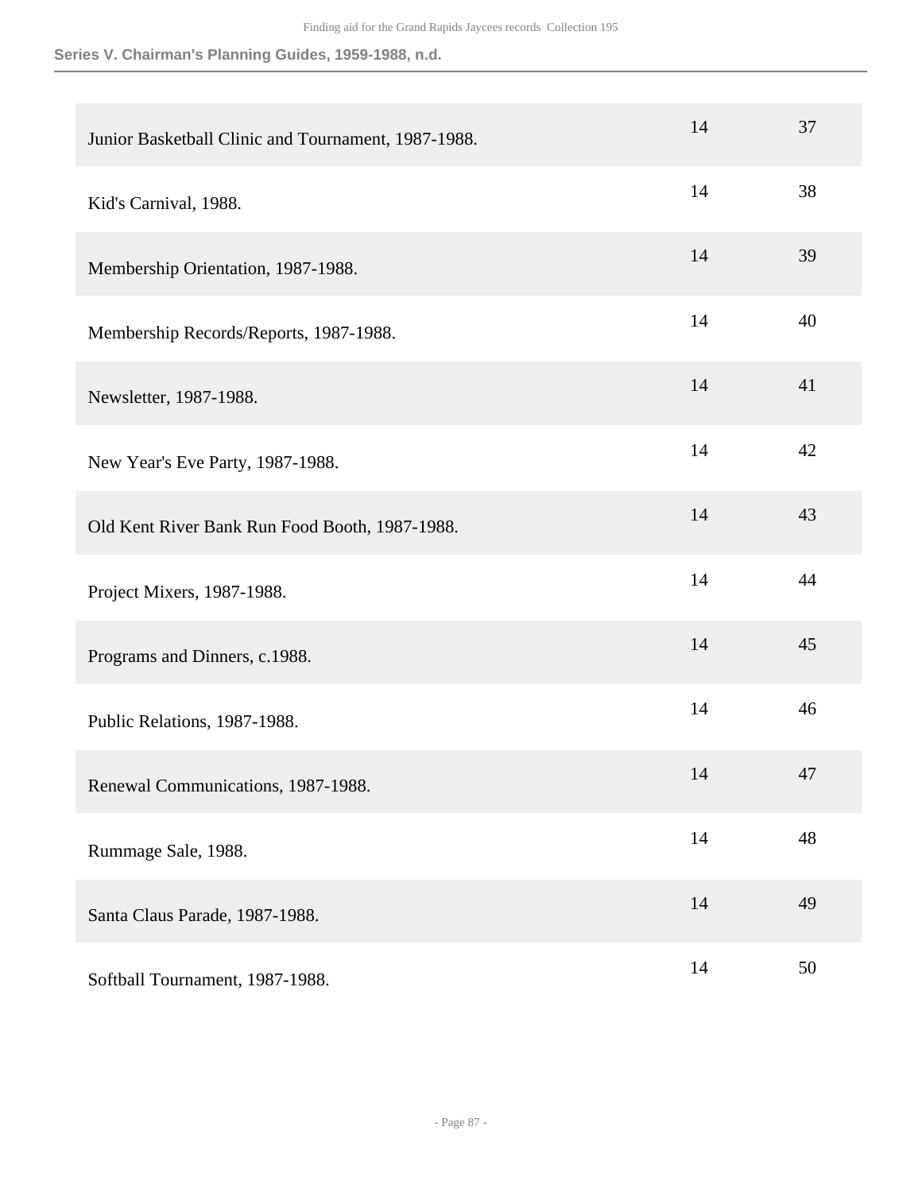**Series V. Chairman's Planning Guides, 1959-1988, n.d.**

| | | |
|---|---|---|
| Junior Basketball Clinic and Tournament, 1987-1988. | 14 | 37 |
| Kid's Carnival, 1988. | 14 | 38 |
| Membership Orientation, 1987-1988. | 14 | 39 |
| Membership Records/Reports, 1987-1988. | 14 | 40 |
| Newsletter, 1987-1988. | 14 | 41 |
| New Year's Eve Party, 1987-1988. | 14 | 42 |
| Old Kent River Bank Run Food Booth, 1987-1988. | 14 | 43 |
| Project Mixers, 1987-1988. | 14 | 44 |
| Programs and Dinners, c.1988. | 14 | 45 |
| Public Relations, 1987-1988. | 14 | 46 |
| Renewal Communications, 1987-1988. | 14 | 47 |
| Rummage Sale, 1988. | 14 | 48 |
| Santa Claus Parade, 1987-1988. | 14 | 49 |
| Softball Tournament, 1987-1988. | 14 | 50 |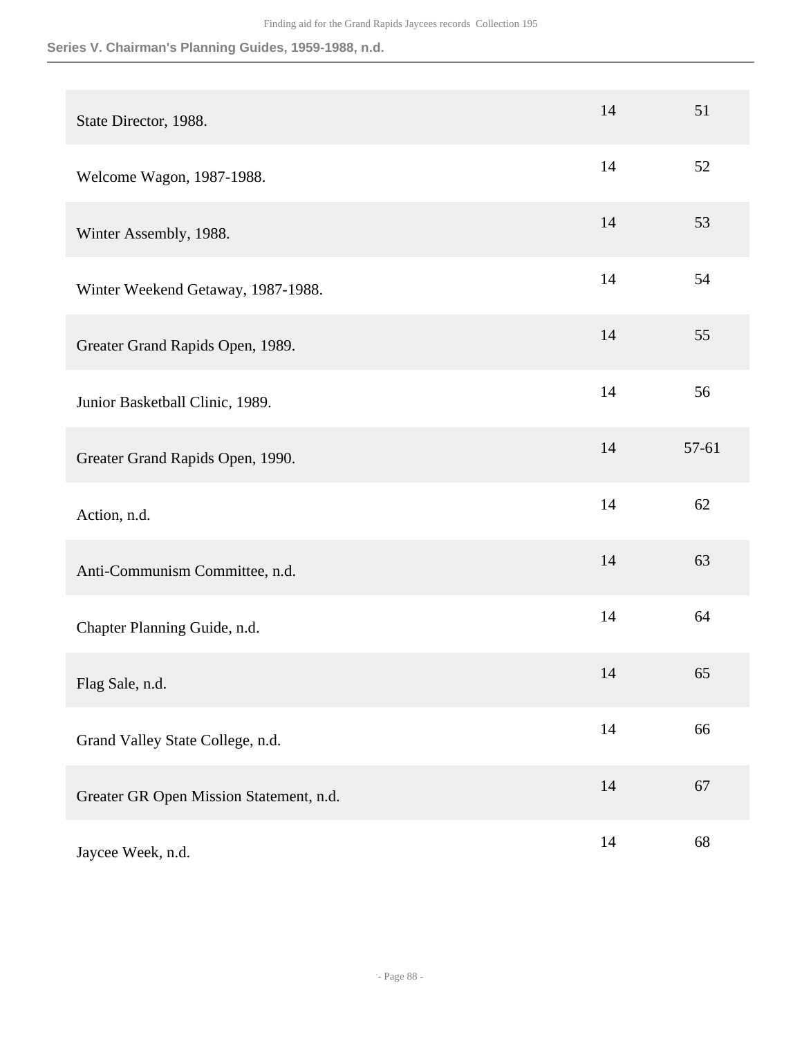| | | |
|---|---|---|
| State Director, 1988. | 14 | 51 |
| Welcome Wagon, 1987-1988. | 14 | 52 |
| Winter Assembly, 1988. | 14 | 53 |
| Winter Weekend Getaway, 1987-1988. | 14 | 54 |
| Greater Grand Rapids Open, 1989. | 14 | 55 |
| Junior Basketball Clinic, 1989. | 14 | 56 |
| Greater Grand Rapids Open, 1990. | 14 | 57-61 |
| Action, n.d. | 14 | 62 |
| Anti-Communism Committee, n.d. | 14 | 63 |
| Chapter Planning Guide, n.d. | 14 | 64 |
| Flag Sale, n.d. | 14 | 65 |
| Grand Valley State College, n.d. | 14 | 66 |
| Greater GR Open Mission Statement, n.d. | 14 | 67 |
| Jaycee Week, n.d. | 14 | 68 |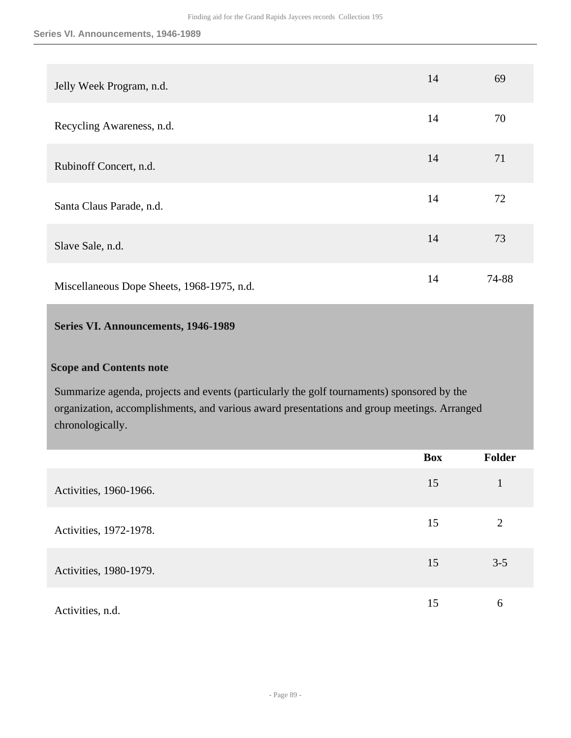| | Box | Folder |
|---|---|---|
| Jelly Week Program, n.d. | 14 | 69 |
| Recycling Awareness, n.d. | 14 | 70 |
| Rubinoff Concert, n.d. | 14 | 71 |
| Santa Claus Parade, n.d. | 14 | 72 |
| Slave Sale, n.d. | 14 | 73 |
| Miscellaneous Dope Sheets, 1968-1975, n.d. | 14 | 74-88 |

## Series VI. Announcements, 1946-1989

### Scope and Contents note

Summarize agenda, projects and events (particularly the golf tournaments) sponsored by the organization, accomplishments, and various award presentations and group meetings. Arranged chronologically.

| | Box | Folder |
|---|---|---|
| Activities, 1960-1966. | 15 | 1 |
| Activities, 1972-1978. | 15 | 2 |
| Activities, 1980-1979. | 15 | 3-5 |
| Activities, n.d. | 15 | 6 |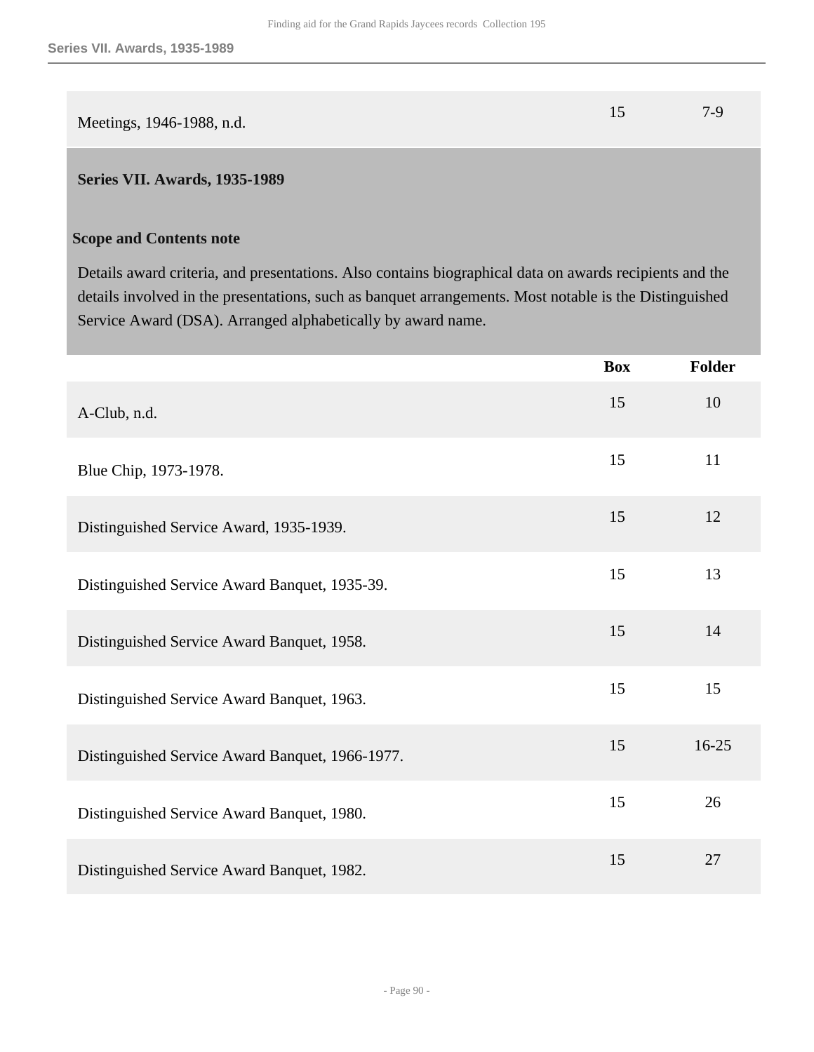| | Box | Folder |
|---|---|---|
| Meetings, 1946-1988, n.d. | 15 | 7-9 |

## Series VII. Awards, 1935-1989

### Scope and Contents note

Details award criteria, and presentations. Also contains biographical data on awards recipients and the details involved in the presentations, such as banquet arrangements. Most notable is the Distinguished Service Award (DSA). Arranged alphabetically by award name.

| | Box | Folder |
|---|---|---|
| A-Club, n.d. | 15 | 10 |
| Blue Chip, 1973-1978. | 15 | 11 |
| Distinguished Service Award, 1935-1939. | 15 | 12 |
| Distinguished Service Award Banquet, 1935-39. | 15 | 13 |
| Distinguished Service Award Banquet, 1958. | 15 | 14 |
| Distinguished Service Award Banquet, 1963. | 15 | 15 |
| Distinguished Service Award Banquet, 1966-1977. | 15 | 16-25 |
| Distinguished Service Award Banquet, 1980. | 15 | 26 |
| Distinguished Service Award Banquet, 1982. | 15 | 27 |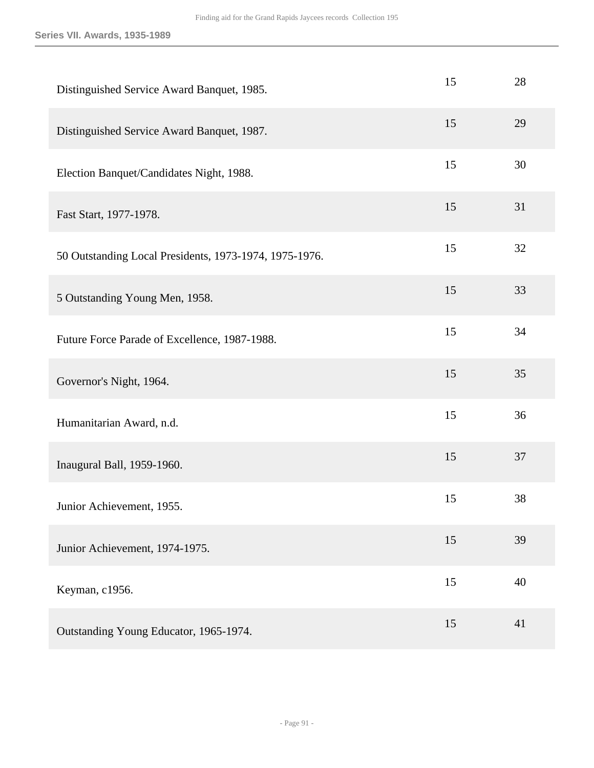| | | |
|---|---|---|
| Distinguished Service Award Banquet, 1985. | 15 | 28 |
| Distinguished Service Award Banquet, 1987. | 15 | 29 |
| Election Banquet/Candidates Night, 1988. | 15 | 30 |
| Fast Start, 1977-1978. | 15 | 31 |
| 50 Outstanding Local Presidents, 1973-1974, 1975-1976. | 15 | 32 |
| 5 Outstanding Young Men, 1958. | 15 | 33 |
| Future Force Parade of Excellence, 1987-1988. | 15 | 34 |
| Governor's Night, 1964. | 15 | 35 |
| Humanitarian Award, n.d. | 15 | 36 |
| Inaugural Ball, 1959-1960. | 15 | 37 |
| Junior Achievement, 1955. | 15 | 38 |
| Junior Achievement, 1974-1975. | 15 | 39 |
| Keyman, c1956. | 15 | 40 |
| Outstanding Young Educator, 1965-1974. | 15 | 41 |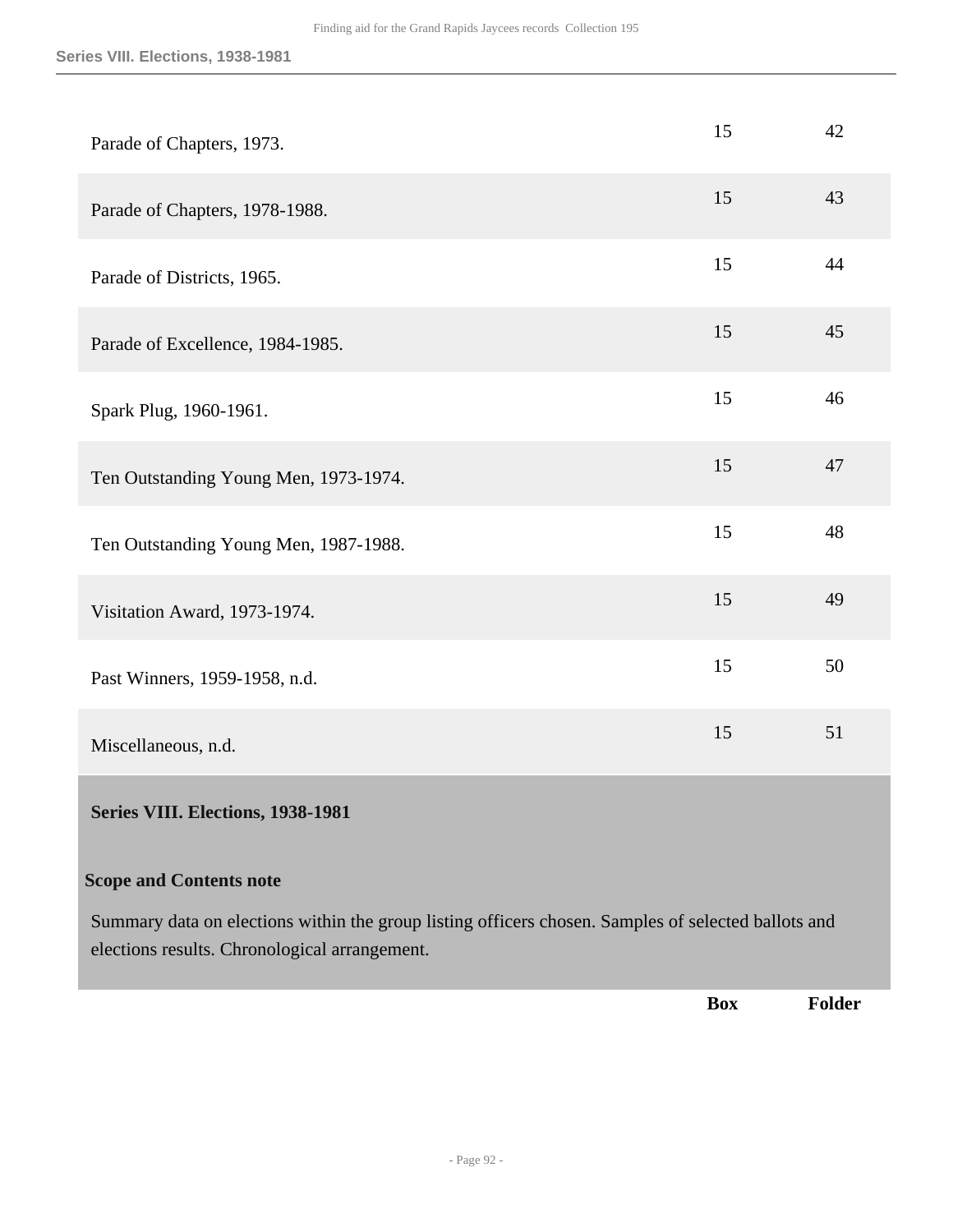| | Box | Folder |
|---|---|---|
| Parade of Chapters, 1973. | 15 | 42 |
| Parade of Chapters, 1978-1988. | 15 | 43 |
| Parade of Districts, 1965. | 15 | 44 |
| Parade of Excellence, 1984-1985. | 15 | 45 |
| Spark Plug, 1960-1961. | 15 | 46 |
| Ten Outstanding Young Men, 1973-1974. | 15 | 47 |
| Ten Outstanding Young Men, 1987-1988. | 15 | 48 |
| Visitation Award, 1973-1974. | 15 | 49 |
| Past Winners, 1959-1958, n.d. | 15 | 50 |
| Miscellaneous, n.d. | 15 | 51 |

## Series VIII. Elections, 1938-1981

### Scope and Contents note

Summary data on elections within the group listing officers chosen. Samples of selected ballots and elections results. Chronological arrangement.

| | Box | Folder |
|---|---|---|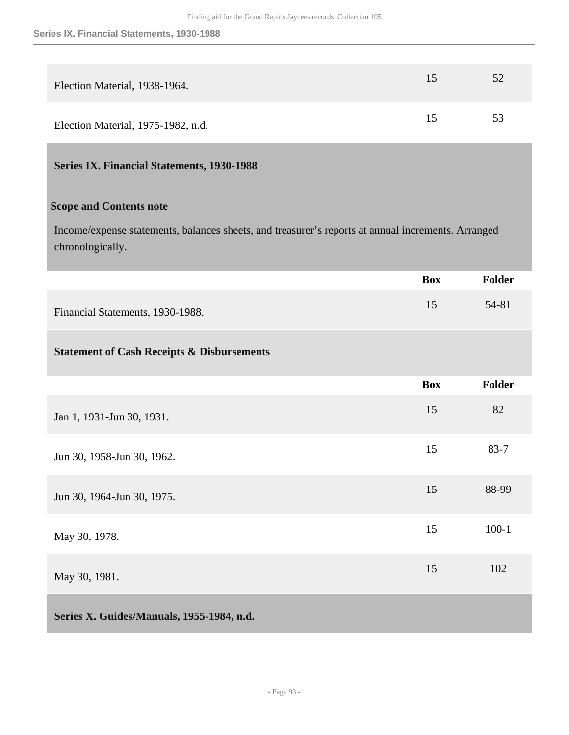| | Box | Folder |
|---|---|---|
| Election Material, 1938-1964. | 15 | 52 |
| Election Material, 1975-1982, n.d. | 15 | 53 |

## Series IX. Financial Statements, 1930-1988

**Scope and Contents note**

Income/expense statements, balances sheets, and treasurer's reports at annual increments. Arranged chronologically.

| | Box | Folder |
|---|---|---|
| Financial Statements, 1930-1988. | 15 | 54-81 |

### Statement of Cash Receipts & Disbursements

| | Box | Folder |
|---|---|---|
| Jan 1, 1931-Jun 30, 1931. | 15 | 82 |
| Jun 30, 1958-Jun 30, 1962. | 15 | 83-7 |
| Jun 30, 1964-Jun 30, 1975. | 15 | 88-99 |
| May 30, 1978. | 15 | 100-1 |
| May 30, 1981. | 15 | 102 |

## Series X. Guides/Manuals, 1955-1984, n.d.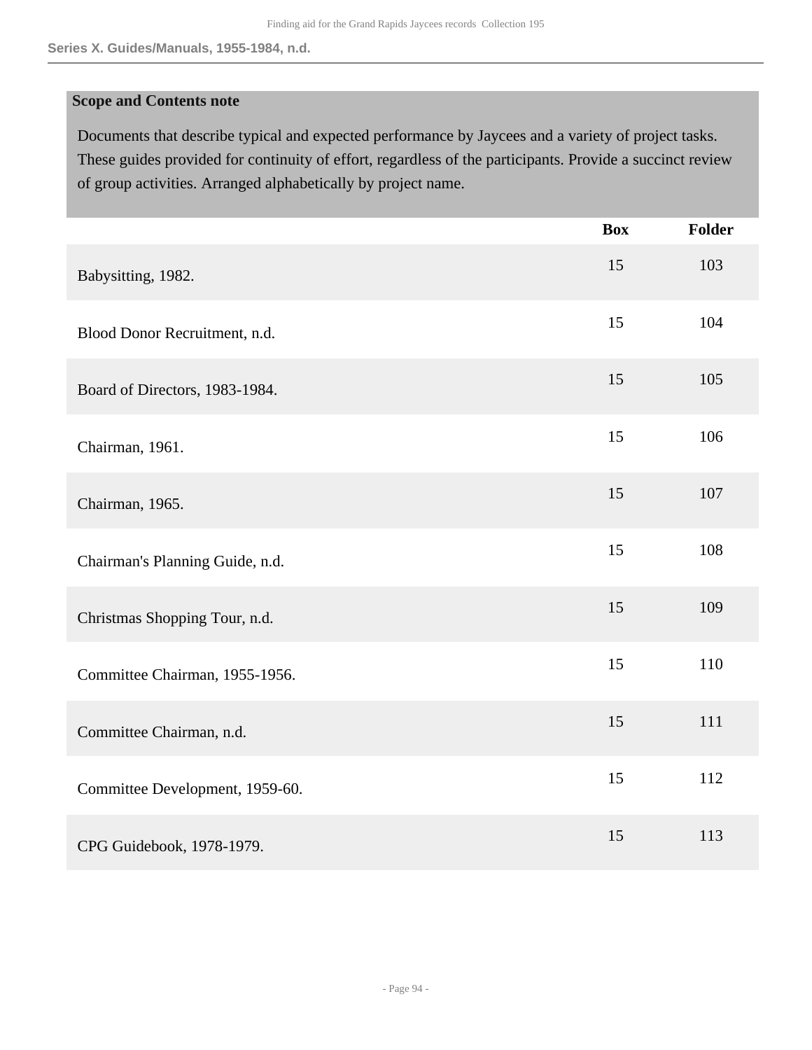## Series X. Guides/Manuals, 1955-1984, n.d.

**Scope and Contents note**

Documents that describe typical and expected performance by Jaycees and a variety of project tasks. These guides provided for continuity of effort, regardless of the participants. Provide a succinct review of group activities. Arranged alphabetically by project name.

| | Box | Folder |
|---|---|---|
| Babysitting, 1982. | 15 | 103 |
| Blood Donor Recruitment, n.d. | 15 | 104 |
| Board of Directors, 1983-1984. | 15 | 105 |
| Chairman, 1961. | 15 | 106 |
| Chairman, 1965. | 15 | 107 |
| Chairman's Planning Guide, n.d. | 15 | 108 |
| Christmas Shopping Tour, n.d. | 15 | 109 |
| Committee Chairman, 1955-1956. | 15 | 110 |
| Committee Chairman, n.d. | 15 | 111 |
| Committee Development, 1959-60. | 15 | 112 |
| CPG Guidebook, 1978-1979. | 15 | 113 |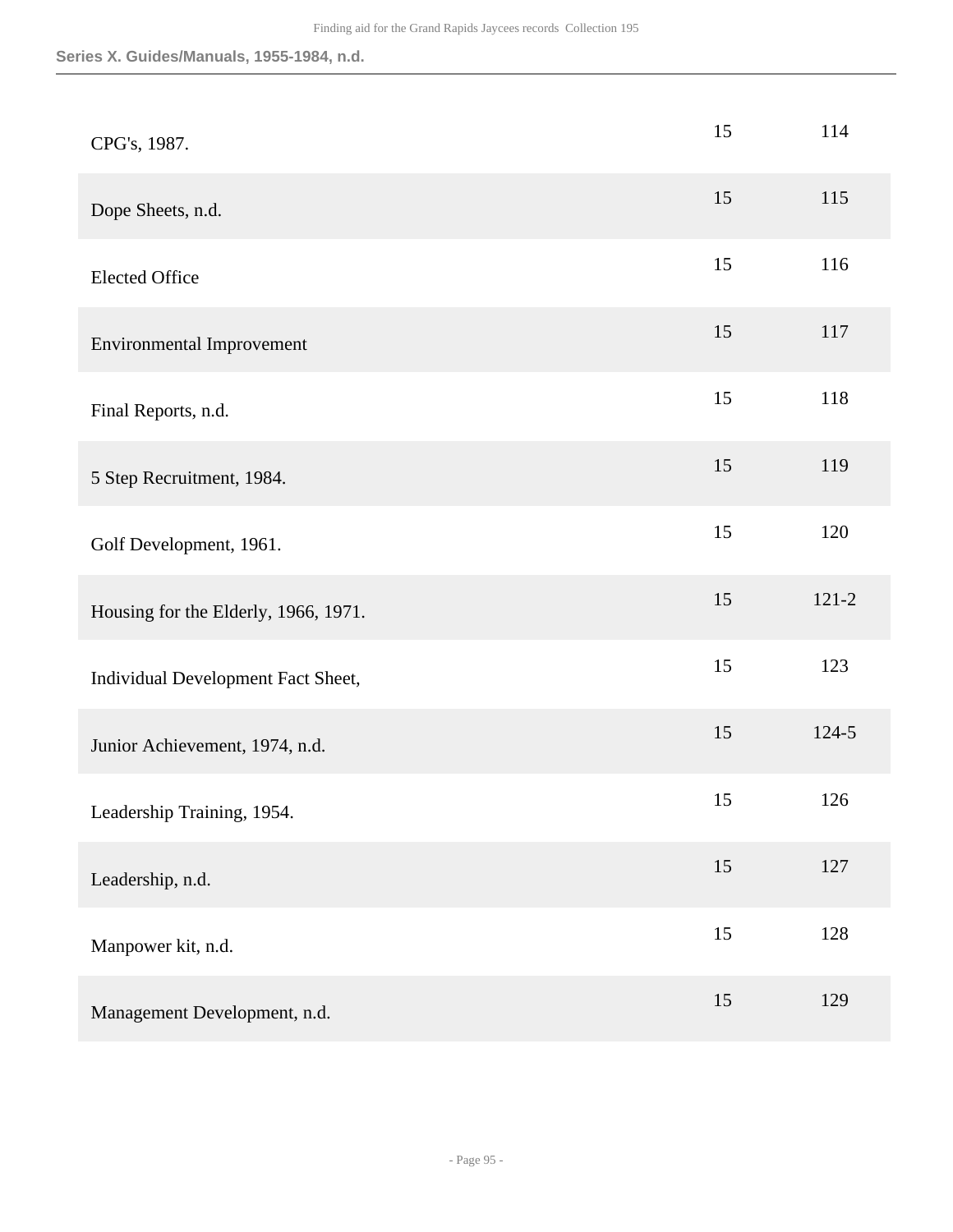| | | |
|---|---|---|
| CPG's, 1987. | 15 | 114 |
| Dope Sheets, n.d. | 15 | 115 |
| Elected Office | 15 | 116 |
| Environmental Improvement | 15 | 117 |
| Final Reports, n.d. | 15 | 118 |
| 5 Step Recruitment, 1984. | 15 | 119 |
| Golf Development, 1961. | 15 | 120 |
| Housing for the Elderly, 1966, 1971. | 15 | 121-2 |
| Individual Development Fact Sheet, | 15 | 123 |
| Junior Achievement, 1974, n.d. | 15 | 124-5 |
| Leadership Training, 1954. | 15 | 126 |
| Leadership, n.d. | 15 | 127 |
| Manpower kit, n.d. | 15 | 128 |
| Management Development, n.d. | 15 | 129 |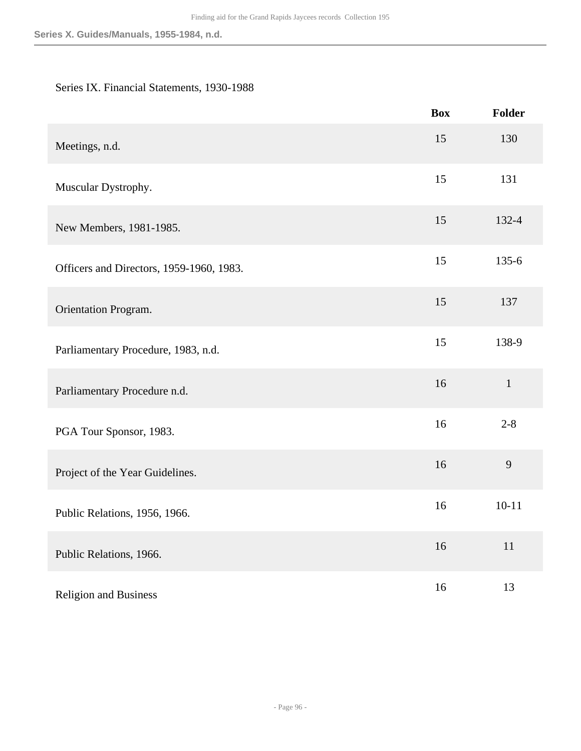Series IX. Financial Statements, 1930-1988

| | Box | Folder |
|---|---|---|
| Meetings, n.d. | 15 | 130 |
| Muscular Dystrophy. | 15 | 131 |
| New Members, 1981-1985. | 15 | 132-4 |
| Officers and Directors, 1959-1960, 1983. | 15 | 135-6 |
| Orientation Program. | 15 | 137 |
| Parliamentary Procedure, 1983, n.d. | 15 | 138-9 |
| Parliamentary Procedure n.d. | 16 | 1 |
| PGA Tour Sponsor, 1983. | 16 | 2-8 |
| Project of the Year Guidelines. | 16 | 9 |
| Public Relations, 1956, 1966. | 16 | 10-11 |
| Public Relations, 1966. | 16 | 11 |
| Religion and Business | 16 | 13 |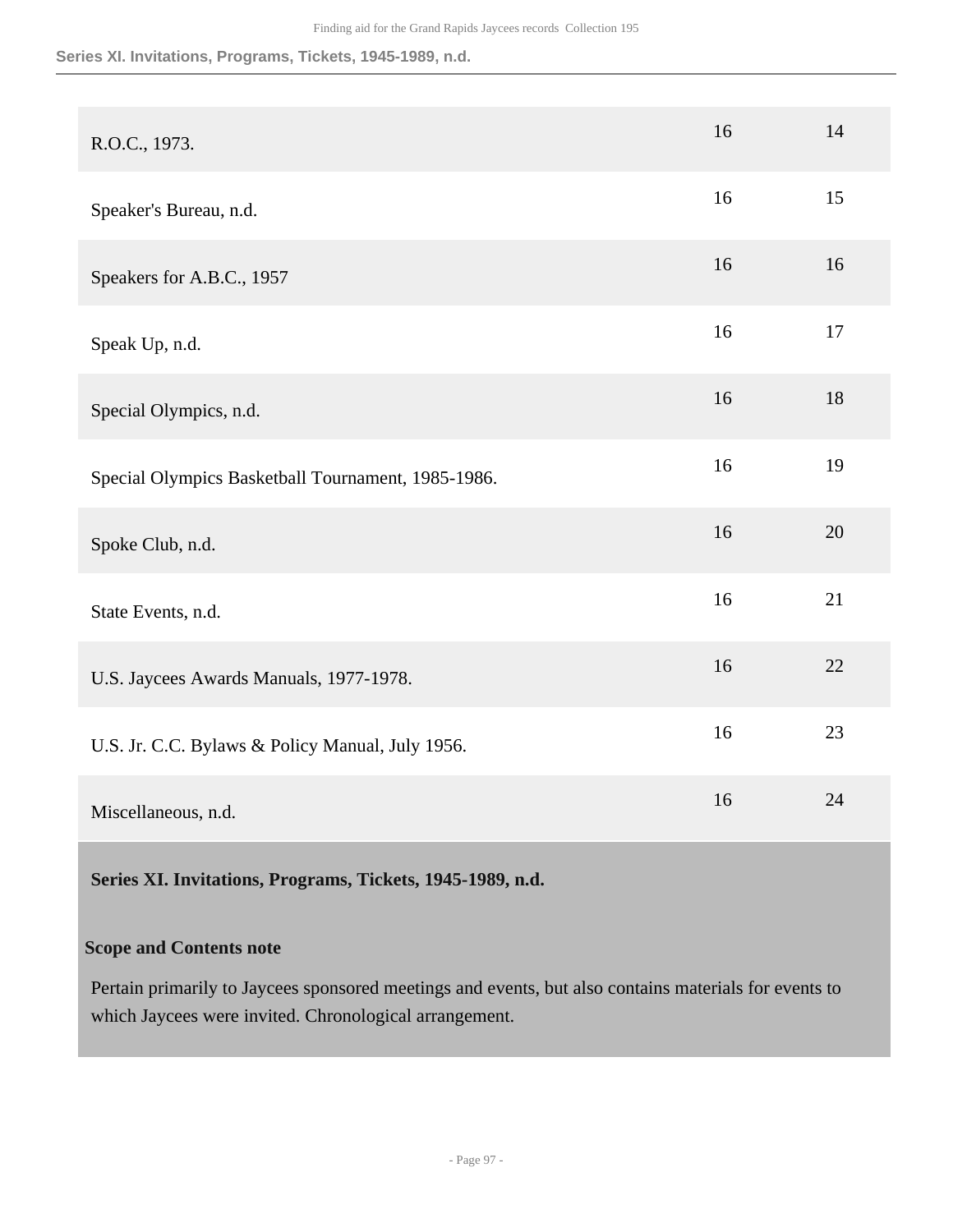| | | |
|---|---|---|
| R.O.C., 1973. | 16 | 14 |
| Speaker's Bureau, n.d. | 16 | 15 |
| Speakers for A.B.C., 1957 | 16 | 16 |
| Speak Up, n.d. | 16 | 17 |
| Special Olympics, n.d. | 16 | 18 |
| Special Olympics Basketball Tournament, 1985-1986. | 16 | 19 |
| Spoke Club, n.d. | 16 | 20 |
| State Events, n.d. | 16 | 21 |
| U.S. Jaycees Awards Manuals, 1977-1978. | 16 | 22 |
| U.S. Jr. C.C. Bylaws & Policy Manual, July 1956. | 16 | 23 |
| Miscellaneous, n.d. | 16 | 24 |

## Series XI. Invitations, Programs, Tickets, 1945-1989, n.d.

### Scope and Contents note

Pertain primarily to Jaycees sponsored meetings and events, but also contains materials for events to which Jaycees were invited. Chronological arrangement.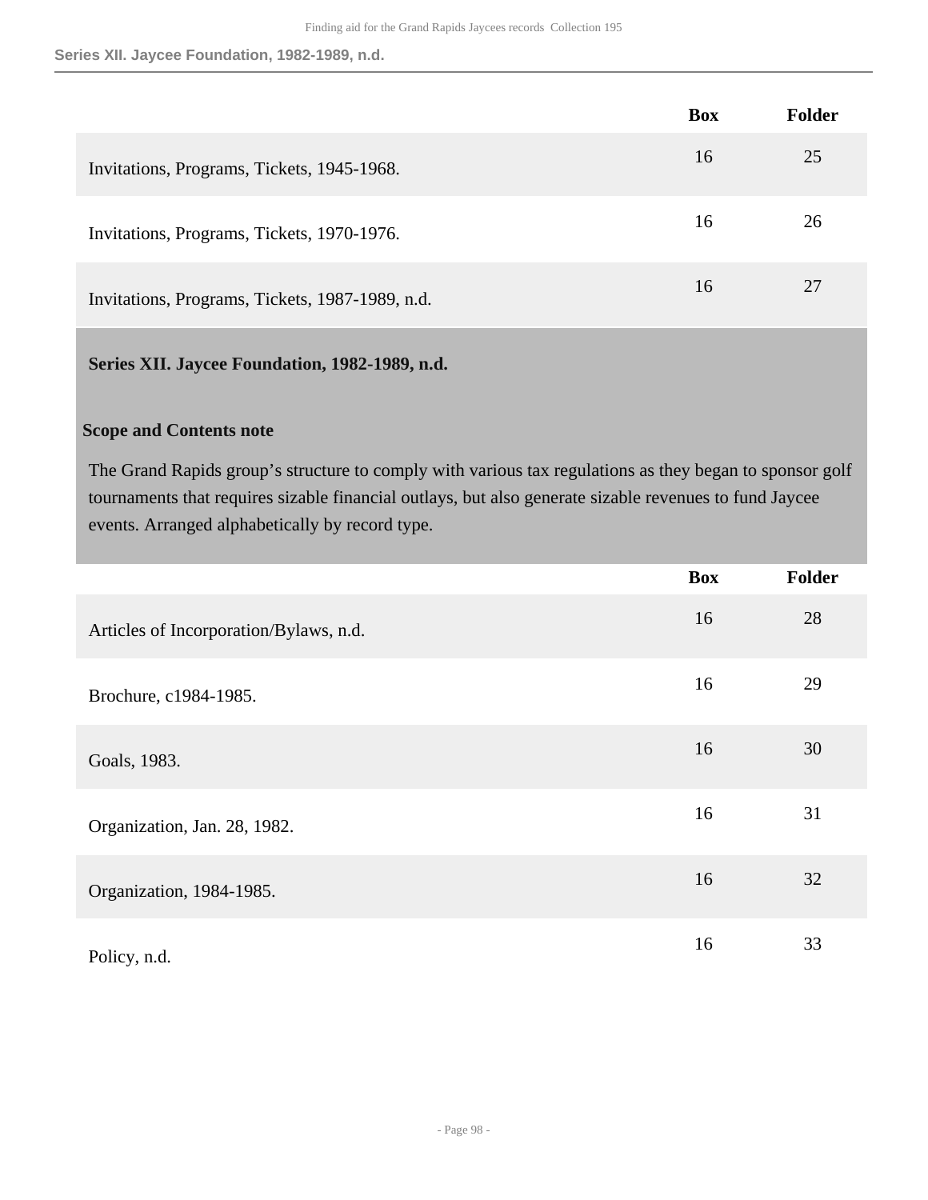| | Box | Folder |
|---|---|---|
| Invitations, Programs, Tickets, 1945-1968. | 16 | 25 |
| Invitations, Programs, Tickets, 1970-1976. | 16 | 26 |
| Invitations, Programs, Tickets, 1987-1989, n.d. | 16 | 27 |

## Series XII. Jaycee Foundation, 1982-1989, n.d.

**Scope and Contents note**

The Grand Rapids group's structure to comply with various tax regulations as they began to sponsor golf tournaments that requires sizable financial outlays, but also generate sizable revenues to fund Jaycee events. Arranged alphabetically by record type.

| | Box | Folder |
|---|---|---|
| Articles of Incorporation/Bylaws, n.d. | 16 | 28 |
| Brochure, c1984-1985. | 16 | 29 |
| Goals, 1983. | 16 | 30 |
| Organization, Jan. 28, 1982. | 16 | 31 |
| Organization, 1984-1985. | 16 | 32 |
| Policy, n.d. | 16 | 33 |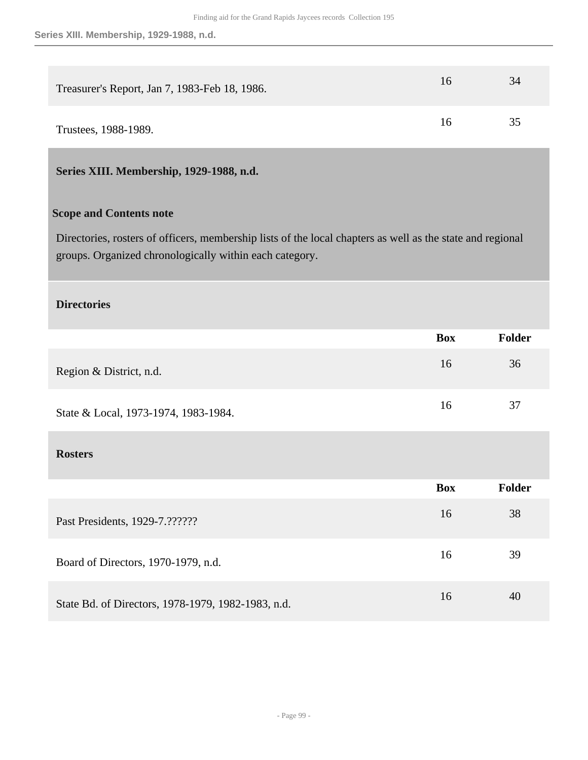| | Box | Folder |
|---|---|---|
| Treasurer's Report, Jan 7, 1983-Feb 18, 1986. | 16 | 34 |
| Trustees, 1988-1989. | 16 | 35 |

## Series XIII. Membership, 1929-1988, n.d.

### Scope and Contents note

Directories, rosters of officers, membership lists of the local chapters as well as the state and regional groups. Organized chronologically within each category.

### Directories

| | Box | Folder |
|---|---|---|
| Region & District, n.d. | 16 | 36 |
| State & Local, 1973-1974, 1983-1984. | 16 | 37 |

### Rosters

| | Box | Folder |
|---|---|---|
| Past Presidents, 1929-7.?????? | 16 | 38 |
| Board of Directors, 1970-1979, n.d. | 16 | 39 |
| State Bd. of Directors, 1978-1979, 1982-1983, n.d. | 16 | 40 |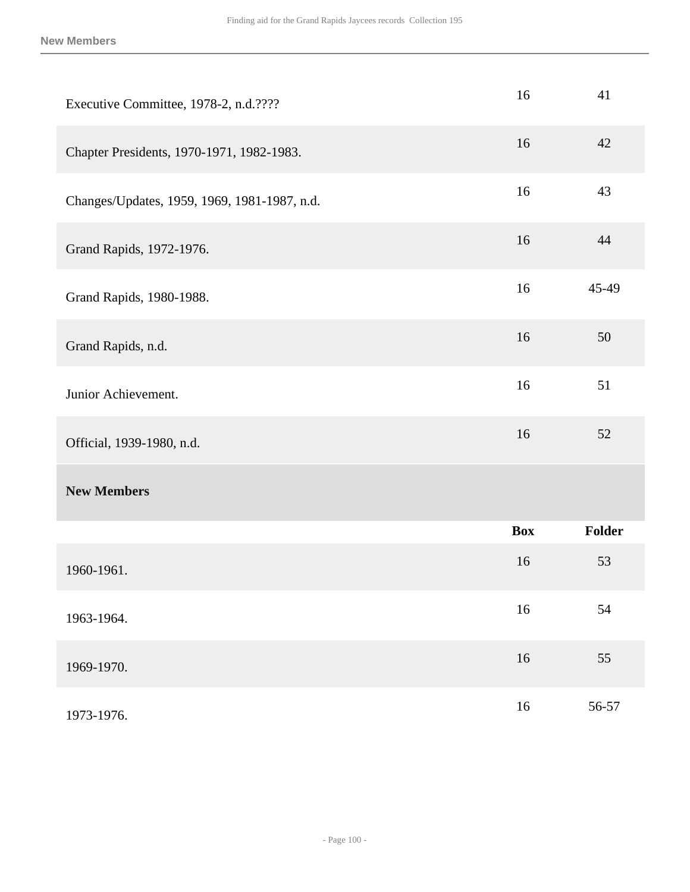| | Box | Folder |
|---|---|---|
| Executive Committee, 1978-2, n.d.???? | 16 | 41 |
| Chapter Presidents, 1970-1971, 1982-1983. | 16 | 42 |
| Changes/Updates, 1959, 1969, 1981-1987, n.d. | 16 | 43 |
| Grand Rapids, 1972-1976. | 16 | 44 |
| Grand Rapids, 1980-1988. | 16 | 45-49 |
| Grand Rapids, n.d. | 16 | 50 |
| Junior Achievement. | 16 | 51 |
| Official, 1939-1980, n.d. | 16 | 52 |

**New Members**

| | Box | Folder |
|---|---|---|
| 1960-1961. | 16 | 53 |
| 1963-1964. | 16 | 54 |
| 1969-1970. | 16 | 55 |
| 1973-1976. | 16 | 56-57 |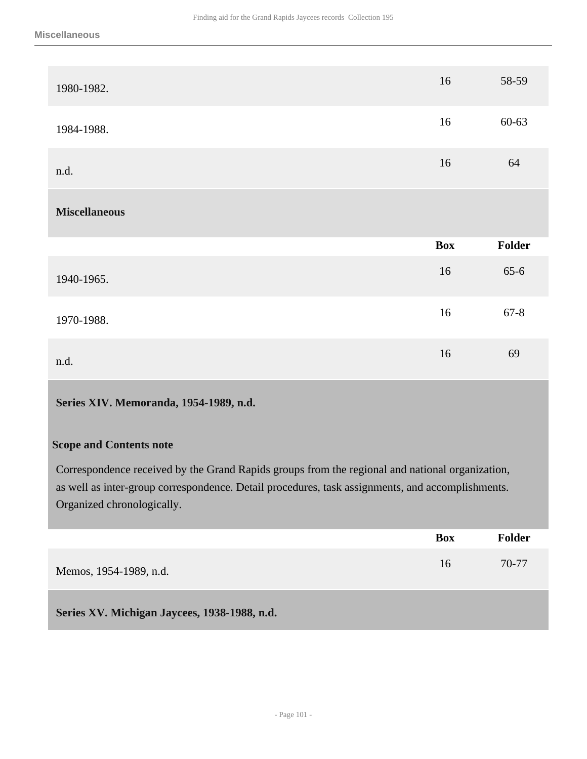| | Box | Folder |
|---|---|---|
| 1980-1982. | 16 | 58-59 |
| 1984-1988. | 16 | 60-63 |
| n.d. | 16 | 64 |

### Miscellaneous

| | Box | Folder |
|---|---|---|
| 1940-1965. | 16 | 65-6 |
| 1970-1988. | 16 | 67-8 |
| n.d. | 16 | 69 |

## Series XIV. Memoranda, 1954-1989, n.d.

### Scope and Contents note

Correspondence received by the Grand Rapids groups from the regional and national organization, as well as inter-group correspondence. Detail procedures, task assignments, and accomplishments. Organized chronologically.

| | Box | Folder |
|---|---|---|
| Memos, 1954-1989, n.d. | 16 | 70-77 |

## Series XV. Michigan Jaycees, 1938-1988, n.d.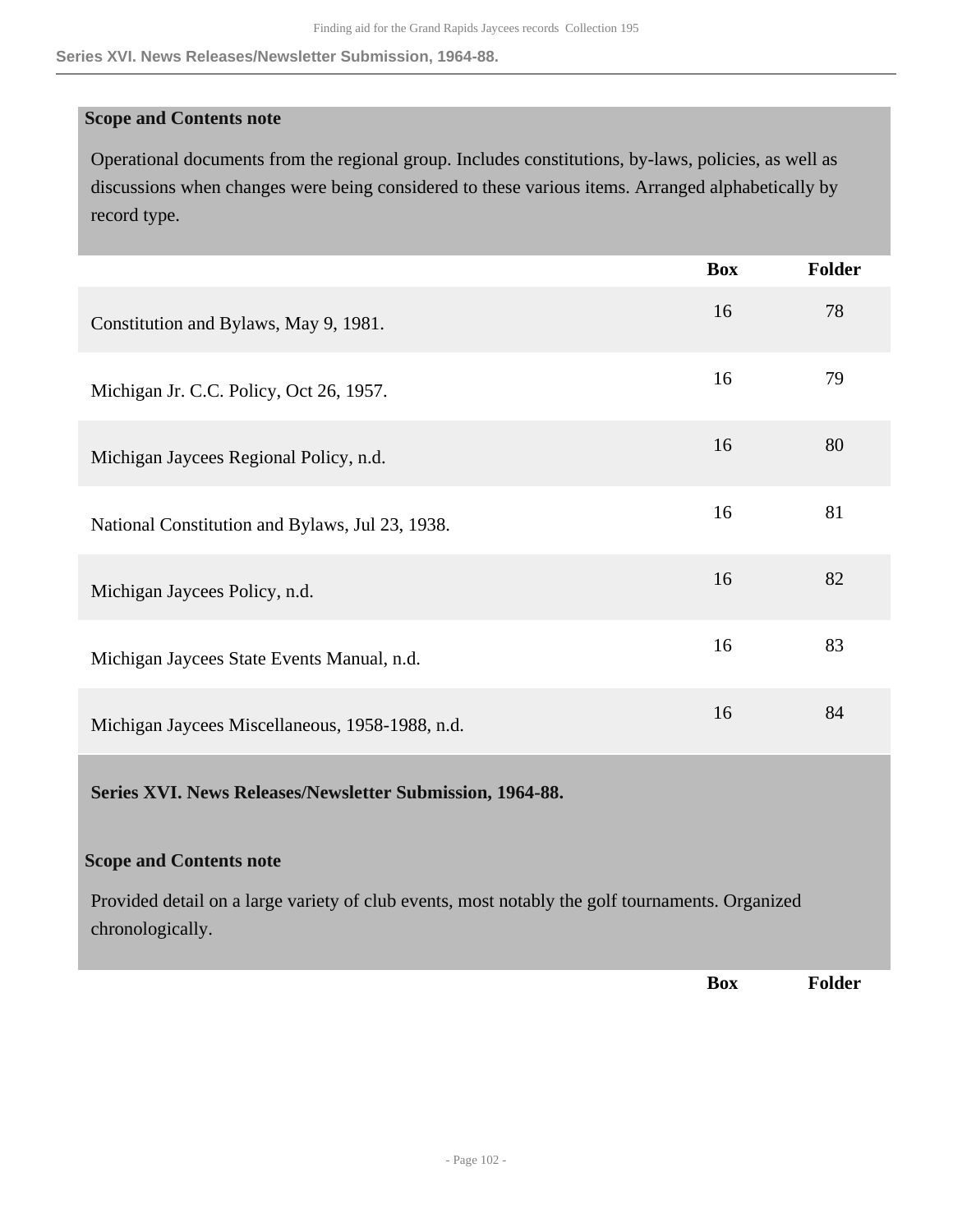**Scope and Contents note**

Operational documents from the regional group. Includes constitutions, by-laws, policies, as well as discussions when changes were being considered to these various items. Arranged alphabetically by record type.

| | Box | Folder |
|---|---|---|
| Constitution and Bylaws, May 9, 1981. | 16 | 78 |
| Michigan Jr. C.C. Policy, Oct 26, 1957. | 16 | 79 |
| Michigan Jaycees Regional Policy, n.d. | 16 | 80 |
| National Constitution and Bylaws, Jul 23, 1938. | 16 | 81 |
| Michigan Jaycees Policy, n.d. | 16 | 82 |
| Michigan Jaycees State Events Manual, n.d. | 16 | 83 |
| Michigan Jaycees Miscellaneous, 1958-1988, n.d. | 16 | 84 |

## Series XVI. News Releases/Newsletter Submission, 1964-88.

**Scope and Contents note**

Provided detail on a large variety of club events, most notably the golf tournaments. Organized chronologically.

| | Box | Folder |
|---|---|---|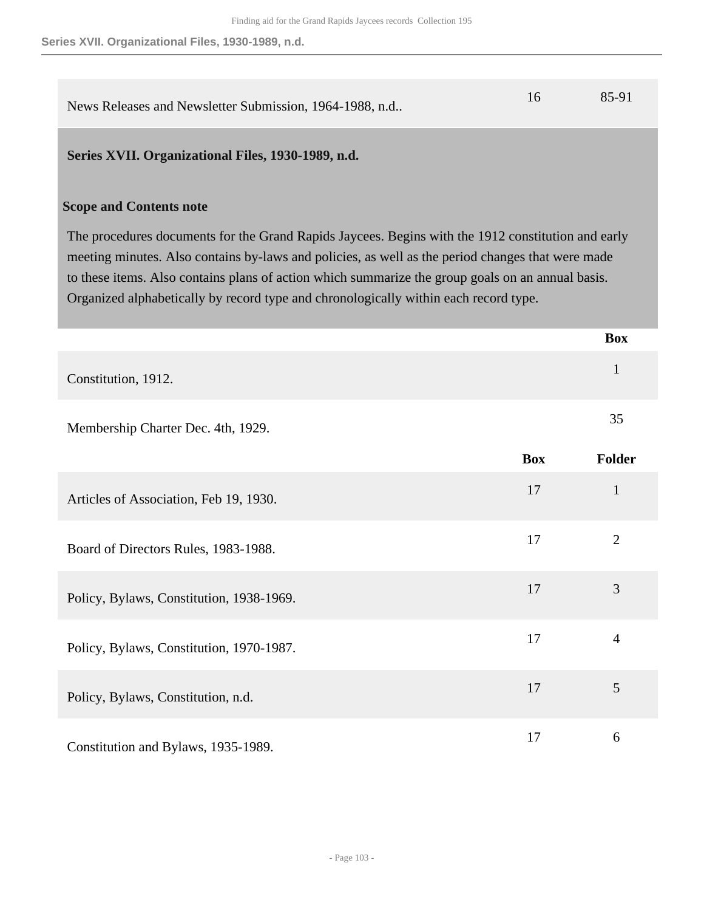| | | |
|---|---|---|
| News Releases and Newsletter Submission, 1964-1988, n.d.. | 16 | 85-91 |

## Series XVII. Organizational Files, 1930-1989, n.d.

### Scope and Contents note

The procedures documents for the Grand Rapids Jaycees. Begins with the 1912 constitution and early meeting minutes. Also contains by-laws and policies, as well as the period changes that were made to these items. Also contains plans of action which summarize the group goals on an annual basis. Organized alphabetically by record type and chronologically within each record type.

| | Box |
|---|---|
| Constitution, 1912. | 1 |
| Membership Charter Dec. 4th, 1929. | 35 |

| | Box | Folder |
|---|---|---|
| Articles of Association, Feb 19, 1930. | 17 | 1 |
| Board of Directors Rules, 1983-1988. | 17 | 2 |
| Policy, Bylaws, Constitution, 1938-1969. | 17 | 3 |
| Policy, Bylaws, Constitution, 1970-1987. | 17 | 4 |
| Policy, Bylaws, Constitution, n.d. | 17 | 5 |
| Constitution and Bylaws, 1935-1989. | 17 | 6 |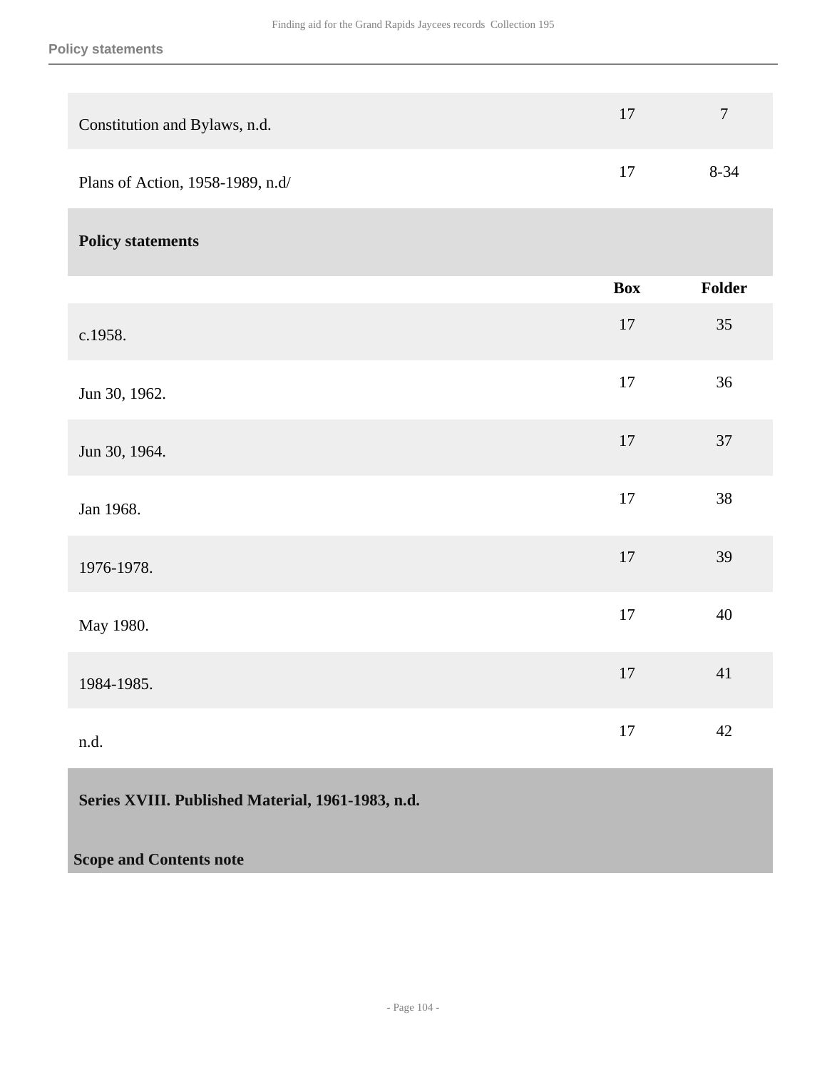| | | |
|---|---|---|
| Constitution and Bylaws, n.d. | 17 | 7 |
| Plans of Action, 1958-1989, n.d/ | 17 | 8-34 |

### Policy statements

| | Box | Folder |
|---|---|---|
| c.1958. | 17 | 35 |
| Jun 30, 1962. | 17 | 36 |
| Jun 30, 1964. | 17 | 37 |
| Jan 1968. | 17 | 38 |
| 1976-1978. | 17 | 39 |
| May 1980. | 17 | 40 |
| 1984-1985. | 17 | 41 |
| n.d. | 17 | 42 |

## Series XVIII. Published Material, 1961-1983, n.d.

**Scope and Contents note**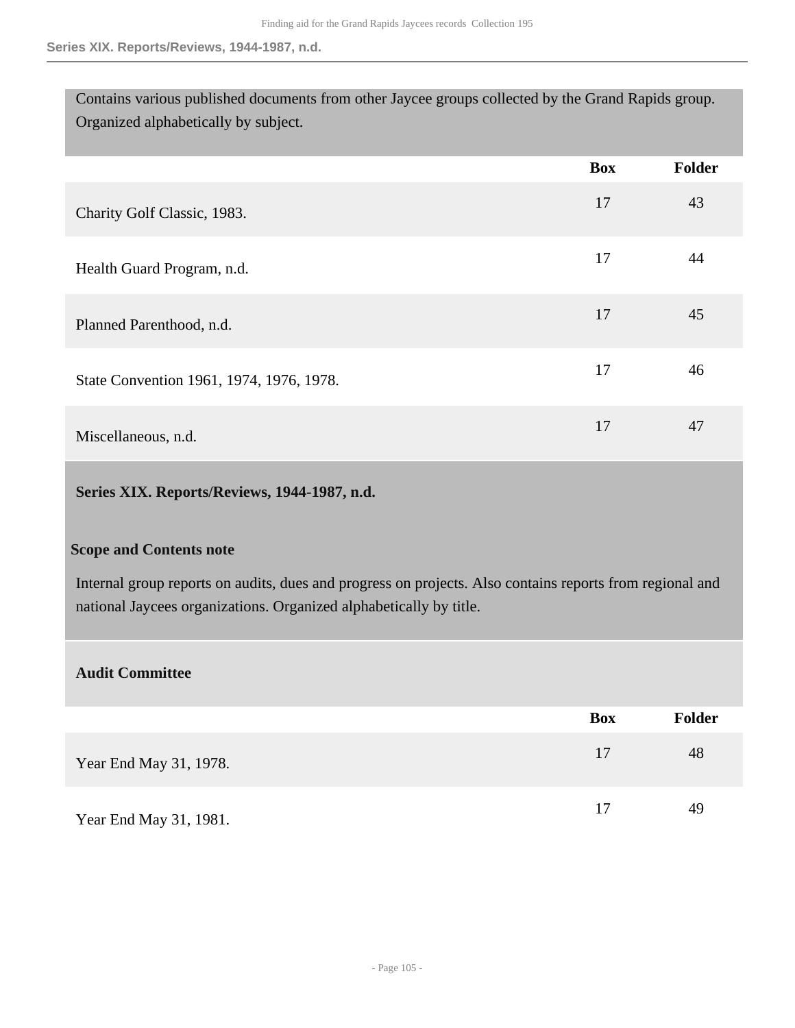Contains various published documents from other Jaycee groups collected by the Grand Rapids group. Organized alphabetically by subject.

| | Box | Folder |
|---|---|---|
| Charity Golf Classic, 1983. | 17 | 43 |
| Health Guard Program, n.d. | 17 | 44 |
| Planned Parenthood, n.d. | 17 | 45 |
| State Convention 1961, 1974, 1976, 1978. | 17 | 46 |
| Miscellaneous, n.d. | 17 | 47 |

## Series XIX. Reports/Reviews, 1944-1987, n.d.

### Scope and Contents note

Internal group reports on audits, dues and progress on projects. Also contains reports from regional and national Jaycees organizations. Organized alphabetically by title.

#### Audit Committee

| | Box | Folder |
|---|---|---|
| Year End May 31, 1978. | 17 | 48 |
| Year End May 31, 1981. | 17 | 49 |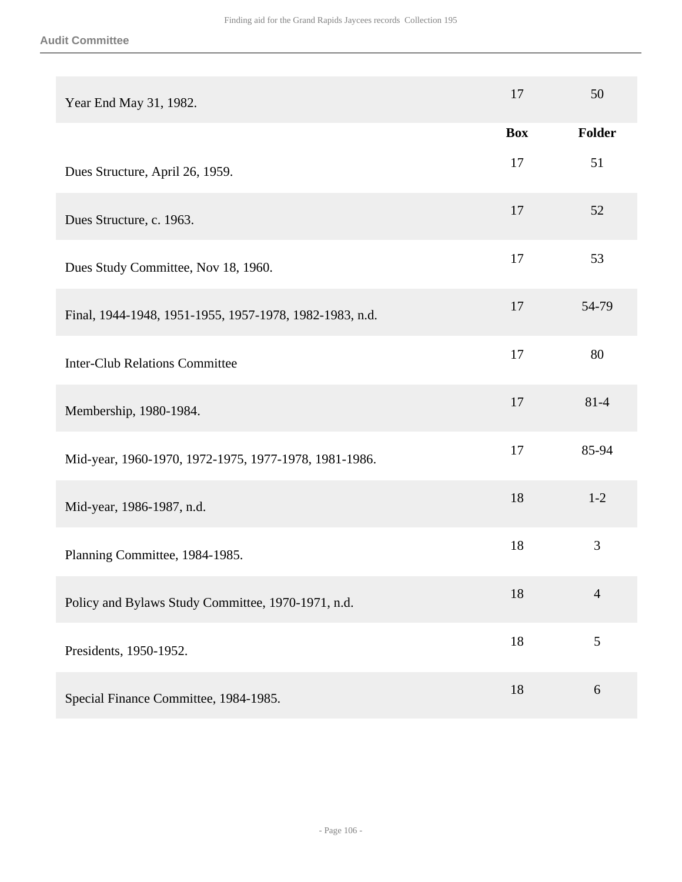| | Box | Folder |
|---|---|---|
| Year End May 31, 1982. | 17 | 50 |
| Dues Structure, April 26, 1959. | 17 | 51 |
| Dues Structure, c. 1963. | 17 | 52 |
| Dues Study Committee, Nov 18, 1960. | 17 | 53 |
| Final, 1944-1948, 1951-1955, 1957-1978, 1982-1983, n.d. | 17 | 54-79 |
| Inter-Club Relations Committee | 17 | 80 |
| Membership, 1980-1984. | 17 | 81-4 |
| Mid-year, 1960-1970, 1972-1975, 1977-1978, 1981-1986. | 17 | 85-94 |
| Mid-year, 1986-1987, n.d. | 18 | 1-2 |
| Planning Committee, 1984-1985. | 18 | 3 |
| Policy and Bylaws Study Committee, 1970-1971, n.d. | 18 | 4 |
| Presidents, 1950-1952. | 18 | 5 |
| Special Finance Committee, 1984-1985. | 18 | 6 |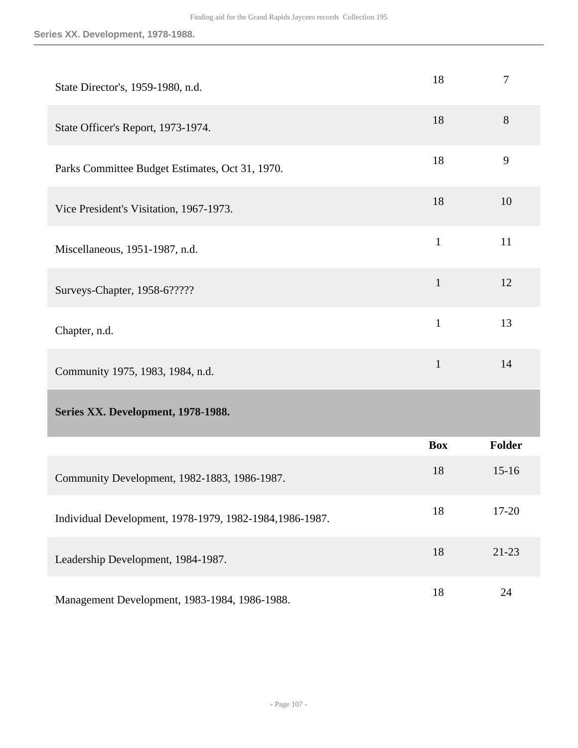| | Box | Folder |
|---|---|---|
| State Director's, 1959-1980, n.d. | 18 | 7 |
| State Officer's Report, 1973-1974. | 18 | 8 |
| Parks Committee Budget Estimates, Oct 31, 1970. | 18 | 9 |
| Vice President's Visitation, 1967-1973. | 18 | 10 |
| Miscellaneous, 1951-1987, n.d. | 1 | 11 |
| Surveys-Chapter, 1958-6????? | 1 | 12 |
| Chapter, n.d. | 1 | 13 |
| Community 1975, 1983, 1984, n.d. | 1 | 14 |

## Series XX. Development, 1978-1988.

| | Box | Folder |
|---|---|---|
| Community Development, 1982-1883, 1986-1987. | 18 | 15-16 |
| Individual Development, 1978-1979, 1982-1984,1986-1987. | 18 | 17-20 |
| Leadership Development, 1984-1987. | 18 | 21-23 |
| Management Development, 1983-1984, 1986-1988. | 18 | 24 |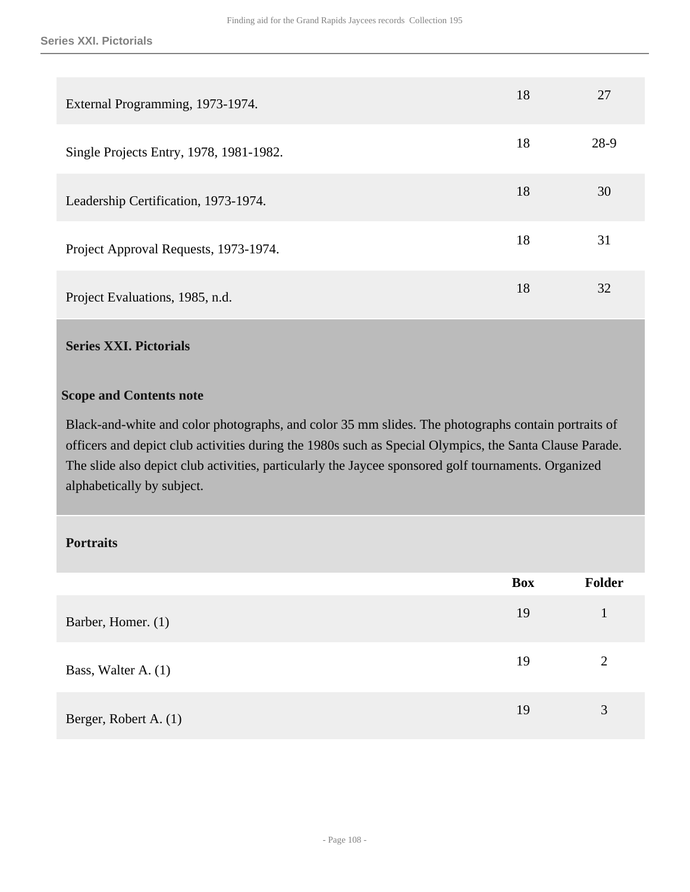| | Box | Folder |
|---|---|---|
| External Programming, 1973-1974. | 18 | 27 |
| Single Projects Entry, 1978, 1981-1982. | 18 | 28-9 |
| Leadership Certification, 1973-1974. | 18 | 30 |
| Project Approval Requests, 1973-1974. | 18 | 31 |
| Project Evaluations, 1985, n.d. | 18 | 32 |

## Series XXI. Pictorials

### Scope and Contents note

Black-and-white and color photographs, and color 35 mm slides. The photographs contain portraits of officers and depict club activities during the 1980s such as Special Olympics, the Santa Clause Parade. The slide also depict club activities, particularly the Jaycee sponsored golf tournaments. Organized alphabetically by subject.

### Portraits

| | Box | Folder |
|---|---|---|
| Barber, Homer. (1) | 19 | 1 |
| Bass, Walter A. (1) | 19 | 2 |
| Berger, Robert A. (1) | 19 | 3 |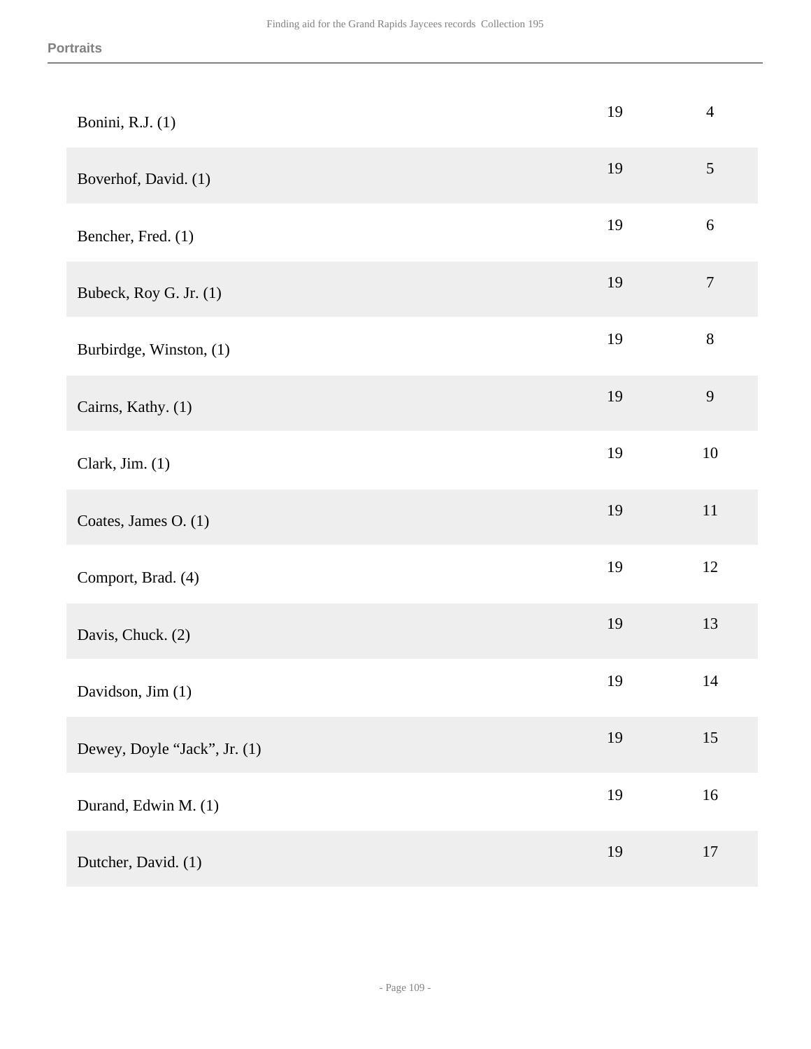## Portraits

| | | |
|---|---|---|
| Bonini, R.J. (1) | 19 | 4 |
| Boverhof, David. (1) | 19 | 5 |
| Bencher, Fred. (1) | 19 | 6 |
| Bubeck, Roy G. Jr. (1) | 19 | 7 |
| Burbirdge, Winston, (1) | 19 | 8 |
| Cairns, Kathy. (1) | 19 | 9 |
| Clark, Jim. (1) | 19 | 10 |
| Coates, James O. (1) | 19 | 11 |
| Comport, Brad. (4) | 19 | 12 |
| Davis, Chuck. (2) | 19 | 13 |
| Davidson, Jim (1) | 19 | 14 |
| Dewey, Doyle “Jack”, Jr. (1) | 19 | 15 |
| Durand, Edwin M. (1) | 19 | 16 |
| Dutcher, David. (1) | 19 | 17 |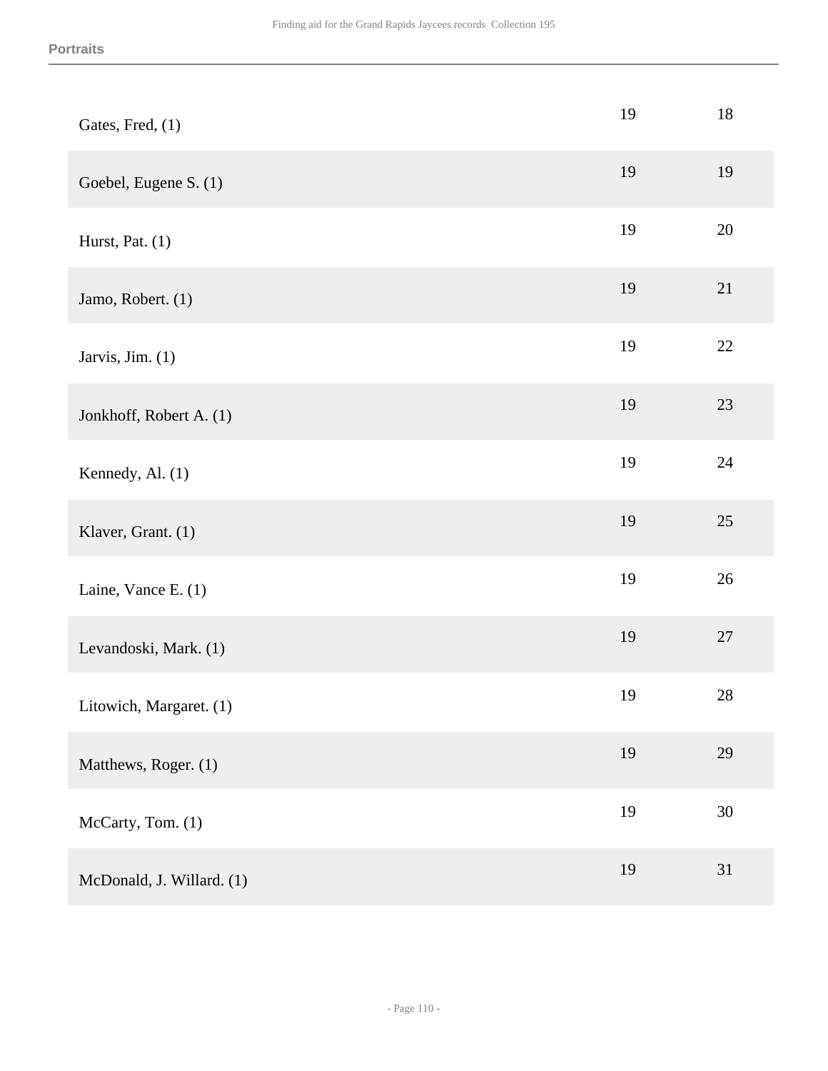| | | |
|---|---|---|
| Gates, Fred, (1) | 19 | 18 |
| Goebel, Eugene S. (1) | 19 | 19 |
| Hurst, Pat. (1) | 19 | 20 |
| Jamo, Robert. (1) | 19 | 21 |
| Jarvis, Jim. (1) | 19 | 22 |
| Jonkhoff, Robert A. (1) | 19 | 23 |
| Kennedy, Al. (1) | 19 | 24 |
| Klaver, Grant. (1) | 19 | 25 |
| Laine, Vance E. (1) | 19 | 26 |
| Levandoski, Mark. (1) | 19 | 27 |
| Litowich, Margaret. (1) | 19 | 28 |
| Matthews, Roger. (1) | 19 | 29 |
| McCarty, Tom. (1) | 19 | 30 |
| McDonald, J. Willard. (1) | 19 | 31 |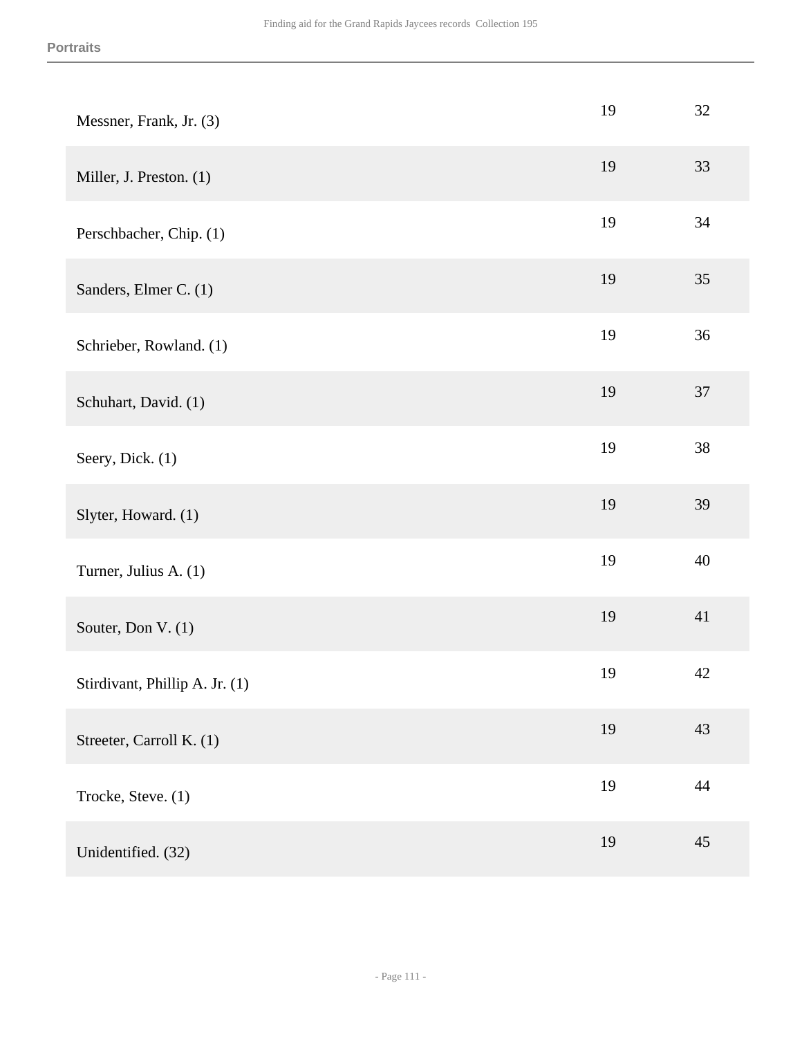| | | |
|---|---|---|
| Messner, Frank, Jr. (3) | 19 | 32 |
| Miller, J. Preston. (1) | 19 | 33 |
| Perschbacher, Chip. (1) | 19 | 34 |
| Sanders, Elmer C. (1) | 19 | 35 |
| Schrieber, Rowland. (1) | 19 | 36 |
| Schuhart, David. (1) | 19 | 37 |
| Seery, Dick. (1) | 19 | 38 |
| Slyter, Howard. (1) | 19 | 39 |
| Turner, Julius A. (1) | 19 | 40 |
| Souter, Don V. (1) | 19 | 41 |
| Stirdivant, Phillip A. Jr. (1) | 19 | 42 |
| Streeter, Carroll K. (1) | 19 | 43 |
| Trocke, Steve. (1) | 19 | 44 |
| Unidentified. (32) | 19 | 45 |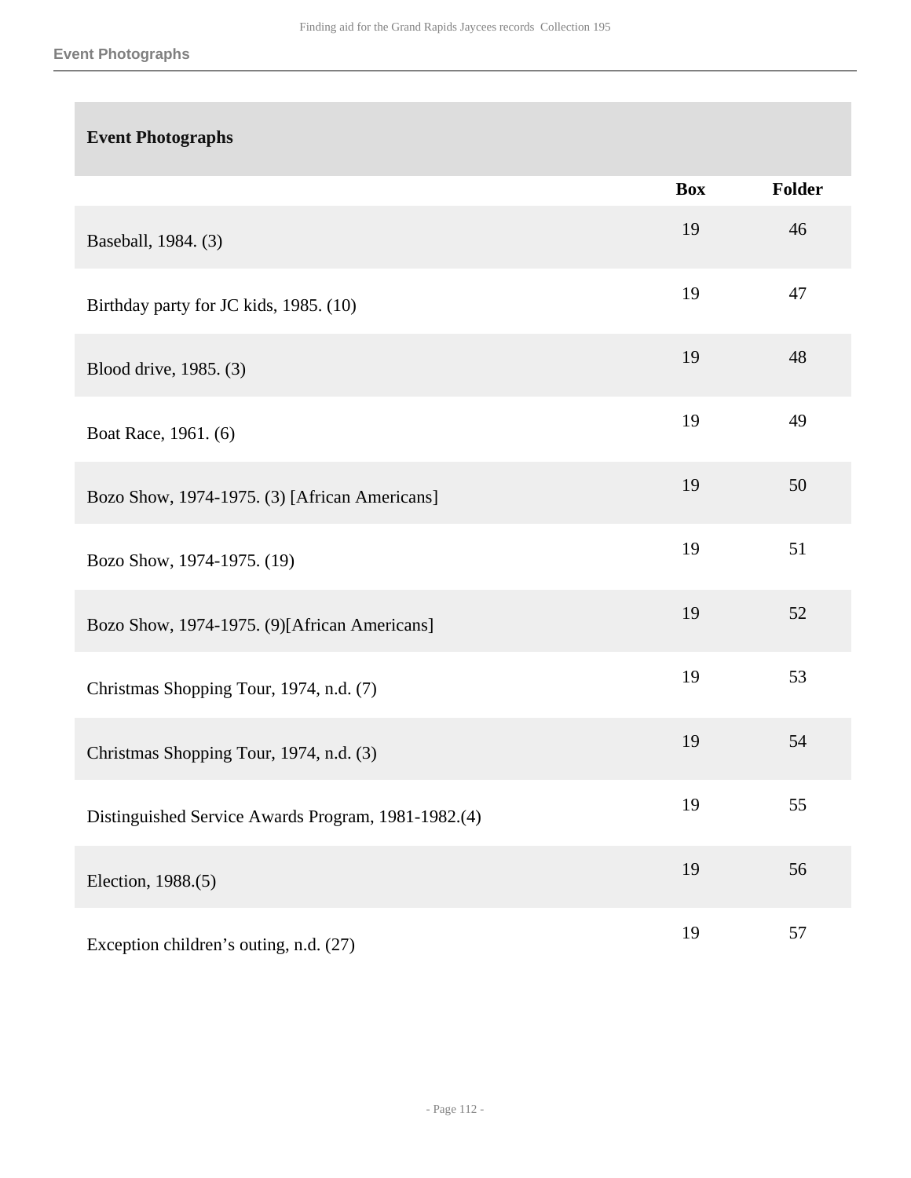## Event Photographs

| | Box | Folder |
|---|---|---|
| Baseball, 1984. (3) | 19 | 46 |
| Birthday party for JC kids, 1985. (10) | 19 | 47 |
| Blood drive, 1985. (3) | 19 | 48 |
| Boat Race, 1961. (6) | 19 | 49 |
| Bozo Show, 1974-1975. (3) [African Americans] | 19 | 50 |
| Bozo Show, 1974-1975. (19) | 19 | 51 |
| Bozo Show, 1974-1975. (9)[African Americans] | 19 | 52 |
| Christmas Shopping Tour, 1974, n.d. (7) | 19 | 53 |
| Christmas Shopping Tour, 1974, n.d. (3) | 19 | 54 |
| Distinguished Service Awards Program, 1981-1982.(4) | 19 | 55 |
| Election, 1988.(5) | 19 | 56 |
| Exception children’s outing, n.d. (27) | 19 | 57 |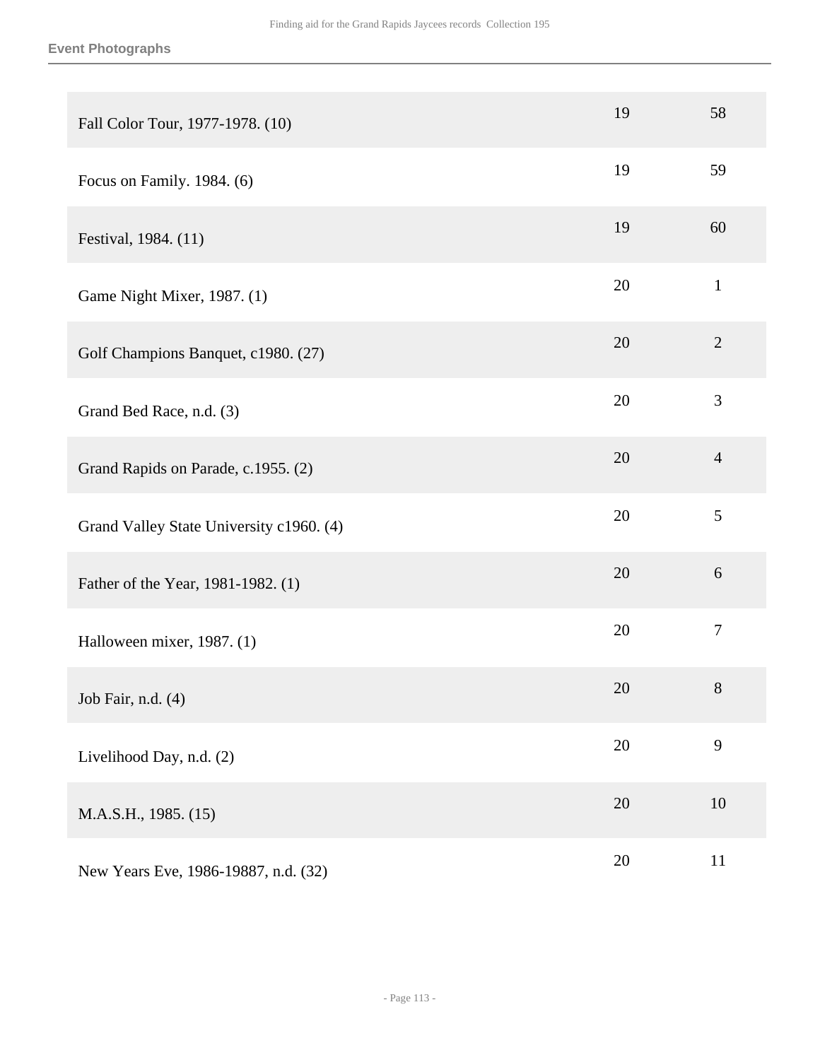**Event Photographs**

| | | |
|---|---|---|
| Fall Color Tour, 1977-1978. (10) | 19 | 58 |
| Focus on Family. 1984. (6) | 19 | 59 |
| Festival, 1984. (11) | 19 | 60 |
| Game Night Mixer, 1987. (1) | 20 | 1 |
| Golf Champions Banquet, c1980. (27) | 20 | 2 |
| Grand Bed Race, n.d. (3) | 20 | 3 |
| Grand Rapids on Parade, c.1955. (2) | 20 | 4 |
| Grand Valley State University c1960. (4) | 20 | 5 |
| Father of the Year, 1981-1982. (1) | 20 | 6 |
| Halloween mixer, 1987. (1) | 20 | 7 |
| Job Fair, n.d. (4) | 20 | 8 |
| Livelihood Day, n.d. (2) | 20 | 9 |
| M.A.S.H., 1985. (15) | 20 | 10 |
| New Years Eve, 1986-19887, n.d. (32) | 20 | 11 |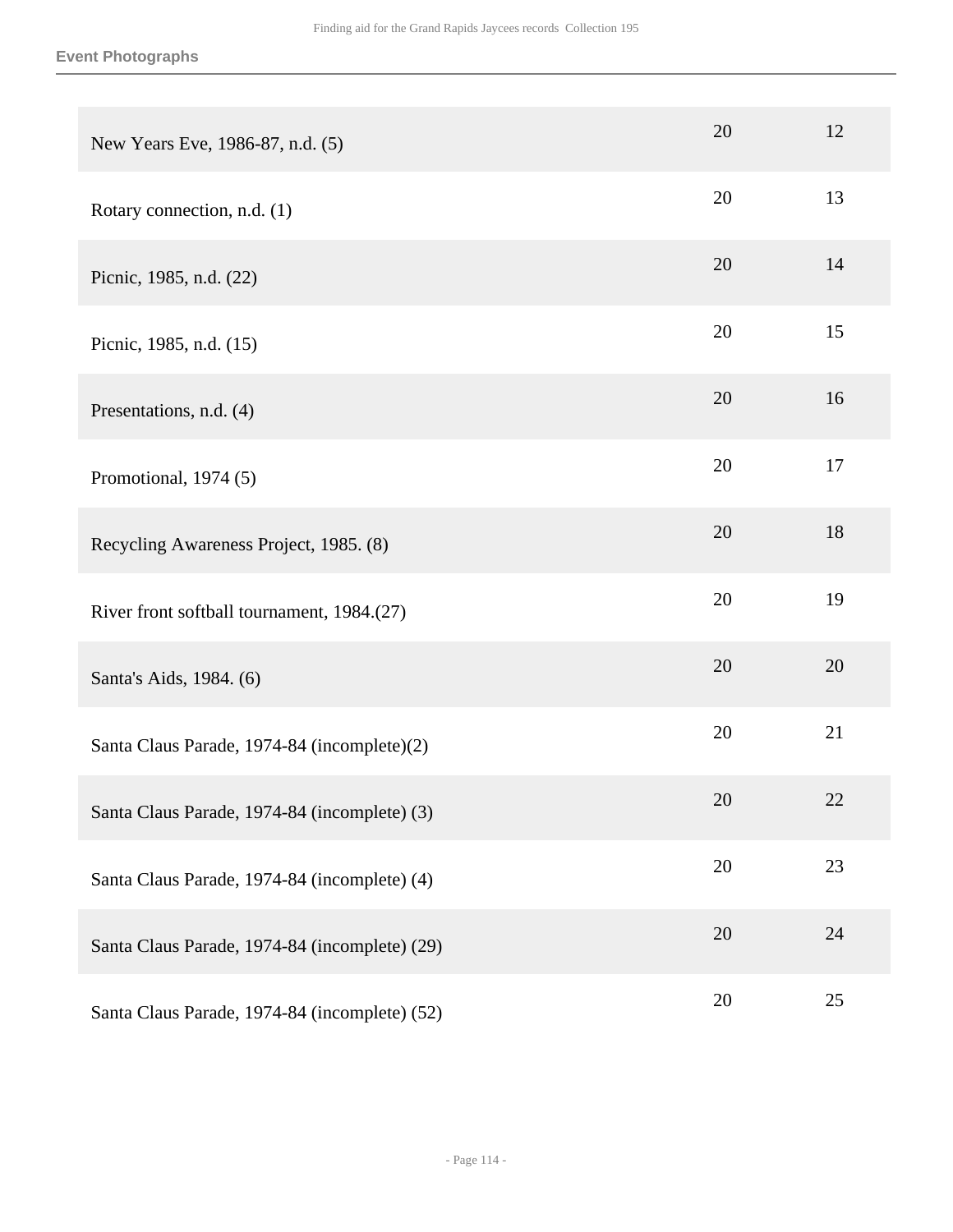### Event Photographs

| | | |
|---|---|---|
| New Years Eve, 1986-87, n.d. (5) | 20 | 12 |
| Rotary connection, n.d. (1) | 20 | 13 |
| Picnic, 1985, n.d. (22) | 20 | 14 |
| Picnic, 1985, n.d. (15) | 20 | 15 |
| Presentations, n.d. (4) | 20 | 16 |
| Promotional, 1974 (5) | 20 | 17 |
| Recycling Awareness Project, 1985. (8) | 20 | 18 |
| River front softball tournament, 1984.(27) | 20 | 19 |
| Santa's Aids, 1984. (6) | 20 | 20 |
| Santa Claus Parade, 1974-84 (incomplete)(2) | 20 | 21 |
| Santa Claus Parade, 1974-84 (incomplete) (3) | 20 | 22 |
| Santa Claus Parade, 1974-84 (incomplete) (4) | 20 | 23 |
| Santa Claus Parade, 1974-84 (incomplete) (29) | 20 | 24 |
| Santa Claus Parade, 1974-84 (incomplete) (52) | 20 | 25 |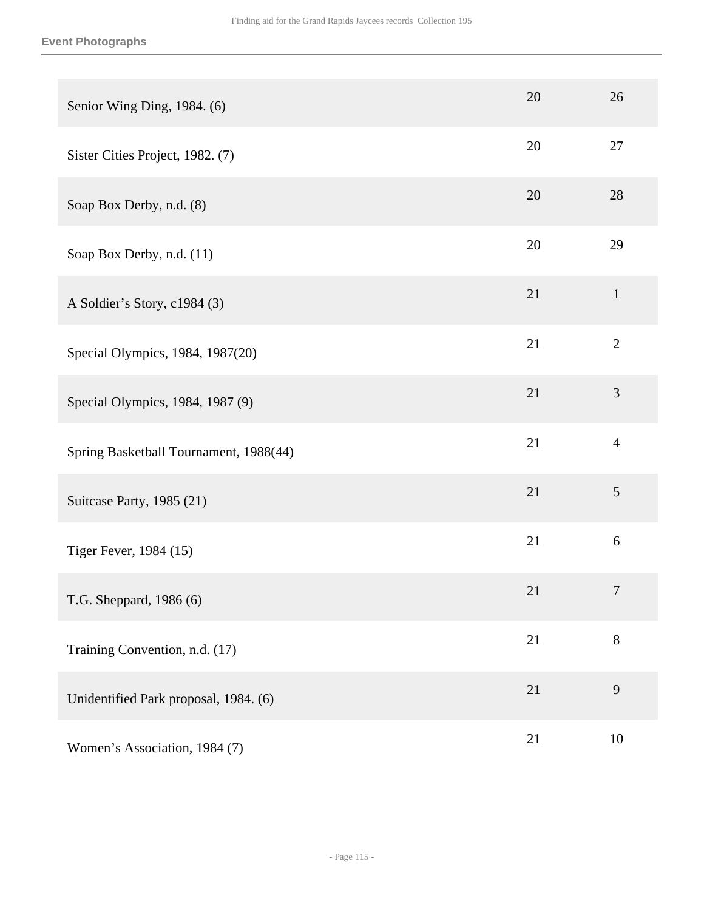**Event Photographs**

| | | |
|---|---|---|
| Senior Wing Ding, 1984. (6) | 20 | 26 |
| Sister Cities Project, 1982. (7) | 20 | 27 |
| Soap Box Derby, n.d. (8) | 20 | 28 |
| Soap Box Derby, n.d. (11) | 20 | 29 |
| A Soldier's Story, c1984 (3) | 21 | 1 |
| Special Olympics, 1984, 1987(20) | 21 | 2 |
| Special Olympics, 1984, 1987 (9) | 21 | 3 |
| Spring Basketball Tournament, 1988(44) | 21 | 4 |
| Suitcase Party, 1985 (21) | 21 | 5 |
| Tiger Fever, 1984 (15) | 21 | 6 |
| T.G. Sheppard, 1986 (6) | 21 | 7 |
| Training Convention, n.d. (17) | 21 | 8 |
| Unidentified Park proposal, 1984. (6) | 21 | 9 |
| Women's Association, 1984 (7) | 21 | 10 |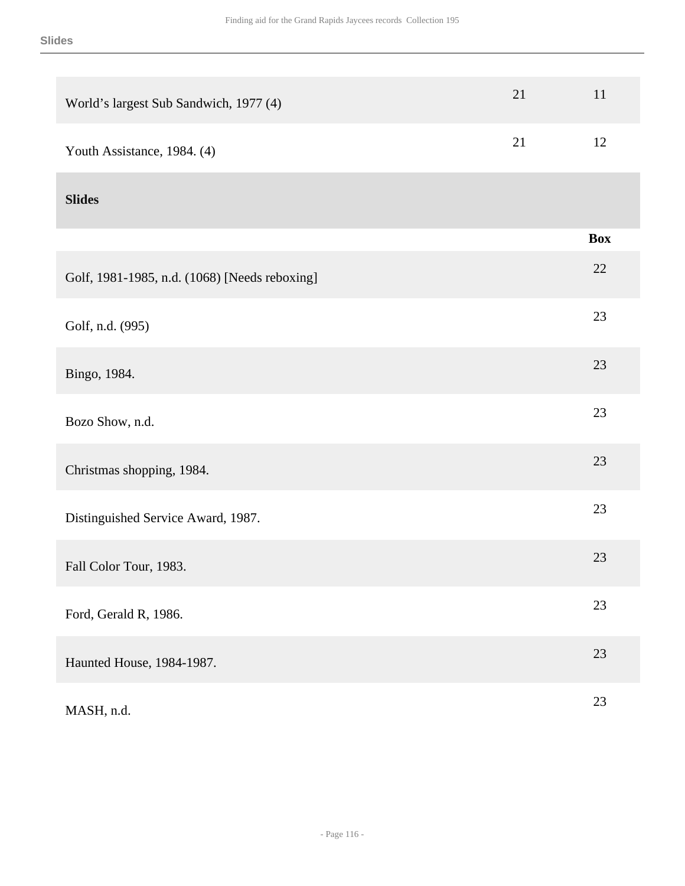| | | |
|---|---|---|
| World’s largest Sub Sandwich, 1977 (4) | 21 | 11 |
| Youth Assistance, 1984. (4) | 21 | 12 |

## Slides

| | Box |
|---|---|
| Golf, 1981-1985, n.d. (1068) [Needs reboxing] | 22 |
| Golf, n.d. (995) | 23 |
| Bingo, 1984. | 23 |
| Bozo Show, n.d. | 23 |
| Christmas shopping, 1984. | 23 |
| Distinguished Service Award, 1987. | 23 |
| Fall Color Tour, 1983. | 23 |
| Ford, Gerald R, 1986. | 23 |
| Haunted House, 1984-1987. | 23 |
| MASH, n.d. | 23 |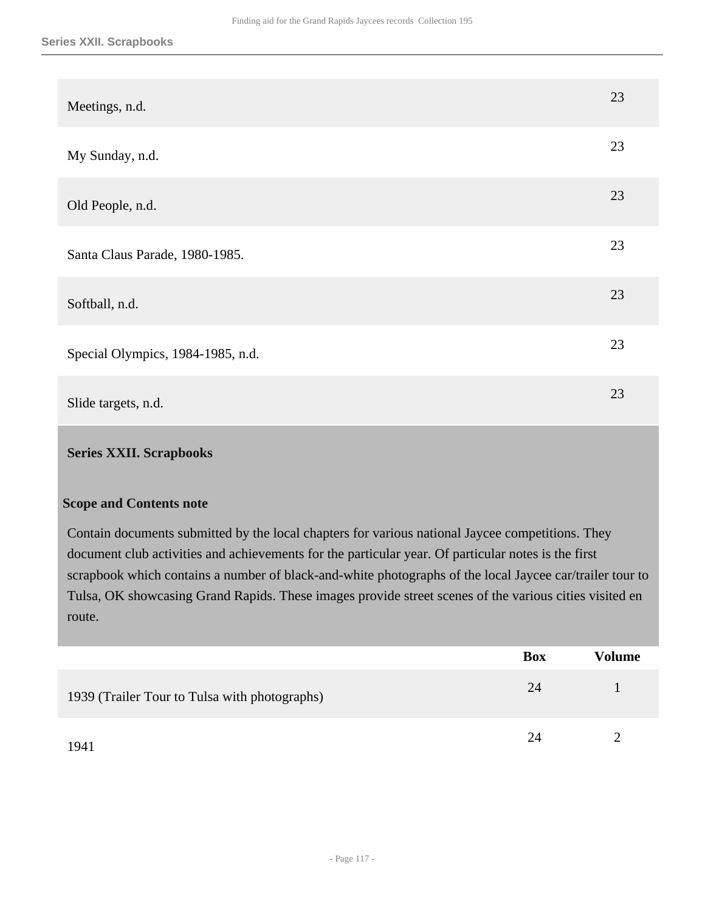| | |
|---|---|
| Meetings, n.d. | 23 |
| My Sunday, n.d. | 23 |
| Old People, n.d. | 23 |
| Santa Claus Parade, 1980-1985. | 23 |
| Softball, n.d. | 23 |
| Special Olympics, 1984-1985, n.d. | 23 |
| Slide targets, n.d. | 23 |

## Series XXII. Scrapbooks

### Scope and Contents note

Contain documents submitted by the local chapters for various national Jaycee competitions. They document club activities and achievements for the particular year. Of particular notes is the first scrapbook which contains a number of black-and-white photographs of the local Jaycee car/trailer tour to Tulsa, OK showcasing Grand Rapids. These images provide street scenes of the various cities visited en route.

| | Box | Volume |
|---|---|---|
| 1939 (Trailer Tour to Tulsa with photographs) | 24 | 1 |
| 1941 | 24 | 2 |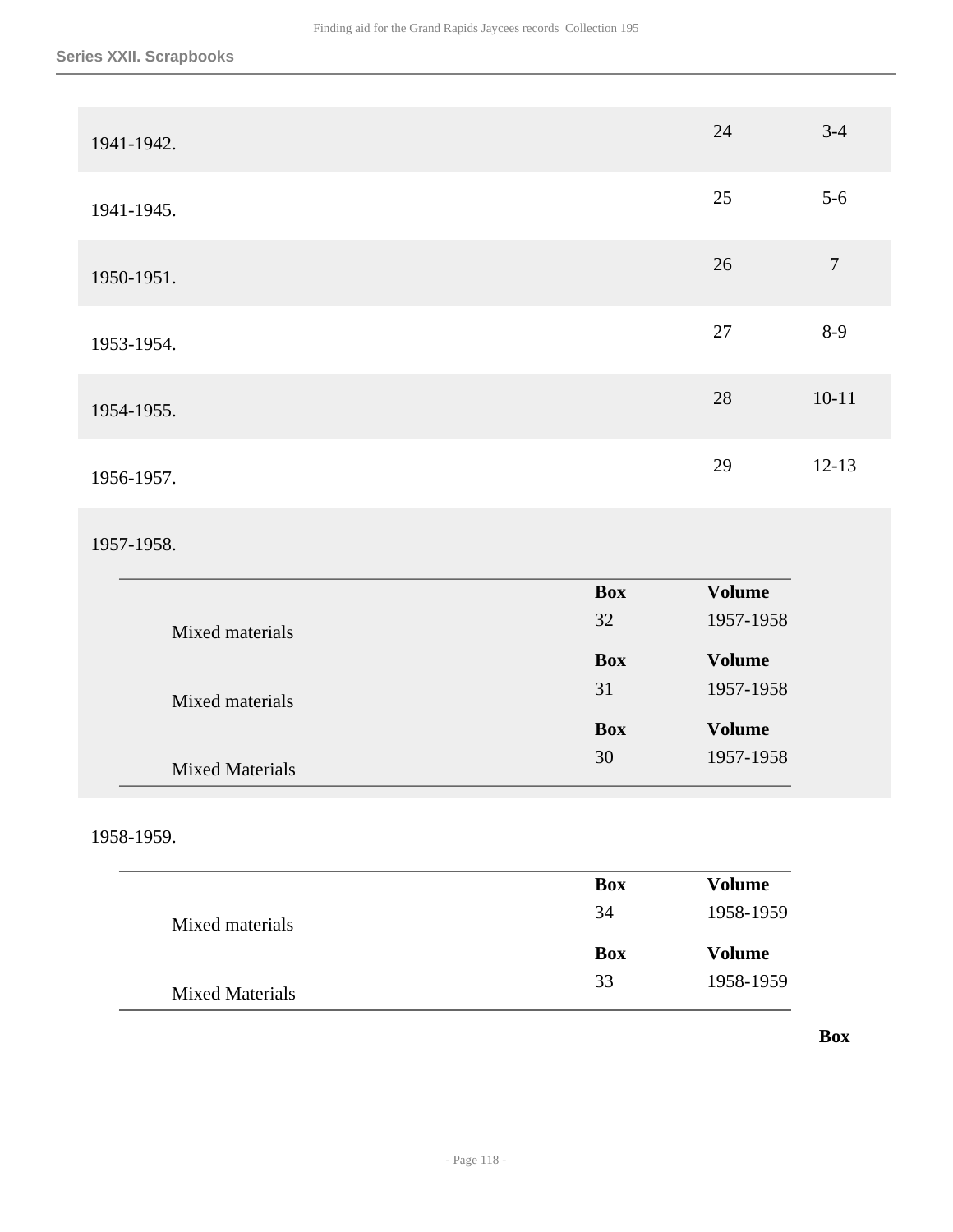| | | |
|---|---|---|
| 1941-1942. | 24 | 3-4 |
| 1941-1945. | 25 | 5-6 |
| 1950-1951. | 26 | 7 |
| 1953-1954. | 27 | 8-9 |
| 1954-1955. | 28 | 10-11 |
| 1956-1957. | 29 | 12-13 |

1957-1958.

| | Box | Volume |
|---|---|---|
| Mixed materials | 32 | 1957-1958 |
| Mixed materials | 31 | 1957-1958 |
| Mixed Materials | 30 | 1957-1958 |

1958-1959.

| | Box | Volume |
|---|---|---|
| Mixed materials | 34 | 1958-1959 |
| Mixed Materials | 33 | 1958-1959 |

**Box**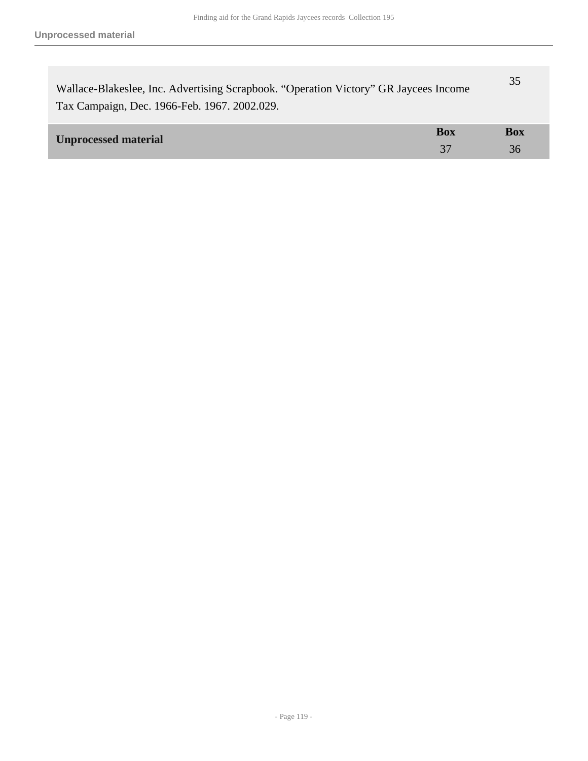| | | |
|---|---|---|
| Wallace-Blakeslee, Inc. Advertising Scrapbook. “Operation Victory” GR Jaycees Income Tax Campaign, Dec. 1966-Feb. 1967. 2002.029. | | 35 |
| **Unprocessed material** | **Box** 37 | **Box** 36 |